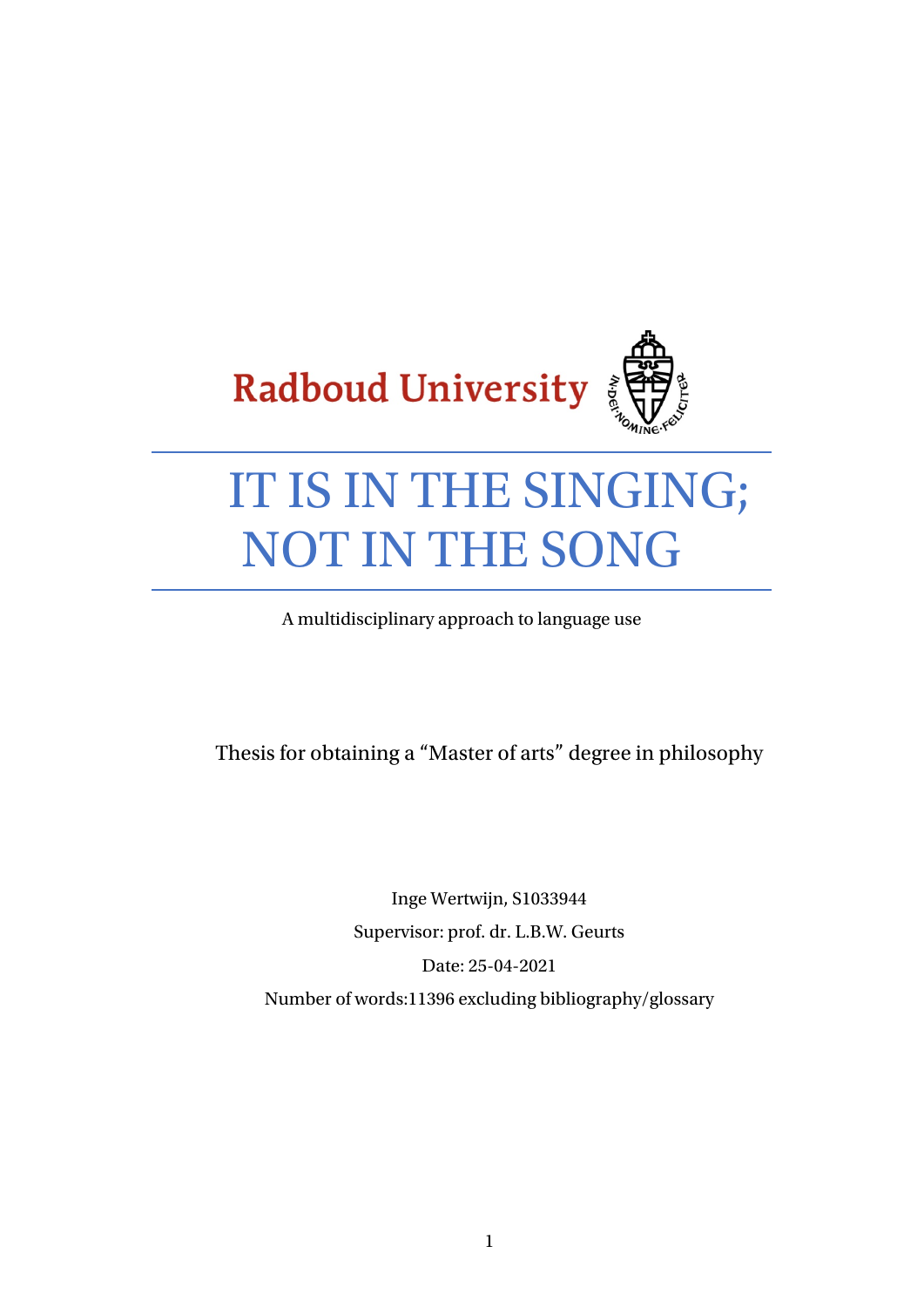Radboud University

# IT IS IN THE SINGING; NOT IN THE SONG

A multidisciplinary approach to language use

Thesis for obtaining a "Master of arts" degree in philosophy

Inge Wertwijn, S1033944

Supervisor: prof. dr. L.B.W. Geurts

Date: 25-04-2021

Number of words:11396 excluding bibliography/glossary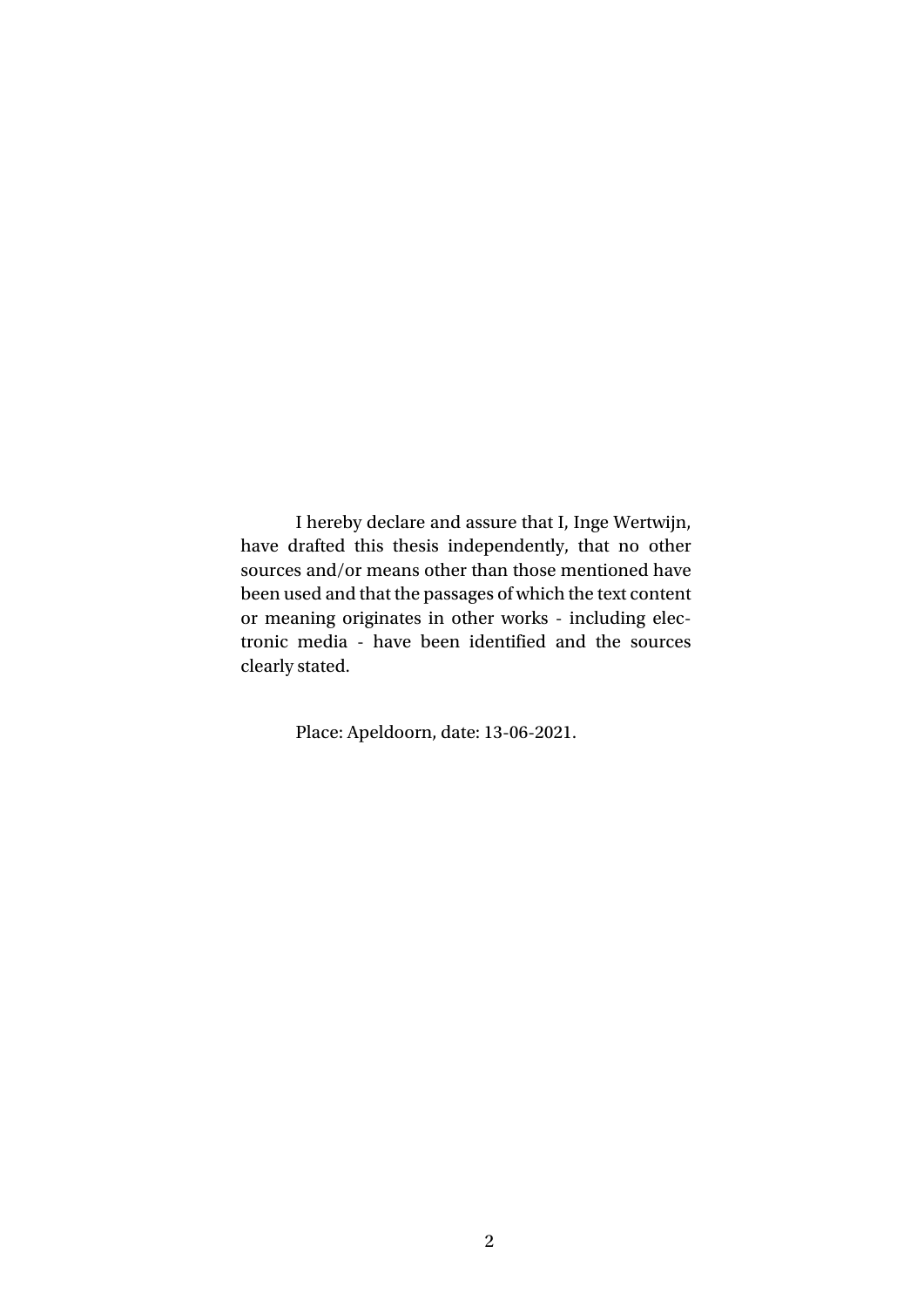I hereby declare and assure that I, Inge Wertwijn, have drafted this thesis independently, that no other sources and/or means other than those mentioned have been used and that the passages of which the text content or meaning originates in other works - including electronic media - have been identified and the sources clearly stated.

Place: Apeldoorn, date: 13-06-2021.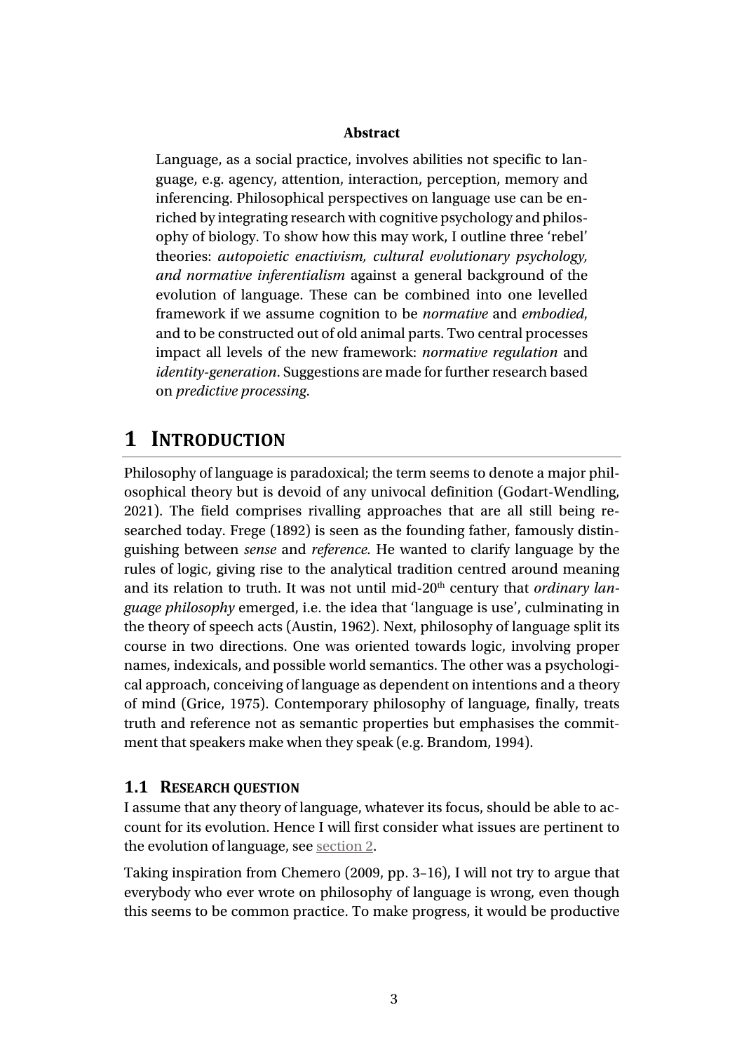**Abstract**

Language, as a social practice, involves abilities not specific to language, e.g. agency, attention, interaction, perception, memory and inferencing. Philosophical perspectives on language use can be enriched by integrating research with cognitive psychology and philosophy of biology. To show how this may work, I outline three 'rebel' theories: *autopoietic enactivism, cultural evolutionary psychology, and normative inferentialism* against a general background of the evolution of language. These can be combined into one levelled framework if we assume cognition to be *normative* and *embodied*, and to be constructed out of old animal parts. Two central processes impact all levels of the new framework: *normative regulation* and *identity-generation*. Suggestions are made for further research based on *predictive processing*.

# 1 INTRODUCTION

Philosophy of language is paradoxical; the term seems to denote a major philosophical theory but is devoid of any univocal definition (Godart-Wendling, 2021). The field comprises rivalling approaches that are all still being researched today. Frege (1892) is seen as the founding father, famously distinguishing between *sense* and *reference.* He wanted to clarify language by the rules of logic, giving rise to the analytical tradition centred around meaning and its relation to truth. It was not until mid-20th century that *ordinary language philosophy* emerged, i.e. the idea that 'language is use', culminating in the theory of speech acts (Austin, 1962). Next, philosophy of language split its course in two directions. One was oriented towards logic, involving proper names, indexicals, and possible world semantics. The other was a psychological approach, conceiving of language as dependent on intentions and a theory of mind (Grice, 1975). Contemporary philosophy of language, finally, treats truth and reference not as semantic properties but emphasises the commitment that speakers make when they speak (e.g. Brandom, 1994).

## 1.1 RESEARCH QUESTION

I assume that any theory of language, whatever its focus, should be able to account for its evolution. Hence I will first consider what issues are pertinent to the evolution of language, see section 2.

Taking inspiration from Chemero (2009, pp. 3–16), I will not try to argue that everybody who ever wrote on philosophy of language is wrong, even though this seems to be common practice. To make progress, it would be productive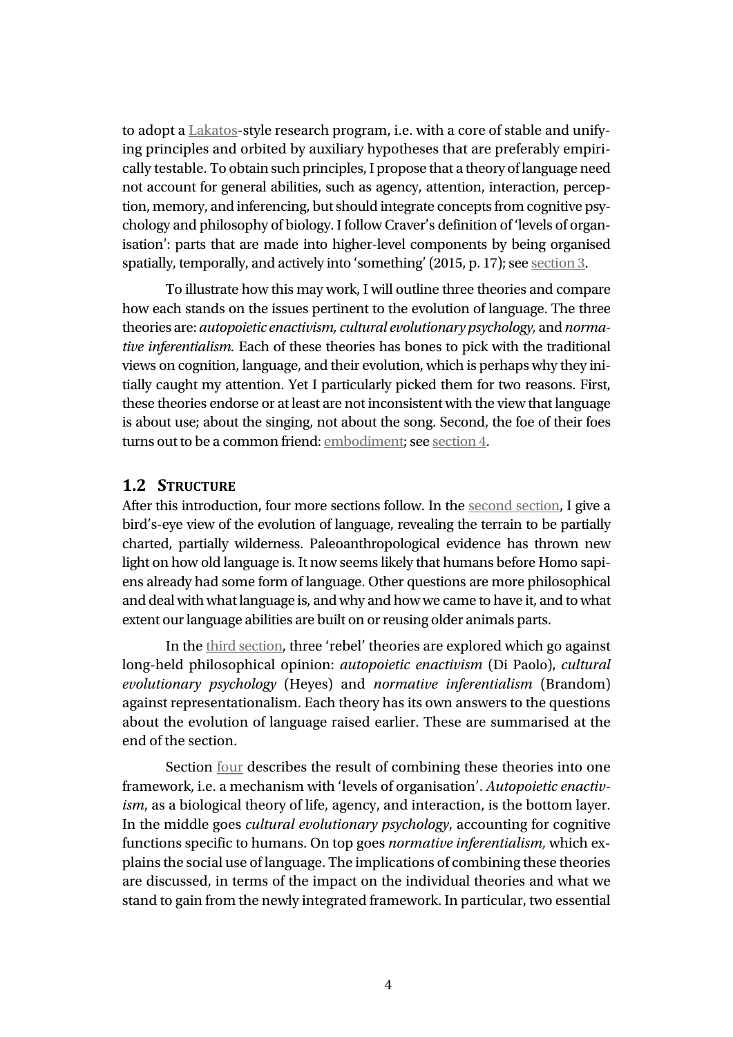to adopt a Lakatos-style research program, i.e. with a core of stable and unifying principles and orbited by auxiliary hypotheses that are preferably empirically testable. To obtain such principles, I propose that a theory of language need not account for general abilities, such as agency, attention, interaction, perception, memory, and inferencing, but should integrate concepts from cognitive psychology and philosophy of biology. I follow Craver's definition of 'levels of organisation': parts that are made into higher-level components by being organised spatially, temporally, and actively into 'something' (2015, p. 17); see section 3.

To illustrate how this may work, I will outline three theories and compare how each stands on the issues pertinent to the evolution of language. The three theories are: *autopoietic enactivism, cultural evolutionary psychology,* and *normative inferentialism.* Each of these theories has bones to pick with the traditional views on cognition, language, and their evolution, which is perhaps why they initially caught my attention. Yet I particularly picked them for two reasons. First, these theories endorse or at least are not inconsistent with the view that language is about use; about the singing, not about the song. Second, the foe of their foes turns out to be a common friend: embodiment; see section 4.

## 1.2 Structure

After this introduction, four more sections follow. In the second section, I give a bird's-eye view of the evolution of language, revealing the terrain to be partially charted, partially wilderness. Paleoanthropological evidence has thrown new light on how old language is. It now seems likely that humans before Homo sapiens already had some form of language. Other questions are more philosophical and deal with what language is, and why and how we came to have it, and to what extent our language abilities are built on or reusing older animals parts.

In the third section, three 'rebel' theories are explored which go against long-held philosophical opinion: *autopoietic enactivism* (Di Paolo), *cultural evolutionary psychology* (Heyes) and *normative inferentialism* (Brandom) against representationalism. Each theory has its own answers to the questions about the evolution of language raised earlier. These are summarised at the end of the section.

Section four describes the result of combining these theories into one framework, i.e. a mechanism with 'levels of organisation'. *Autopoietic enactivism,* as a biological theory of life, agency, and interaction, is the bottom layer. In the middle goes *cultural evolutionary psychology*, accounting for cognitive functions specific to humans. On top goes *normative inferentialism,* which explains the social use of language. The implications of combining these theories are discussed, in terms of the impact on the individual theories and what we stand to gain from the newly integrated framework. In particular, two essential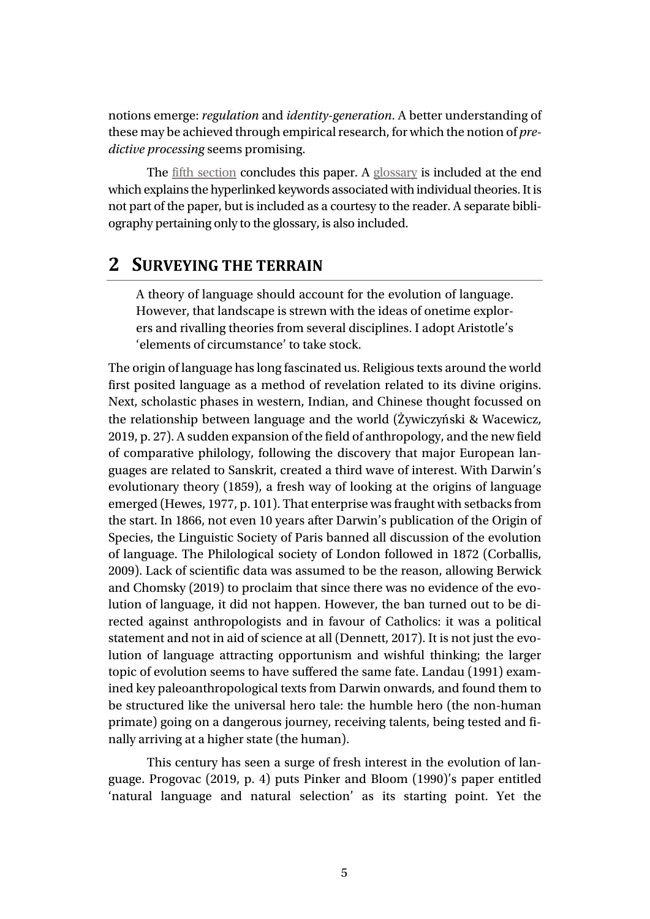notions emerge: *regulation* and *identity-generation*. A better understanding of these may be achieved through empirical research, for which the notion of *predictive processing* seems promising.

The fifth section concludes this paper. A glossary is included at the end which explains the hyperlinked keywords associated with individual theories. It is not part of the paper, but is included as a courtesy to the reader. A separate bibliography pertaining only to the glossary, is also included.

## 2 SURVEYING THE TERRAIN

> A theory of language should account for the evolution of language. However, that landscape is strewn with the ideas of onetime explorers and rivalling theories from several disciplines. I adopt Aristotle's 'elements of circumstance' to take stock.

The origin of language has long fascinated us. Religious texts around the world first posited language as a method of revelation related to its divine origins. Next, scholastic phases in western, Indian, and Chinese thought focussed on the relationship between language and the world (Żywiczyński & Wacewicz, 2019, p. 27). A sudden expansion of the field of anthropology, and the new field of comparative philology, following the discovery that major European languages are related to Sanskrit, created a third wave of interest. With Darwin's evolutionary theory (1859), a fresh way of looking at the origins of language emerged (Hewes, 1977, p. 101). That enterprise was fraught with setbacks from the start. In 1866, not even 10 years after Darwin's publication of the Origin of Species, the Linguistic Society of Paris banned all discussion of the evolution of language. The Philological society of London followed in 1872 (Corballis, 2009). Lack of scientific data was assumed to be the reason, allowing Berwick and Chomsky (2019) to proclaim that since there was no evidence of the evolution of language, it did not happen. However, the ban turned out to be directed against anthropologists and in favour of Catholics: it was a political statement and not in aid of science at all (Dennett, 2017). It is not just the evolution of language attracting opportunism and wishful thinking; the larger topic of evolution seems to have suffered the same fate. Landau (1991) examined key paleoanthropological texts from Darwin onwards, and found them to be structured like the universal hero tale: the humble hero (the non-human primate) going on a dangerous journey, receiving talents, being tested and finally arriving at a higher state (the human).

This century has seen a surge of fresh interest in the evolution of language. Progovac (2019, p. 4) puts Pinker and Bloom (1990)'s paper entitled 'natural language and natural selection' as its starting point. Yet the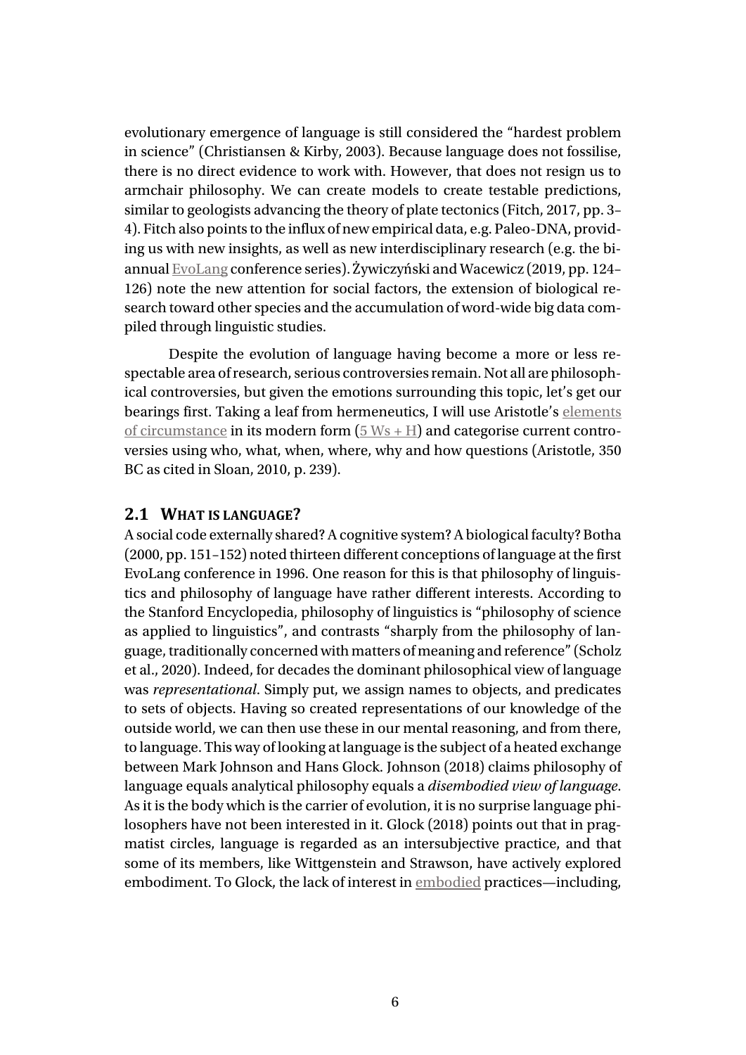evolutionary emergence of language is still considered the "hardest problem in science" (Christiansen & Kirby, 2003). Because language does not fossilise, there is no direct evidence to work with. However, that does not resign us to armchair philosophy. We can create models to create testable predictions, similar to geologists advancing the theory of plate tectonics (Fitch, 2017, pp. 3–4). Fitch also points to the influx of new empirical data, e.g. Paleo-DNA, providing us with new insights, as well as new interdisciplinary research (e.g. the biannual EvoLang conference series). Żywiczyński and Wacewicz (2019, pp. 124–126) note the new attention for social factors, the extension of biological research toward other species and the accumulation of word-wide big data compiled through linguistic studies.

Despite the evolution of language having become a more or less respectable area of research, serious controversies remain. Not all are philosophical controversies, but given the emotions surrounding this topic, let's get our bearings first. Taking a leaf from hermeneutics, I will use Aristotle's elements of circumstance in its modern form (5 Ws + H) and categorise current controversies using who, what, when, where, why and how questions (Aristotle, 350 BC as cited in Sloan, 2010, p. 239).

## 2.1 What is language?

A social code externally shared? A cognitive system? A biological faculty? Botha (2000, pp. 151–152) noted thirteen different conceptions of language at the first EvoLang conference in 1996. One reason for this is that philosophy of linguistics and philosophy of language have rather different interests. According to the Stanford Encyclopedia, philosophy of linguistics is "philosophy of science as applied to linguistics", and contrasts "sharply from the philosophy of language, traditionally concerned with matters of meaning and reference" (Scholz et al., 2020). Indeed, for decades the dominant philosophical view of language was *representational*. Simply put, we assign names to objects, and predicates to sets of objects. Having so created representations of our knowledge of the outside world, we can then use these in our mental reasoning, and from there, to language. This way of looking at language is the subject of a heated exchange between Mark Johnson and Hans Glock. Johnson (2018) claims philosophy of language equals analytical philosophy equals a *disembodied view of language*. As it is the body which is the carrier of evolution, it is no surprise language philosophers have not been interested in it. Glock (2018) points out that in pragmatist circles, language is regarded as an intersubjective practice, and that some of its members, like Wittgenstein and Strawson, have actively explored embodiment. To Glock, the lack of interest in embodied practices—including,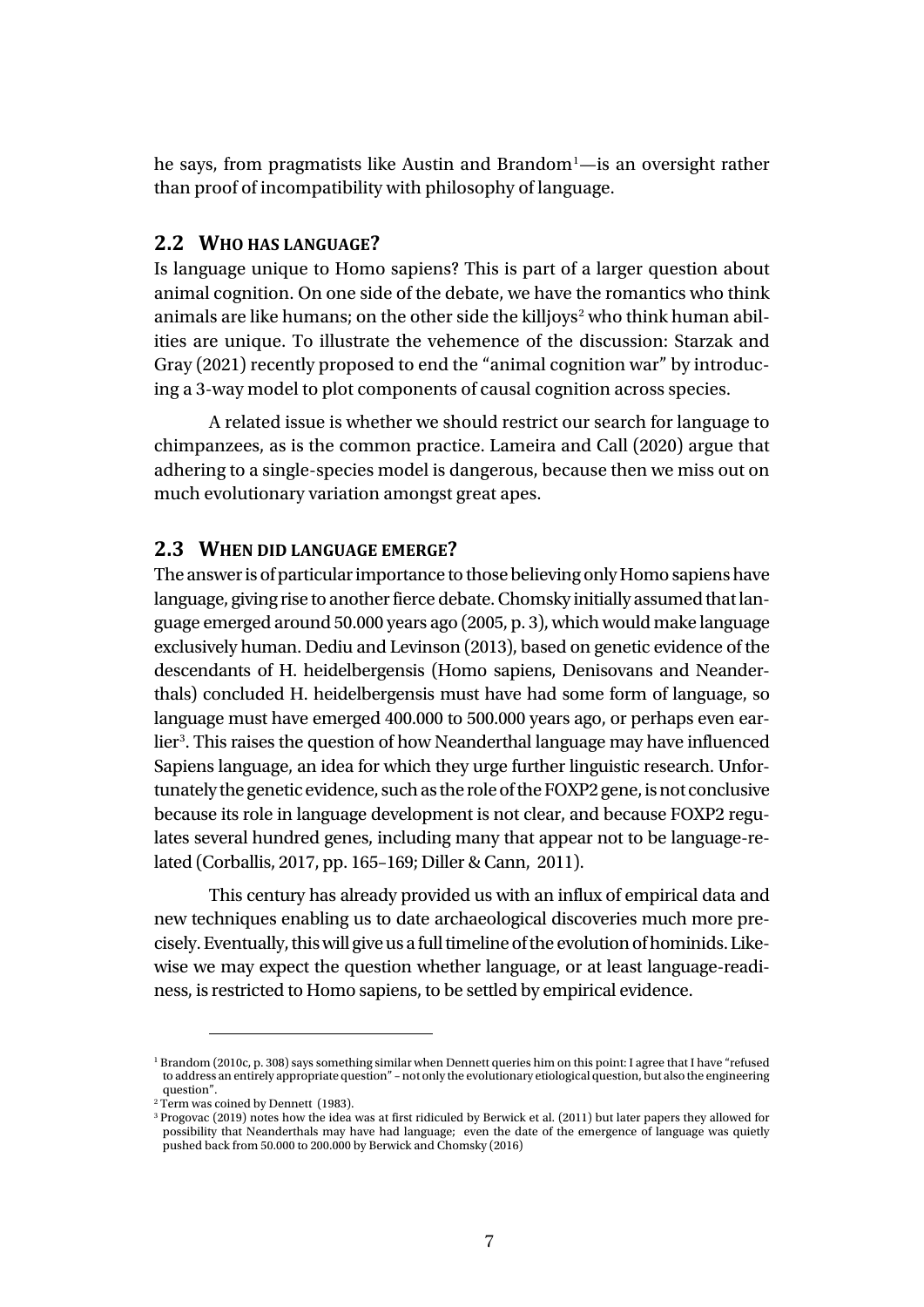he says, from pragmatists like Austin and Brandom[1]—is an oversight rather than proof of incompatibility with philosophy of language.

## 2.2 WHO HAS LANGUAGE?

Is language unique to Homo sapiens? This is part of a larger question about animal cognition. On one side of the debate, we have the romantics who think animals are like humans; on the other side the killjoys[2] who think human abilities are unique. To illustrate the vehemence of the discussion: Starzak and Gray (2021) recently proposed to end the "animal cognition war" by introducing a 3-way model to plot components of causal cognition across species.

A related issue is whether we should restrict our search for language to chimpanzees, as is the common practice. Lameira and Call (2020) argue that adhering to a single-species model is dangerous, because then we miss out on much evolutionary variation amongst great apes.

## 2.3 WHEN DID LANGUAGE EMERGE?

The answer is of particular importance to those believing only Homo sapiens have language, giving rise to another fierce debate. Chomsky initially assumed that language emerged around 50.000 years ago (2005, p. 3), which would make language exclusively human. Dediu and Levinson (2013), based on genetic evidence of the descendants of H. heidelbergensis (Homo sapiens, Denisovans and Neanderthals) concluded H. heidelbergensis must have had some form of language, so language must have emerged 400.000 to 500.000 years ago, or perhaps even earlier[3]. This raises the question of how Neanderthal language may have influenced Sapiens language, an idea for which they urge further linguistic research. Unfortunately the genetic evidence, such as the role of the FOXP2 gene, is not conclusive because its role in language development is not clear, and because FOXP2 regulates several hundred genes, including many that appear not to be language-related (Corballis, 2017, pp. 165–169; Diller & Cann, 2011).

This century has already provided us with an influx of empirical data and new techniques enabling us to date archaeological discoveries much more precisely. Eventually, this will give us a full timeline of the evolution of hominids. Likewise we may expect the question whether language, or at least language-readiness, is restricted to Homo sapiens, to be settled by empirical evidence.

---

[1] Brandom (2010c, p. 308) says something similar when Dennett queries him on this point: I agree that I have "refused to address an entirely appropriate question" – not only the evolutionary etiological question, but also the engineering question".

[2] Term was coined by Dennett (1983).

[3] Progovac (2019) notes how the idea was at first ridiculed by Berwick et al. (2011) but later papers they allowed for possibility that Neanderthals may have had language; even the date of the emergence of language was quietly pushed back from 50.000 to 200.000 by Berwick and Chomsky (2016)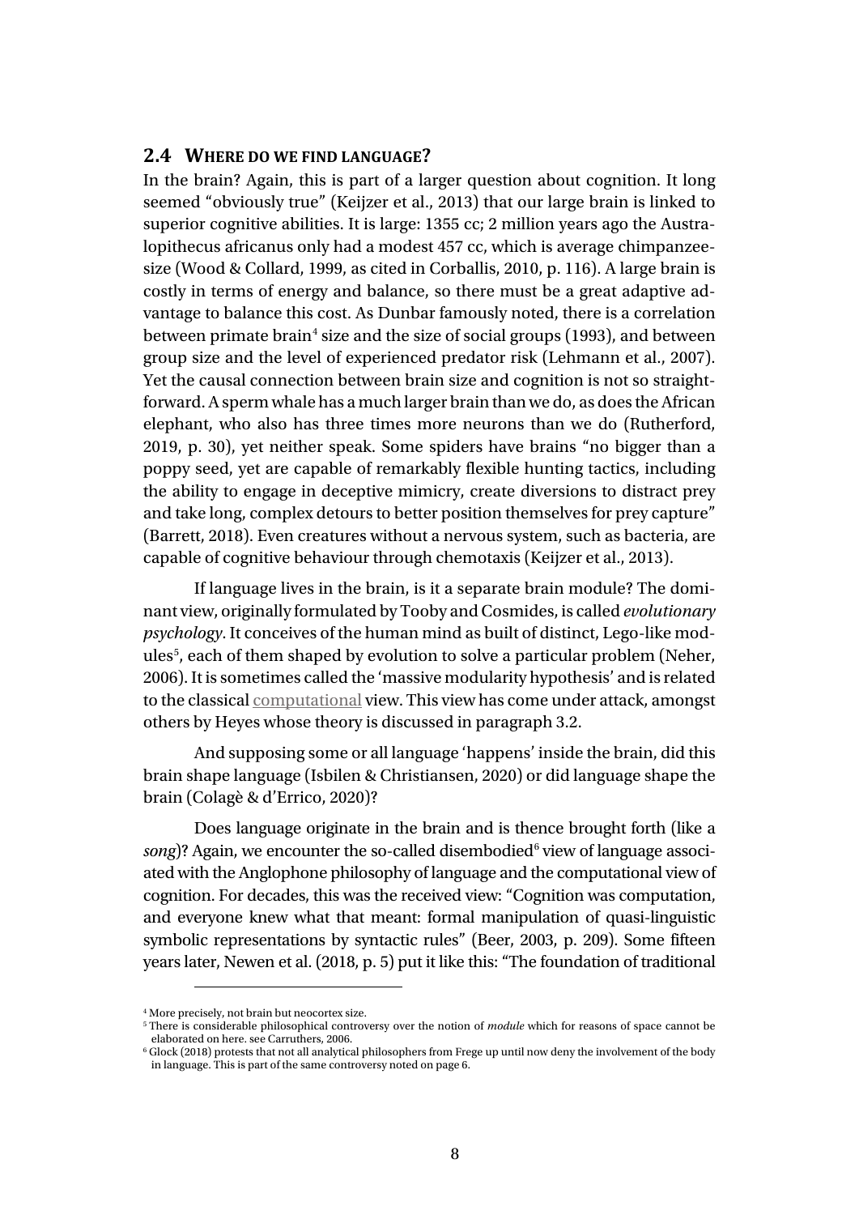## 2.4 WHERE DO WE FIND LANGUAGE?

In the brain? Again, this is part of a larger question about cognition. It long seemed "obviously true" (Keijzer et al., 2013) that our large brain is linked to superior cognitive abilities. It is large: 1355 cc; 2 million years ago the Australopithecus africanus only had a modest 457 cc, which is average chimpanzee-size (Wood & Collard, 1999, as cited in Corballis, 2010, p. 116). A large brain is costly in terms of energy and balance, so there must be a great adaptive advantage to balance this cost. As Dunbar famously noted, there is a correlation between primate brain[4] size and the size of social groups (1993), and between group size and the level of experienced predator risk (Lehmann et al., 2007). Yet the causal connection between brain size and cognition is not so straightforward. A sperm whale has a much larger brain than we do, as does the African elephant, who also has three times more neurons than we do (Rutherford, 2019, p. 30), yet neither speak. Some spiders have brains "no bigger than a poppy seed, yet are capable of remarkably flexible hunting tactics, including the ability to engage in deceptive mimicry, create diversions to distract prey and take long, complex detours to better position themselves for prey capture" (Barrett, 2018). Even creatures without a nervous system, such as bacteria, are capable of cognitive behaviour through chemotaxis (Keijzer et al., 2013).

If language lives in the brain, is it a separate brain module? The dominant view, originally formulated by Tooby and Cosmides, is called *evolutionary psychology*. It conceives of the human mind as built of distinct, Lego-like modules[5], each of them shaped by evolution to solve a particular problem (Neher, 2006). It is sometimes called the 'massive modularity hypothesis' and is related to the classical computational view. This view has come under attack, amongst others by Heyes whose theory is discussed in paragraph 3.2.

And supposing some or all language 'happens' inside the brain, did this brain shape language (Isbilen & Christiansen, 2020) or did language shape the brain (Colagè & d'Errico, 2020)?

Does language originate in the brain and is thence brought forth (like a *song*)? Again, we encounter the so-called disembodied[6] view of language associated with the Anglophone philosophy of language and the computational view of cognition. For decades, this was the received view: "Cognition was computation, and everyone knew what that meant: formal manipulation of quasi-linguistic symbolic representations by syntactic rules" (Beer, 2003, p. 209). Some fifteen years later, Newen et al. (2018, p. 5) put it like this: "The foundation of traditional

---

[4] More precisely, not brain but neocortex size.

[5] There is considerable philosophical controversy over the notion of *module* which for reasons of space cannot be elaborated on here. see Carruthers, 2006.

[6] Glock (2018) protests that not all analytical philosophers from Frege up until now deny the involvement of the body in language. This is part of the same controversy noted on page 6.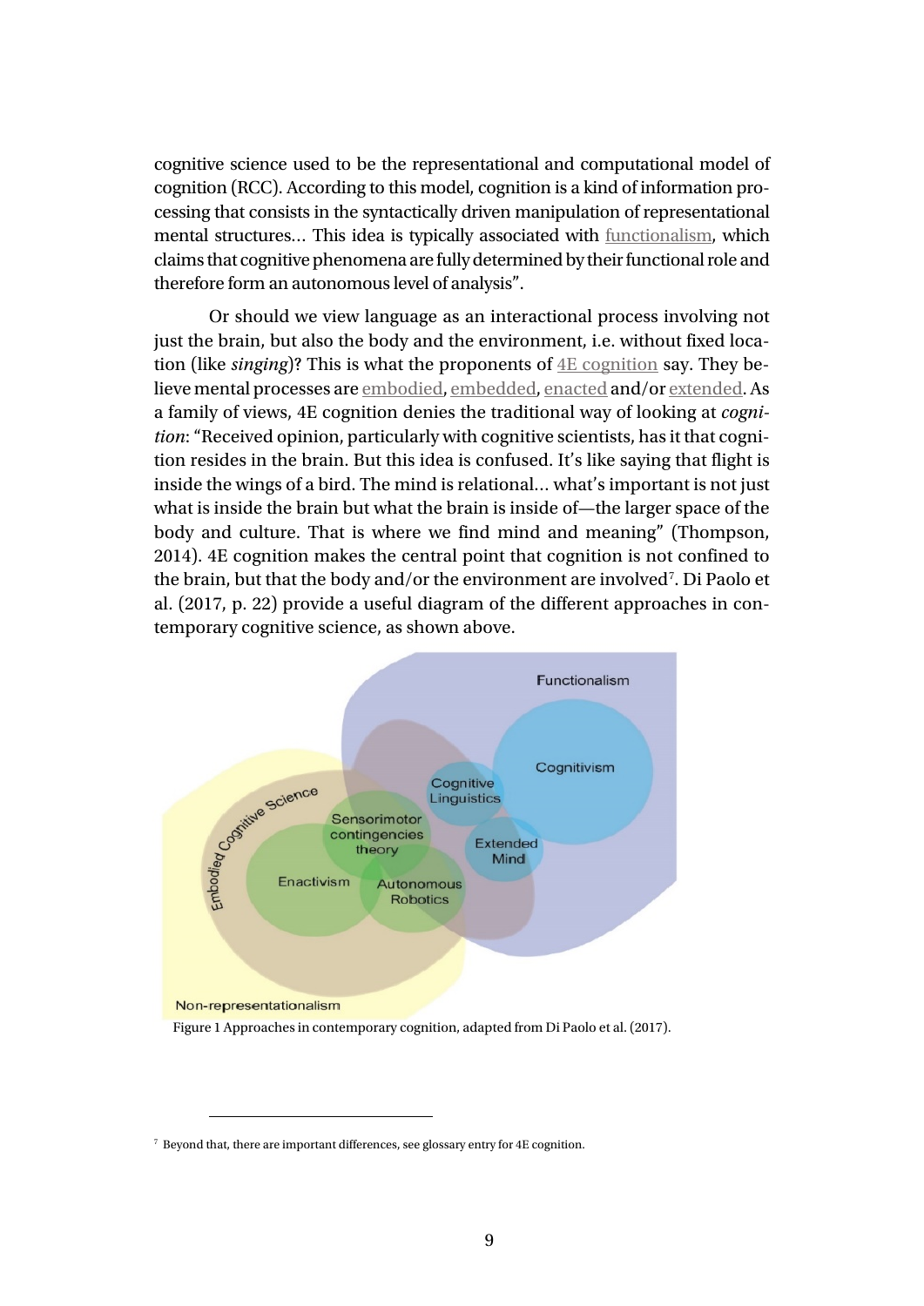cognitive science used to be the representational and computational model of cognition (RCC). According to this model, cognition is a kind of information processing that consists in the syntactically driven manipulation of representational mental structures... This idea is typically associated with functionalism, which claims that cognitive phenomena are fully determined by their functional role and therefore form an autonomous level of analysis".

Or should we view language as an interactional process involving not just the brain, but also the body and the environment, i.e. without fixed location (like *singing*)? This is what the proponents of 4E cognition say. They believe mental processes are embodied, embedded, enacted and/or extended. As a family of views, 4E cognition denies the traditional way of looking at *cognition*: "Received opinion, particularly with cognitive scientists, has it that cognition resides in the brain. But this idea is confused. It's like saying that flight is inside the wings of a bird. The mind is relational... what's important is not just what is inside the brain but what the brain is inside of—the larger space of the body and culture. That is where we find mind and meaning" (Thompson, 2014). 4E cognition makes the central point that cognition is not confined to the brain, but that the body and/or the environment are involved[7]. Di Paolo et al. (2017, p. 22) provide a useful diagram of the different approaches in contemporary cognitive science, as shown above.

Figure 1 Approaches in contemporary cognition, adapted from Di Paolo et al. (2017).

[7] Beyond that, there are important differences, see glossary entry for 4E cognition.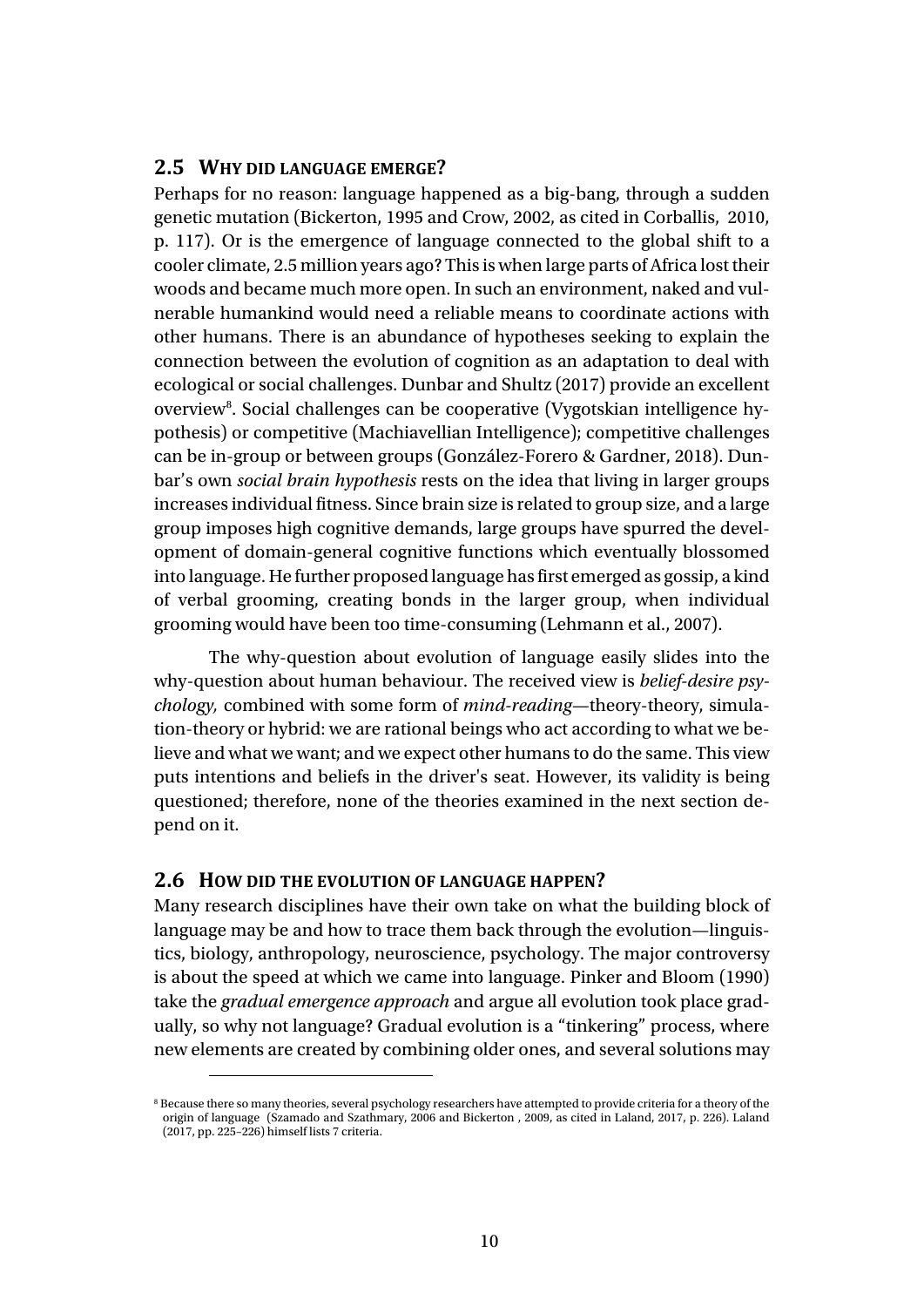## 2.5 WHY DID LANGUAGE EMERGE?

Perhaps for no reason: language happened as a big-bang, through a sudden genetic mutation (Bickerton, 1995 and Crow, 2002, as cited in Corballis, 2010, p. 117). Or is the emergence of language connected to the global shift to a cooler climate, 2.5 million years ago? This is when large parts of Africa lost their woods and became much more open. In such an environment, naked and vulnerable humankind would need a reliable means to coordinate actions with other humans. There is an abundance of hypotheses seeking to explain the connection between the evolution of cognition as an adaptation to deal with ecological or social challenges. Dunbar and Shultz (2017) provide an excellent overview[8]. Social challenges can be cooperative (Vygotskian intelligence hypothesis) or competitive (Machiavellian Intelligence); competitive challenges can be in-group or between groups (González-Forero & Gardner, 2018). Dunbar's own *social brain hypothesis* rests on the idea that living in larger groups increases individual fitness. Since brain size is related to group size, and a large group imposes high cognitive demands, large groups have spurred the development of domain-general cognitive functions which eventually blossomed into language. He further proposed language has first emerged as gossip, a kind of verbal grooming, creating bonds in the larger group, when individual grooming would have been too time-consuming (Lehmann et al., 2007).

The why-question about evolution of language easily slides into the why-question about human behaviour. The received view is *belief-desire psychology,* combined with some form of *mind-reading*—theory-theory, simulation-theory or hybrid: we are rational beings who act according to what we believe and what we want; and we expect other humans to do the same. This view puts intentions and beliefs in the driver's seat. However, its validity is being questioned; therefore, none of the theories examined in the next section depend on it.

## 2.6 HOW DID THE EVOLUTION OF LANGUAGE HAPPEN?

Many research disciplines have their own take on what the building block of language may be and how to trace them back through the evolution—linguistics, biology, anthropology, neuroscience, psychology. The major controversy is about the speed at which we came into language. Pinker and Bloom (1990) take the *gradual emergence approach* and argue all evolution took place gradually, so why not language? Gradual evolution is a "tinkering" process, where new elements are created by combining older ones, and several solutions may

[8] Because there so many theories, several psychology researchers have attempted to provide criteria for a theory of the origin of language (Szamado and Szathmary, 2006 and Bickerton , 2009, as cited in Laland, 2017, p. 226). Laland (2017, pp. 225–226) himself lists 7 criteria.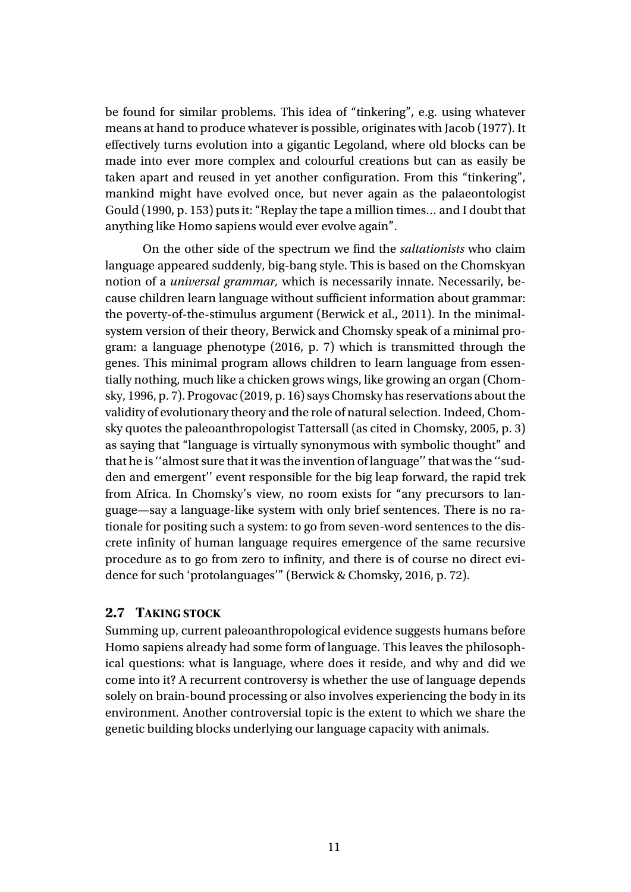be found for similar problems. This idea of "tinkering", e.g. using whatever means at hand to produce whatever is possible, originates with Jacob (1977). It effectively turns evolution into a gigantic Legoland, where old blocks can be made into ever more complex and colourful creations but can as easily be taken apart and reused in yet another configuration. From this "tinkering", mankind might have evolved once, but never again as the palaeontologist Gould (1990, p. 153) puts it: "Replay the tape a million times… and I doubt that anything like Homo sapiens would ever evolve again".

On the other side of the spectrum we find the *saltationists* who claim language appeared suddenly, big-bang style. This is based on the Chomskyan notion of a *universal grammar,* which is necessarily innate. Necessarily, because children learn language without sufficient information about grammar: the poverty-of-the-stimulus argument (Berwick et al., 2011). In the minimal-system version of their theory, Berwick and Chomsky speak of a minimal program: a language phenotype (2016, p. 7) which is transmitted through the genes. This minimal program allows children to learn language from essentially nothing, much like a chicken grows wings, like growing an organ (Chomsky, 1996, p. 7). Progovac (2019, p. 16) says Chomsky has reservations about the validity of evolutionary theory and the role of natural selection. Indeed, Chomsky quotes the paleoanthropologist Tattersall (as cited in Chomsky, 2005, p. 3) as saying that "language is virtually synonymous with symbolic thought" and that he is ''almost sure that it was the invention of language'' that was the ''sudden and emergent'' event responsible for the big leap forward, the rapid trek from Africa. In Chomsky's view, no room exists for "any precursors to language—say a language-like system with only brief sentences. There is no rationale for positing such a system: to go from seven-word sentences to the discrete infinity of human language requires emergence of the same recursive procedure as to go from zero to infinity, and there is of course no direct evidence for such 'protolanguages'" (Berwick & Chomsky, 2016, p. 72).

## 2.7 TAKING STOCK

Summing up, current paleoanthropological evidence suggests humans before Homo sapiens already had some form of language. This leaves the philosophical questions: what is language, where does it reside, and why and did we come into it? A recurrent controversy is whether the use of language depends solely on brain-bound processing or also involves experiencing the body in its environment. Another controversial topic is the extent to which we share the genetic building blocks underlying our language capacity with animals.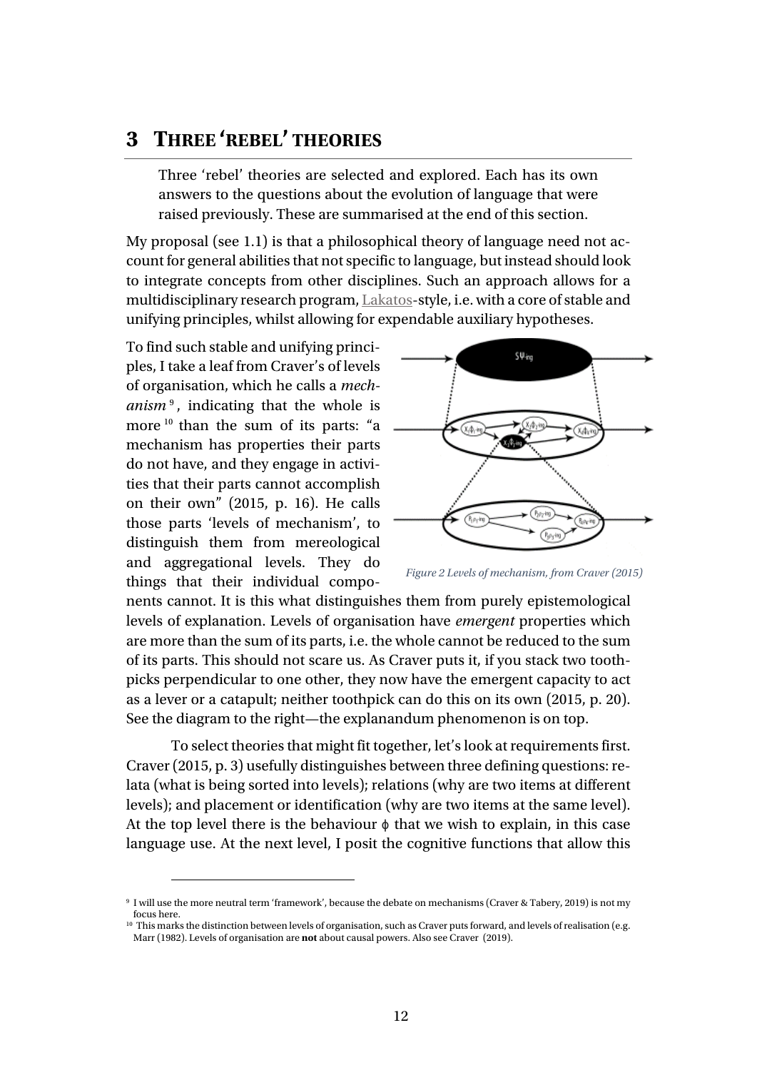## 3 THREE 'REBEL' THEORIES

Three 'rebel' theories are selected and explored. Each has its own answers to the questions about the evolution of language that were raised previously. These are summarised at the end of this section.

My proposal (see 1.1) is that a philosophical theory of language need not account for general abilities that not specific to language, but instead should look to integrate concepts from other disciplines. Such an approach allows for a multidisciplinary research program, Lakatos-style, i.e. with a core of stable and unifying principles, whilst allowing for expendable auxiliary hypotheses.

To find such stable and unifying principles, I take a leaf from Craver's of levels of organisation, which he calls a *mechanism*[9], indicating that the whole is more[10] than the sum of its parts: "a mechanism has properties their parts do not have, and they engage in activities that their parts cannot accomplish on their own" (2015, p. 16). He calls those parts 'levels of mechanism', to distinguish them from mereological and aggregational levels. They do things that their individual components cannot. It is this what distinguishes them from purely epistemological levels of explanation. Levels of organisation have *emergent* properties which are more than the sum of its parts, i.e. the whole cannot be reduced to the sum of its parts. This should not scare us. As Craver puts it, if you stack two toothpicks perpendicular to one other, they now have the emergent capacity to act as a lever or a catapult; neither toothpick can do this on its own (2015, p. 20). See the diagram to the right—the explanandum phenomenon is on top.

*Figure 2 Levels of mechanism, from Craver (2015)*

To select theories that might fit together, let's look at requirements first. Craver (2015, p. 3) usefully distinguishes between three defining questions: relata (what is being sorted into levels); relations (why are two items at different levels); and placement or identification (why are two items at the same level). At the top level there is the behaviour ϕ that we wish to explain, in this case language use. At the next level, I posit the cognitive functions that allow this

[9] I will use the more neutral term 'framework', because the debate on mechanisms (Craver & Tabery, 2019) is not my focus here.

[10] This marks the distinction between levels of organisation, such as Craver puts forward, and levels of realisation (e.g. Marr (1982). Levels of organisation are **not** about causal powers. Also see Craver (2019).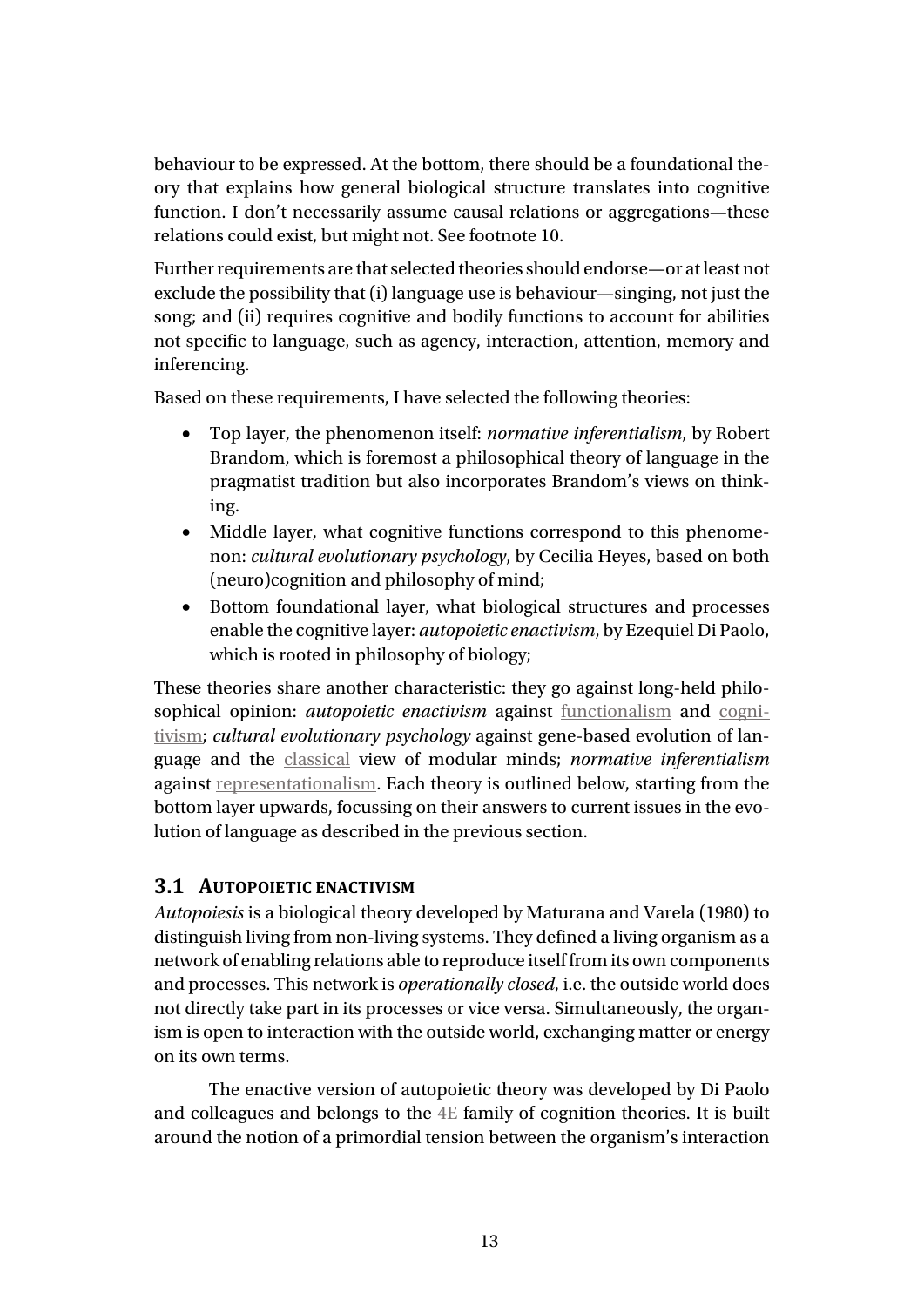behaviour to be expressed. At the bottom, there should be a foundational theory that explains how general biological structure translates into cognitive function. I don't necessarily assume causal relations or aggregations—these relations could exist, but might not. See footnote 10.

Further requirements are that selected theories should endorse—or at least not exclude the possibility that (i) language use is behaviour—singing, not just the song; and (ii) requires cognitive and bodily functions to account for abilities not specific to language, such as agency, interaction, attention, memory and inferencing.

Based on these requirements, I have selected the following theories:

- Top layer, the phenomenon itself: *normative inferentialism*, by Robert Brandom, which is foremost a philosophical theory of language in the pragmatist tradition but also incorporates Brandom's views on thinking.
- Middle layer, what cognitive functions correspond to this phenomenon: *cultural evolutionary psychology*, by Cecilia Heyes, based on both (neuro)cognition and philosophy of mind;
- Bottom foundational layer, what biological structures and processes enable the cognitive layer: *autopoietic enactivism*, by Ezequiel Di Paolo, which is rooted in philosophy of biology;

These theories share another characteristic: they go against long-held philosophical opinion: *autopoietic enactivism* against functionalism and cognitivism; *cultural evolutionary psychology* against gene-based evolution of language and the classical view of modular minds; *normative inferentialism* against representationalism. Each theory is outlined below, starting from the bottom layer upwards, focussing on their answers to current issues in the evolution of language as described in the previous section.

### 3.1 AUTOPOIETIC ENACTIVISM

*Autopoiesis* is a biological theory developed by Maturana and Varela (1980) to distinguish living from non-living systems. They defined a living organism as a network of enabling relations able to reproduce itself from its own components and processes. This network is *operationally closed*, i.e. the outside world does not directly take part in its processes or vice versa. Simultaneously, the organism is open to interaction with the outside world, exchanging matter or energy on its own terms.

The enactive version of autopoietic theory was developed by Di Paolo and colleagues and belongs to the 4E family of cognition theories. It is built around the notion of a primordial tension between the organism's interaction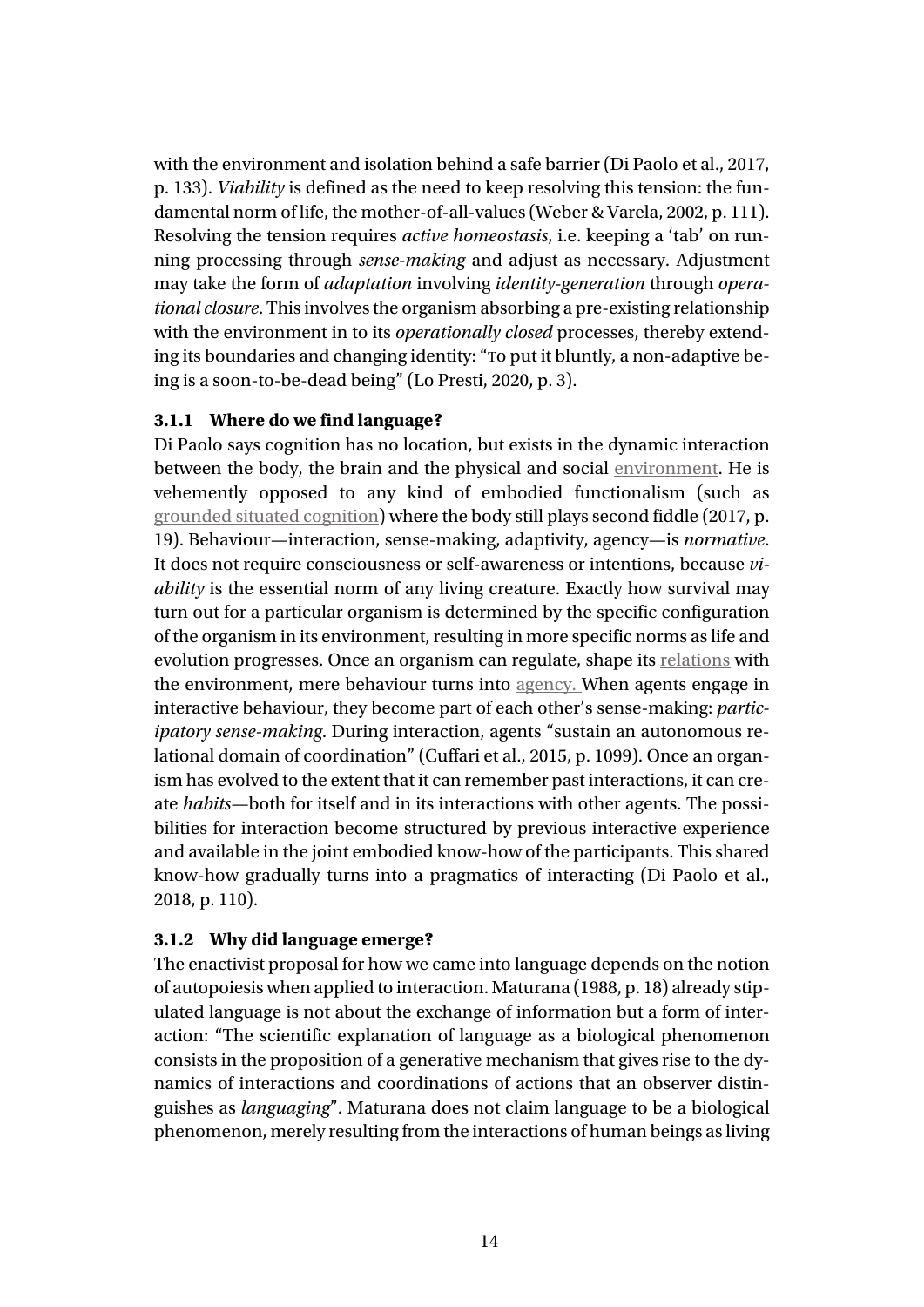with the environment and isolation behind a safe barrier (Di Paolo et al., 2017, p. 133). *Viability* is defined as the need to keep resolving this tension: the fundamental norm of life, the mother-of-all-values (Weber & Varela, 2002, p. 111). Resolving the tension requires *active homeostasis*, i.e. keeping a 'tab' on running processing through *sense-making* and adjust as necessary. Adjustment may take the form of *adaptation* involving *identity-generation* through *operational closure*. This involves the organism absorbing a pre-existing relationship with the environment in to its *operationally closed* processes, thereby extending its boundaries and changing identity: "To put it bluntly, a non-adaptive being is a soon-to-be-dead being" (Lo Presti, 2020, p. 3).

### 3.1.1 Where do we find language?

Di Paolo says cognition has no location, but exists in the dynamic interaction between the body, the brain and the physical and social environment. He is vehemently opposed to any kind of embodied functionalism (such as grounded situated cognition) where the body still plays second fiddle (2017, p. 19). Behaviour—interaction, sense-making, adaptivity, agency—is *normative*. It does not require consciousness or self-awareness or intentions, because *viability* is the essential norm of any living creature. Exactly how survival may turn out for a particular organism is determined by the specific configuration of the organism in its environment, resulting in more specific norms as life and evolution progresses. Once an organism can regulate, shape its relations with the environment, mere behaviour turns into agency. When agents engage in interactive behaviour, they become part of each other's sense-making: *participatory sense-making*. During interaction, agents "sustain an autonomous relational domain of coordination" (Cuffari et al., 2015, p. 1099). Once an organism has evolved to the extent that it can remember past interactions, it can create *habits*—both for itself and in its interactions with other agents. The possibilities for interaction become structured by previous interactive experience and available in the joint embodied know-how of the participants. This shared know-how gradually turns into a pragmatics of interacting (Di Paolo et al., 2018, p. 110).

### 3.1.2 Why did language emerge?

The enactivist proposal for how we came into language depends on the notion of autopoiesis when applied to interaction. Maturana (1988, p. 18) already stipulated language is not about the exchange of information but a form of interaction: "The scientific explanation of language as a biological phenomenon consists in the proposition of a generative mechanism that gives rise to the dynamics of interactions and coordinations of actions that an observer distinguishes as *languaging*". Maturana does not claim language to be a biological phenomenon, merely resulting from the interactions of human beings as living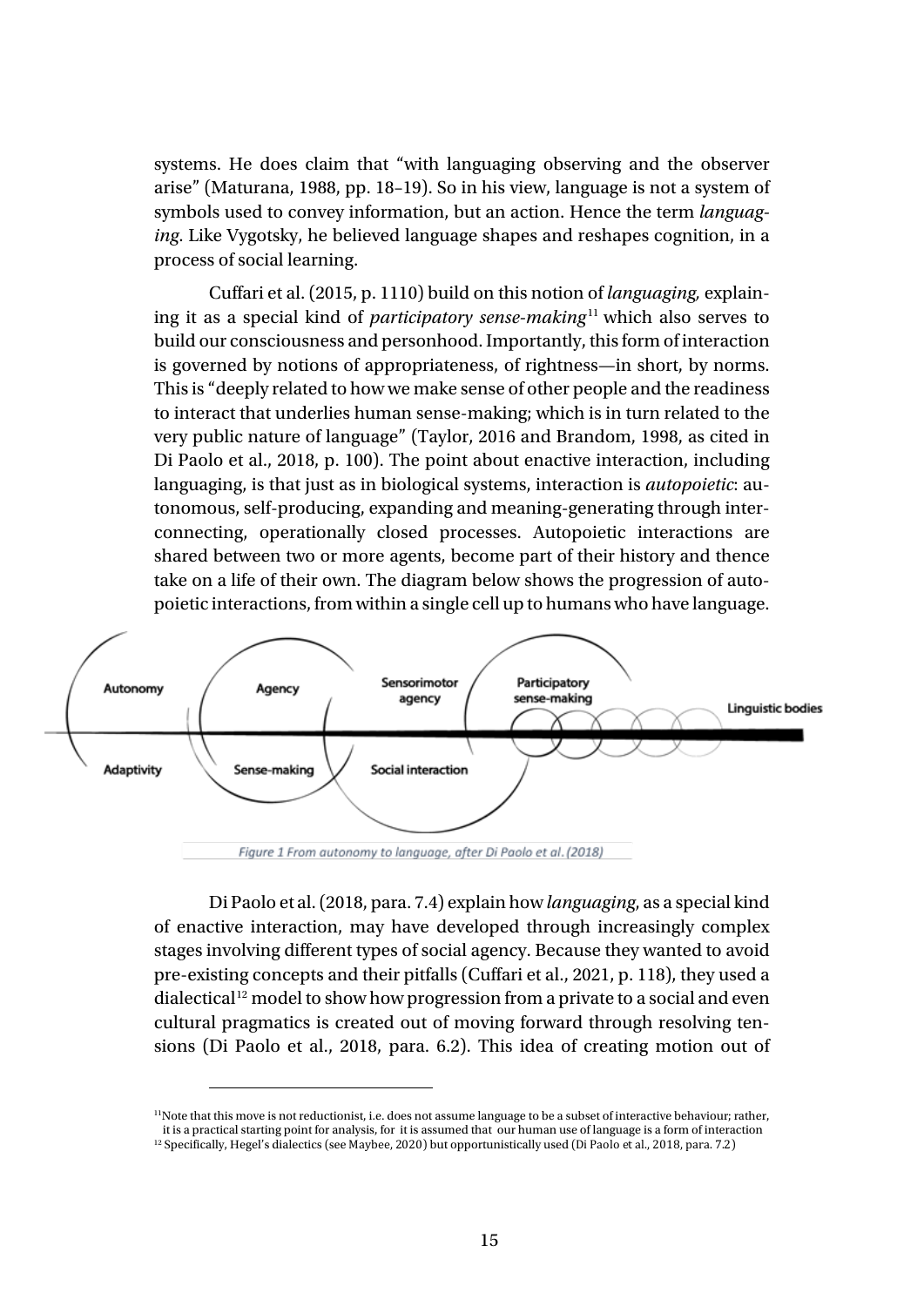systems. He does claim that "with languaging observing and the observer arise" (Maturana, 1988, pp. 18–19). So in his view, language is not a system of symbols used to convey information, but an action. Hence the term *languaging*. Like Vygotsky, he believed language shapes and reshapes cognition, in a process of social learning.

Cuffari et al. (2015, p. 1110) build on this notion of *languaging,* explaining it as a special kind of *participatory sense-making*[11] which also serves to build our consciousness and personhood. Importantly, this form of interaction is governed by notions of appropriateness, of rightness—in short, by norms. This is "deeply related to how we make sense of other people and the readiness to interact that underlies human sense-making; which is in turn related to the very public nature of language" (Taylor, 2016 and Brandom, 1998, as cited in Di Paolo et al., 2018, p. 100). The point about enactive interaction, including languaging, is that just as in biological systems, interaction is *autopoietic*: autonomous, self-producing, expanding and meaning-generating through interconnecting, operationally closed processes. Autopoietic interactions are shared between two or more agents, become part of their history and thence take on a life of their own. The diagram below shows the progression of autopoietic interactions, from within a single cell up to humans who have language.

Figure 1 From autonomy to language, after Di Paolo et al. (2018)

Di Paolo et al. (2018, para. 7.4) explain how *languaging*, as a special kind of enactive interaction, may have developed through increasingly complex stages involving different types of social agency. Because they wanted to avoid pre-existing concepts and their pitfalls (Cuffari et al., 2021, p. 118), they used a dialectical[12] model to show how progression from a private to a social and even cultural pragmatics is created out of moving forward through resolving tensions (Di Paolo et al., 2018, para. 6.2). This idea of creating motion out of

[11] Note that this move is not reductionist, i.e. does not assume language to be a subset of interactive behaviour; rather, it is a practical starting point for analysis, for it is assumed that our human use of language is a form of interaction

[12] Specifically, Hegel's dialectics (see Maybee, 2020) but opportunistically used (Di Paolo et al., 2018, para. 7.2)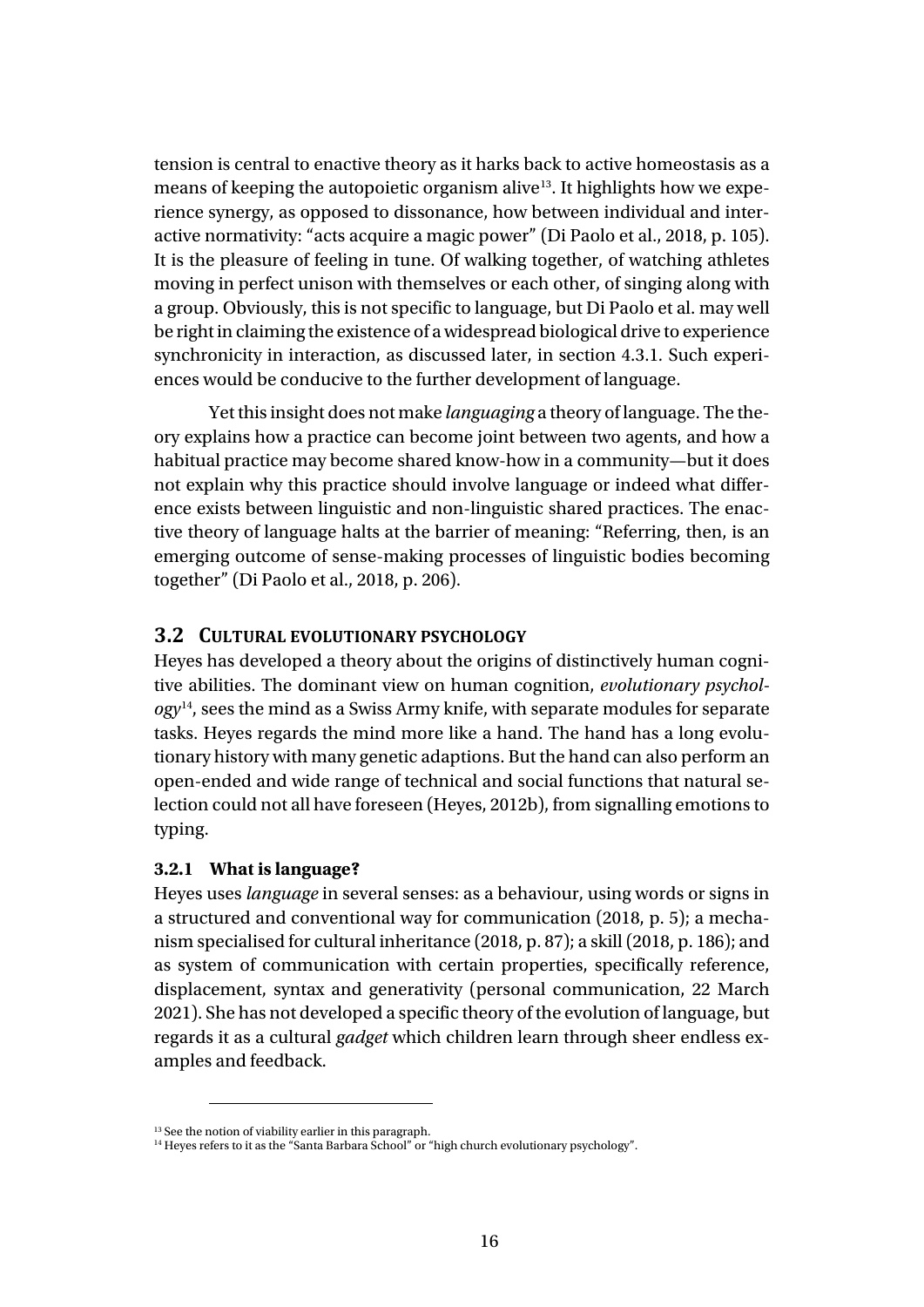tension is central to enactive theory as it harks back to active homeostasis as a means of keeping the autopoietic organism alive[13]. It highlights how we experience synergy, as opposed to dissonance, how between individual and interactive normativity: "acts acquire a magic power" (Di Paolo et al., 2018, p. 105). It is the pleasure of feeling in tune. Of walking together, of watching athletes moving in perfect unison with themselves or each other, of singing along with a group. Obviously, this is not specific to language, but Di Paolo et al. may well be right in claiming the existence of a widespread biological drive to experience synchronicity in interaction, as discussed later, in section 4.3.1. Such experiences would be conducive to the further development of language.

Yet this insight does not make *languaging* a theory of language. The theory explains how a practice can become joint between two agents, and how a habitual practice may become shared know-how in a community—but it does not explain why this practice should involve language or indeed what difference exists between linguistic and non-linguistic shared practices. The enactive theory of language halts at the barrier of meaning: "Referring, then, is an emerging outcome of sense-making processes of linguistic bodies becoming together" (Di Paolo et al., 2018, p. 206).

## 3.2 Cultural evolutionary psychology

Heyes has developed a theory about the origins of distinctively human cognitive abilities. The dominant view on human cognition, *evolutionary psychology*[14], sees the mind as a Swiss Army knife, with separate modules for separate tasks. Heyes regards the mind more like a hand. The hand has a long evolutionary history with many genetic adaptions. But the hand can also perform an open-ended and wide range of technical and social functions that natural selection could not all have foreseen (Heyes, 2012b), from signalling emotions to typing.

### 3.2.1 What is language?

Heyes uses *language* in several senses: as a behaviour, using words or signs in a structured and conventional way for communication (2018, p. 5); a mechanism specialised for cultural inheritance (2018, p. 87); a skill (2018, p. 186); and as system of communication with certain properties, specifically reference, displacement, syntax and generativity (personal communication, 22 March 2021). She has not developed a specific theory of the evolution of language, but regards it as a cultural *gadget* which children learn through sheer endless examples and feedback.

[13] See the notion of viability earlier in this paragraph.

[14] Heyes refers to it as the "Santa Barbara School" or "high church evolutionary psychology".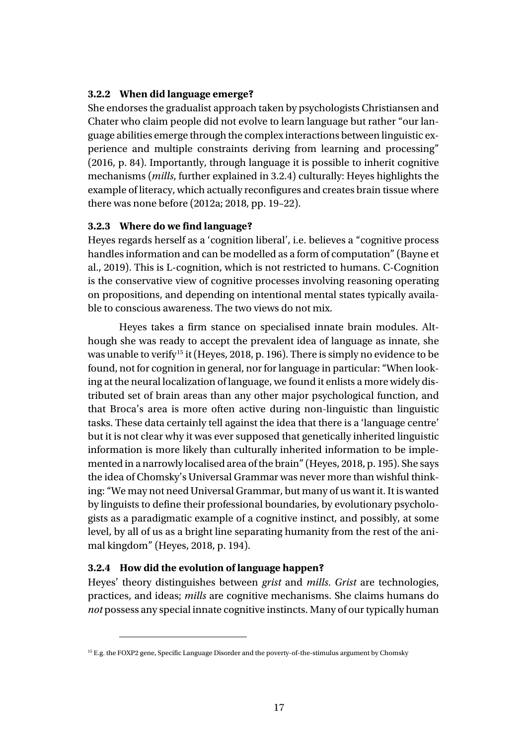### 3.2.2 When did language emerge?

She endorses the gradualist approach taken by psychologists Christiansen and Chater who claim people did not evolve to learn language but rather "our language abilities emerge through the complex interactions between linguistic experience and multiple constraints deriving from learning and processing" (2016, p. 84). Importantly, through language it is possible to inherit cognitive mechanisms (*mills*, further explained in 3.2.4) culturally: Heyes highlights the example of literacy, which actually reconfigures and creates brain tissue where there was none before (2012a; 2018, pp. 19–22).

### 3.2.3 Where do we find language?

Heyes regards herself as a 'cognition liberal', i.e. believes a "cognitive process handles information and can be modelled as a form of computation" (Bayne et al., 2019). This is L-cognition, which is not restricted to humans. C-Cognition is the conservative view of cognitive processes involving reasoning operating on propositions, and depending on intentional mental states typically available to conscious awareness. The two views do not mix.

Heyes takes a firm stance on specialised innate brain modules. Although she was ready to accept the prevalent idea of language as innate, she was unable to verify[15] it (Heyes, 2018, p. 196). There is simply no evidence to be found, not for cognition in general, nor for language in particular: "When looking at the neural localization of language, we found it enlists a more widely distributed set of brain areas than any other major psychological function, and that Broca's area is more often active during non-linguistic than linguistic tasks. These data certainly tell against the idea that there is a 'language centre' but it is not clear why it was ever supposed that genetically inherited linguistic information is more likely than culturally inherited information to be implemented in a narrowly localised area of the brain" (Heyes, 2018, p. 195). She says the idea of Chomsky's Universal Grammar was never more than wishful thinking: "We may not need Universal Grammar, but many of us want it. It is wanted by linguists to define their professional boundaries, by evolutionary psychologists as a paradigmatic example of a cognitive instinct, and possibly, at some level, by all of us as a bright line separating humanity from the rest of the animal kingdom" (Heyes, 2018, p. 194).

### 3.2.4 How did the evolution of language happen?

Heyes' theory distinguishes between *grist* and *mills*. *Grist* are technologies, practices, and ideas; *mills* are cognitive mechanisms. She claims humans do *not* possess any special innate cognitive instincts. Many of our typically human

[15] E.g. the FOXP2 gene, Specific Language Disorder and the poverty-of-the-stimulus argument by Chomsky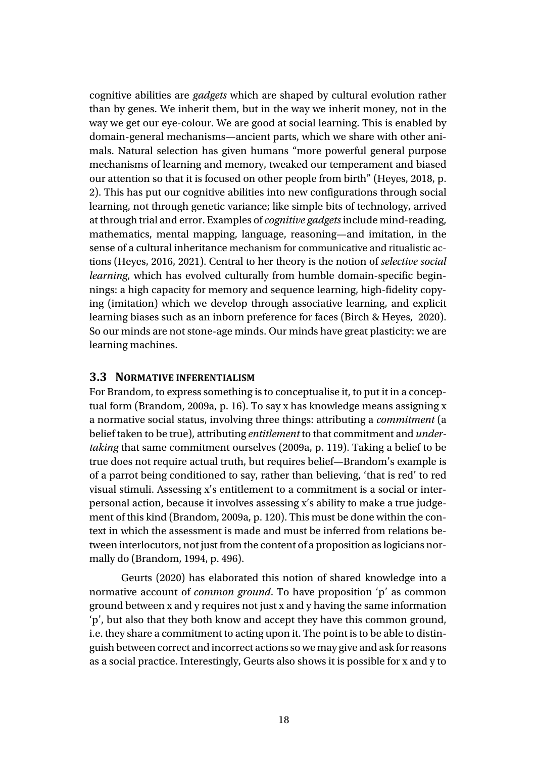cognitive abilities are *gadgets* which are shaped by cultural evolution rather than by genes. We inherit them, but in the way we inherit money, not in the way we get our eye-colour. We are good at social learning. This is enabled by domain-general mechanisms—ancient parts, which we share with other animals. Natural selection has given humans "more powerful general purpose mechanisms of learning and memory, tweaked our temperament and biased our attention so that it is focused on other people from birth" (Heyes, 2018, p. 2). This has put our cognitive abilities into new configurations through social learning, not through genetic variance; like simple bits of technology, arrived at through trial and error. Examples of *cognitive gadgets* include mind-reading, mathematics, mental mapping, language, reasoning—and imitation, in the sense of a cultural inheritance mechanism for communicative and ritualistic actions (Heyes, 2016, 2021). Central to her theory is the notion of *selective social learning*, which has evolved culturally from humble domain-specific beginnings: a high capacity for memory and sequence learning, high-fidelity copying (imitation) which we develop through associative learning, and explicit learning biases such as an inborn preference for faces (Birch & Heyes, 2020). So our minds are not stone-age minds. Our minds have great plasticity: we are learning machines.

### 3.3 Normative inferentialism

For Brandom, to express something is to conceptualise it, to put it in a conceptual form (Brandom, 2009a, p. 16). To say x has knowledge means assigning x a normative social status, involving three things: attributing a *commitment* (a belief taken to be true), attributing *entitlement* to that commitment and *undertaking* that same commitment ourselves (2009a, p. 119). Taking a belief to be true does not require actual truth, but requires belief—Brandom's example is of a parrot being conditioned to say, rather than believing, 'that is red' to red visual stimuli. Assessing x's entitlement to a commitment is a social or interpersonal action, because it involves assessing x's ability to make a true judgement of this kind (Brandom, 2009a, p. 120). This must be done within the context in which the assessment is made and must be inferred from relations between interlocutors, not just from the content of a proposition as logicians normally do (Brandom, 1994, p. 496).

Geurts (2020) has elaborated this notion of shared knowledge into a normative account of *common ground*. To have proposition 'p' as common ground between x and y requires not just x and y having the same information 'p', but also that they both know and accept they have this common ground, i.e. they share a commitment to acting upon it. The point is to be able to distinguish between correct and incorrect actions so we may give and ask for reasons as a social practice. Interestingly, Geurts also shows it is possible for x and y to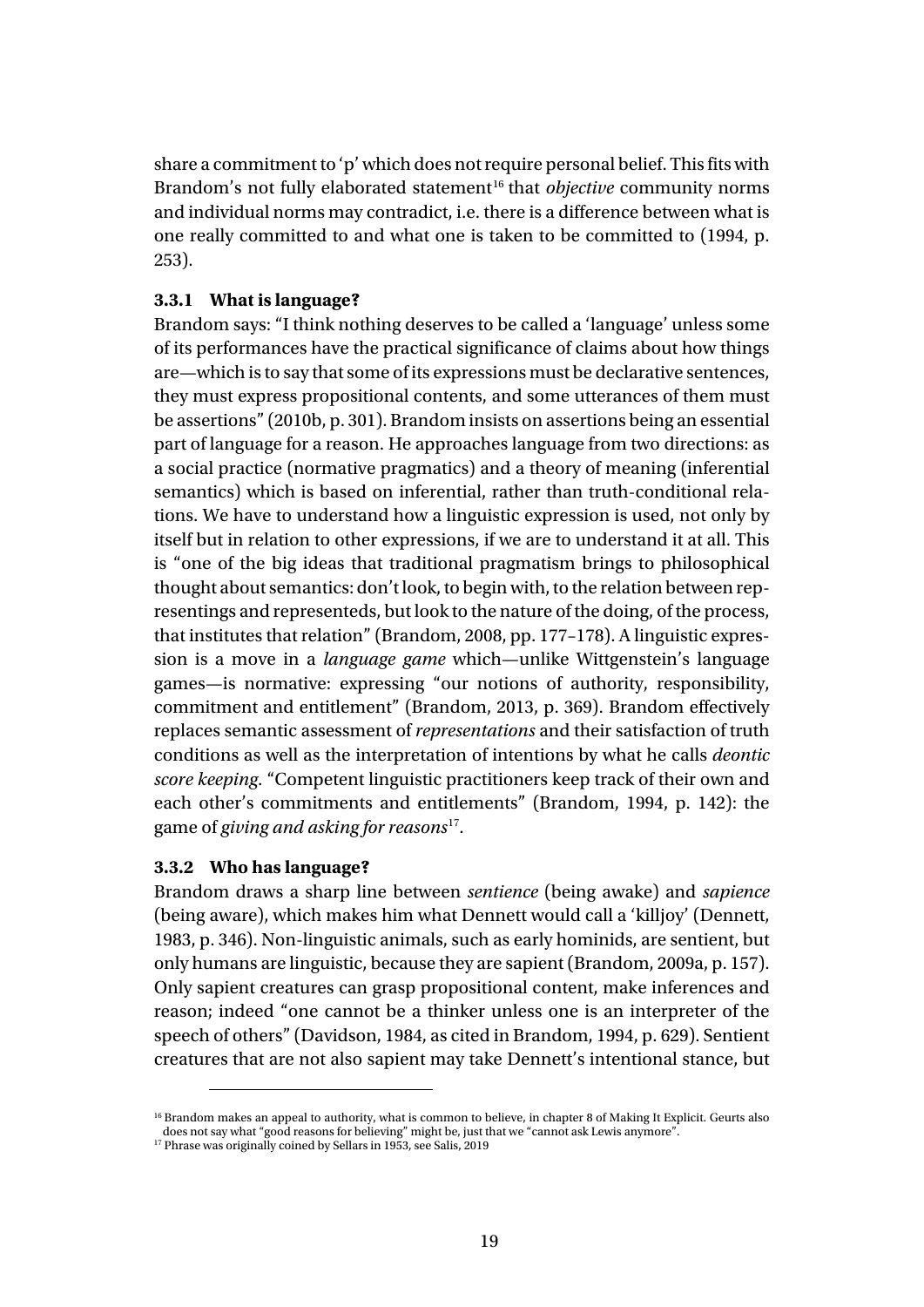share a commitment to 'p' which does not require personal belief. This fits with Brandom's not fully elaborated statement[16] that *objective* community norms and individual norms may contradict, i.e. there is a difference between what is one really committed to and what one is taken to be committed to (1994, p. 253).

### 3.3.1 What is language?

Brandom says: "I think nothing deserves to be called a 'language' unless some of its performances have the practical significance of claims about how things are—which is to say that some of its expressions must be declarative sentences, they must express propositional contents, and some utterances of them must be assertions" (2010b, p. 301). Brandom insists on assertions being an essential part of language for a reason. He approaches language from two directions: as a social practice (normative pragmatics) and a theory of meaning (inferential semantics) which is based on inferential, rather than truth-conditional relations. We have to understand how a linguistic expression is used, not only by itself but in relation to other expressions, if we are to understand it at all. This is "one of the big ideas that traditional pragmatism brings to philosophical thought about semantics: don't look, to begin with, to the relation between representings and representeds, but look to the nature of the doing, of the process, that institutes that relation" (Brandom, 2008, pp. 177–178). A linguistic expression is a move in a *language game* which—unlike Wittgenstein's language games—is normative: expressing "our notions of authority, responsibility, commitment and entitlement" (Brandom, 2013, p. 369). Brandom effectively replaces semantic assessment of *representations* and their satisfaction of truth conditions as well as the interpretation of intentions by what he calls *deontic score keeping*. "Competent linguistic practitioners keep track of their own and each other's commitments and entitlements" (Brandom, 1994, p. 142): the game of *giving and asking for reasons*[17].

### 3.3.2 Who has language?

Brandom draws a sharp line between *sentience* (being awake) and *sapience* (being aware), which makes him what Dennett would call a 'killjoy' (Dennett, 1983, p. 346). Non-linguistic animals, such as early hominids, are sentient, but only humans are linguistic, because they are sapient (Brandom, 2009a, p. 157). Only sapient creatures can grasp propositional content, make inferences and reason; indeed "one cannot be a thinker unless one is an interpreter of the speech of others" (Davidson, 1984, as cited in Brandom, 1994, p. 629). Sentient creatures that are not also sapient may take Dennett's intentional stance, but

---

[16] Brandom makes an appeal to authority, what is common to believe, in chapter 8 of Making It Explicit. Geurts also does not say what "good reasons for believing" might be, just that we "cannot ask Lewis anymore".

[17] Phrase was originally coined by Sellars in 1953, see Salis, 2019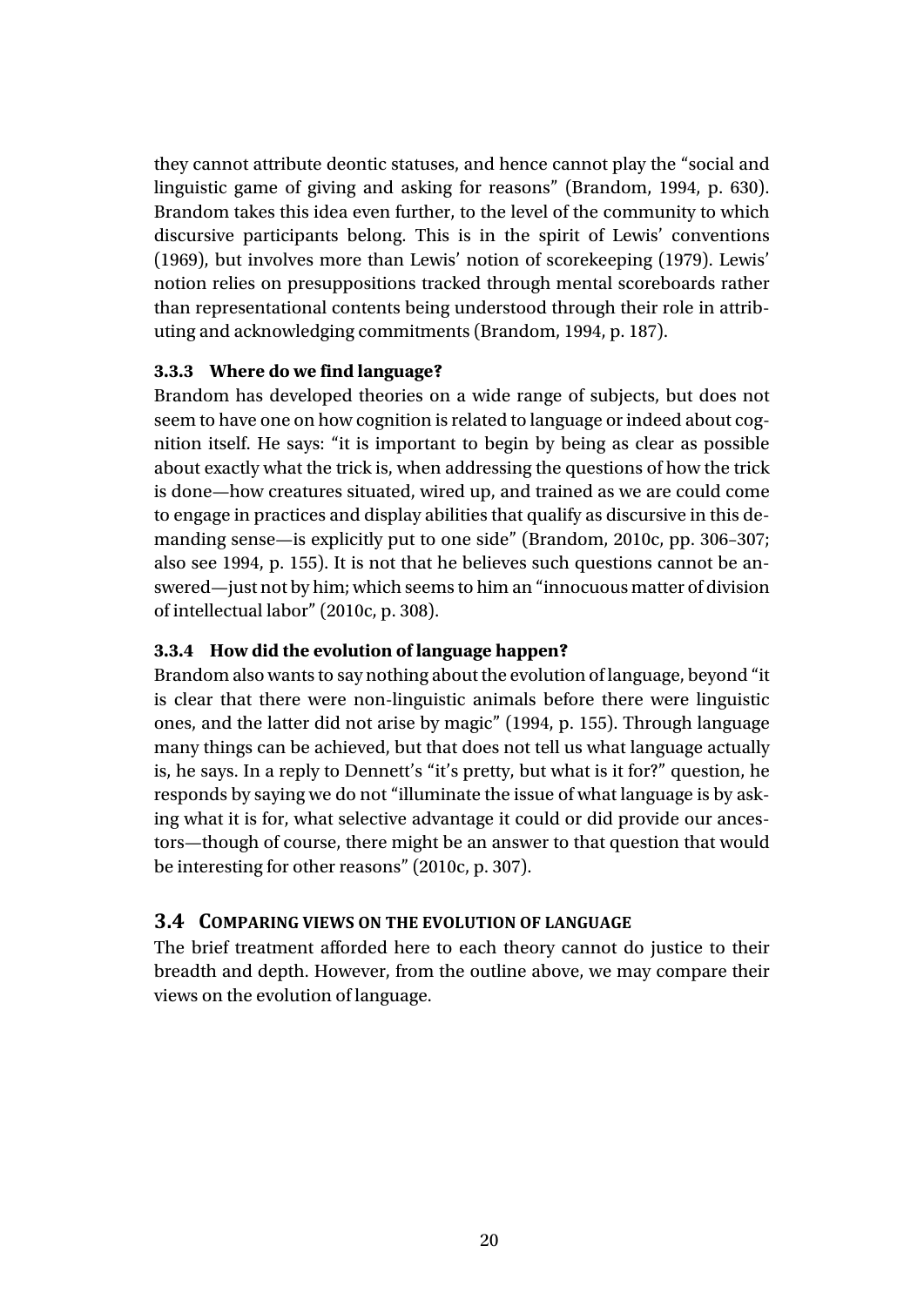they cannot attribute deontic statuses, and hence cannot play the "social and linguistic game of giving and asking for reasons" (Brandom, 1994, p. 630). Brandom takes this idea even further, to the level of the community to which discursive participants belong. This is in the spirit of Lewis' conventions (1969), but involves more than Lewis' notion of scorekeeping (1979). Lewis' notion relies on presuppositions tracked through mental scoreboards rather than representational contents being understood through their role in attributing and acknowledging commitments (Brandom, 1994, p. 187).

### 3.3.3 Where do we find language?

Brandom has developed theories on a wide range of subjects, but does not seem to have one on how cognition is related to language or indeed about cognition itself. He says: "it is important to begin by being as clear as possible about exactly what the trick is, when addressing the questions of how the trick is done—how creatures situated, wired up, and trained as we are could come to engage in practices and display abilities that qualify as discursive in this demanding sense—is explicitly put to one side" (Brandom, 2010c, pp. 306–307; also see 1994, p. 155). It is not that he believes such questions cannot be answered—just not by him; which seems to him an "innocuous matter of division of intellectual labor" (2010c, p. 308).

### 3.3.4 How did the evolution of language happen?

Brandom also wants to say nothing about the evolution of language, beyond "it is clear that there were non-linguistic animals before there were linguistic ones, and the latter did not arise by magic" (1994, p. 155). Through language many things can be achieved, but that does not tell us what language actually is, he says. In a reply to Dennett's "it's pretty, but what is it for?" question, he responds by saying we do not "illuminate the issue of what language is by asking what it is for, what selective advantage it could or did provide our ancestors—though of course, there might be an answer to that question that would be interesting for other reasons" (2010c, p. 307).

## 3.4 Comparing views on the evolution of language

The brief treatment afforded here to each theory cannot do justice to their breadth and depth. However, from the outline above, we may compare their views on the evolution of language.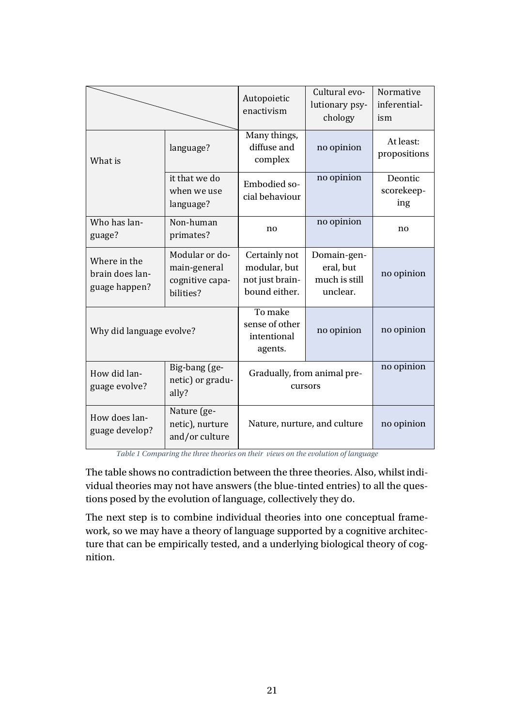| | | Autopoietic enactivism | Cultural evolutionary psychology | Normative inferentialism |
|---|---|---|---|---|
| What is | language? | Many things, diffuse and complex | no opinion | At least: propositions |
| | it that we do when we use language? | Embodied social behaviour | no opinion | Deontic scorekeeping |
| Who has language? | Non-human primates? | no | no opinion | no |
| Where in the brain does language happen? | Modular or domain-general cognitive capabilities? | Certainly not modular, but not just brain-bound either. | Domain-general, but much is still unclear. | no opinion |
| Why did language evolve? | | To make sense of other intentional agents. | no opinion | no opinion |
| How did language evolve? | Big-bang (genetic) or gradually? | Gradually, from animal precursors | | no opinion |
| How does language develop? | Nature (genetic), nurture and/or culture | Nature, nurture, and culture | | no opinion |

*Table 1 Comparing the three theories on their views on the evolution of language*

The table shows no contradiction between the three theories. Also, whilst individual theories may not have answers (the blue-tinted entries) to all the questions posed by the evolution of language, collectively they do.

The next step is to combine individual theories into one conceptual framework, so we may have a theory of language supported by a cognitive architecture that can be empirically tested, and a underlying biological theory of cognition.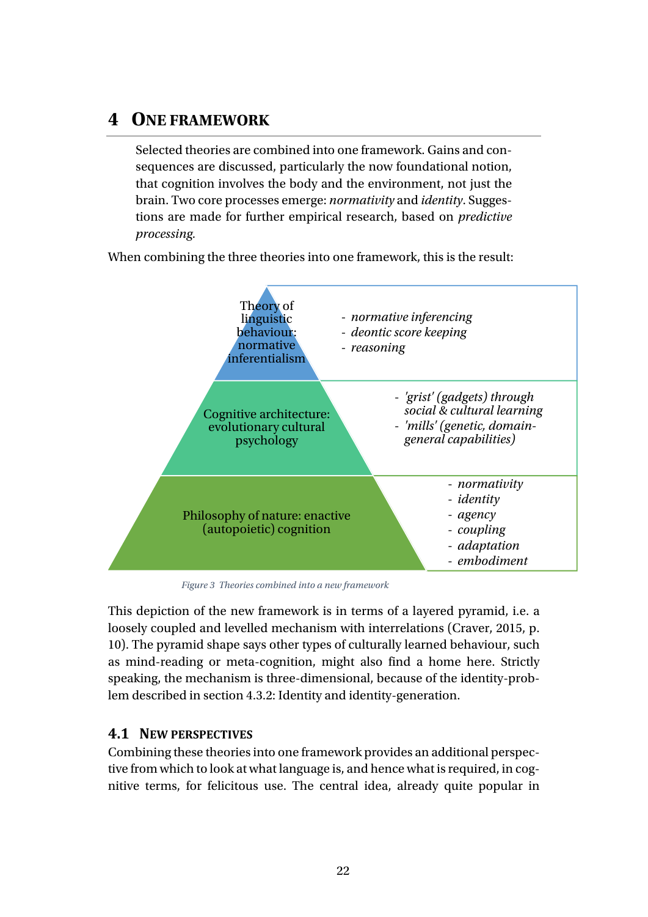# 4 ONE FRAMEWORK

> Selected theories are combined into one framework. Gains and consequences are discussed, particularly the now foundational notion, that cognition involves the body and the environment, not just the brain. Two core processes emerge: *normativity* and *identity*. Suggestions are made for further empirical research, based on *predictive processing*.

When combining the three theories into one framework, this is the result:

| Theory | Elements |
| --- | --- |
| Theory of linguistic behaviour: normative inferentialism | - *normative inferencing*<br>- *deontic score keeping*<br>- *reasoning* |
| Cognitive architecture: evolutionary cultural psychology | - *'grist' (gadgets) through social & cultural learning*<br>- *'mills' (genetic, domain-general capabilities)* |
| Philosophy of nature: enactive (autopoietic) cognition | - *normativity*<br>- *identity*<br>- *agency*<br>- *coupling*<br>- *adaptation*<br>- *embodiment* |

*Figure 3 Theories combined into a new framework*

This depiction of the new framework is in terms of a layered pyramid, i.e. a loosely coupled and levelled mechanism with interrelations (Craver, 2015, p. 10). The pyramid shape says other types of culturally learned behaviour, such as mind-reading or meta-cognition, might also find a home here. Strictly speaking, the mechanism is three-dimensional, because of the identity-problem described in section 4.3.2: Identity and identity-generation.

## 4.1 NEW PERSPECTIVES

Combining these theories into one framework provides an additional perspective from which to look at what language is, and hence what is required, in cognitive terms, for felicitous use. The central idea, already quite popular in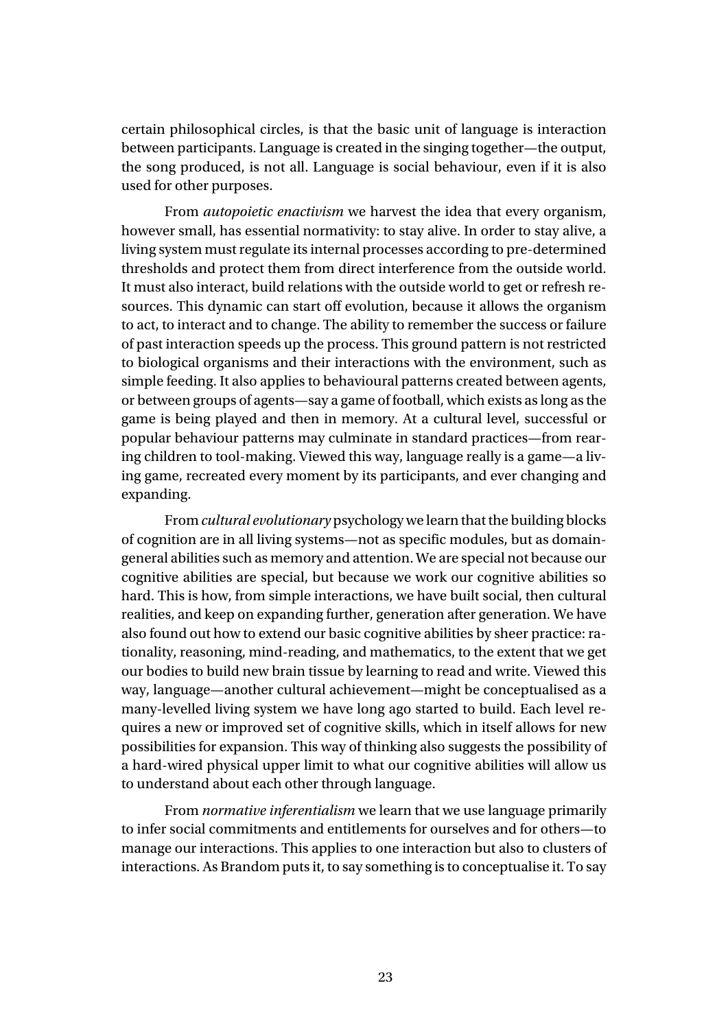certain philosophical circles, is that the basic unit of language is interaction between participants. Language is created in the singing together—the output, the song produced, is not all. Language is social behaviour, even if it is also used for other purposes.

From *autopoietic enactivism* we harvest the idea that every organism, however small, has essential normativity: to stay alive. In order to stay alive, a living system must regulate its internal processes according to pre-determined thresholds and protect them from direct interference from the outside world. It must also interact, build relations with the outside world to get or refresh resources. This dynamic can start off evolution, because it allows the organism to act, to interact and to change. The ability to remember the success or failure of past interaction speeds up the process. This ground pattern is not restricted to biological organisms and their interactions with the environment, such as simple feeding. It also applies to behavioural patterns created between agents, or between groups of agents—say a game of football, which exists as long as the game is being played and then in memory. At a cultural level, successful or popular behaviour patterns may culminate in standard practices—from rearing children to tool-making. Viewed this way, language really is a game—a living game, recreated every moment by its participants, and ever changing and expanding.

From *cultural evolutionary* psychology we learn that the building blocks of cognition are in all living systems—not as specific modules, but as domain-general abilities such as memory and attention. We are special not because our cognitive abilities are special, but because we work our cognitive abilities so hard. This is how, from simple interactions, we have built social, then cultural realities, and keep on expanding further, generation after generation. We have also found out how to extend our basic cognitive abilities by sheer practice: rationality, reasoning, mind-reading, and mathematics, to the extent that we get our bodies to build new brain tissue by learning to read and write. Viewed this way, language—another cultural achievement—might be conceptualised as a many-levelled living system we have long ago started to build. Each level requires a new or improved set of cognitive skills, which in itself allows for new possibilities for expansion. This way of thinking also suggests the possibility of a hard-wired physical upper limit to what our cognitive abilities will allow us to understand about each other through language.

From *normative inferentialism* we learn that we use language primarily to infer social commitments and entitlements for ourselves and for others—to manage our interactions. This applies to one interaction but also to clusters of interactions. As Brandom puts it, to say something is to conceptualise it. To say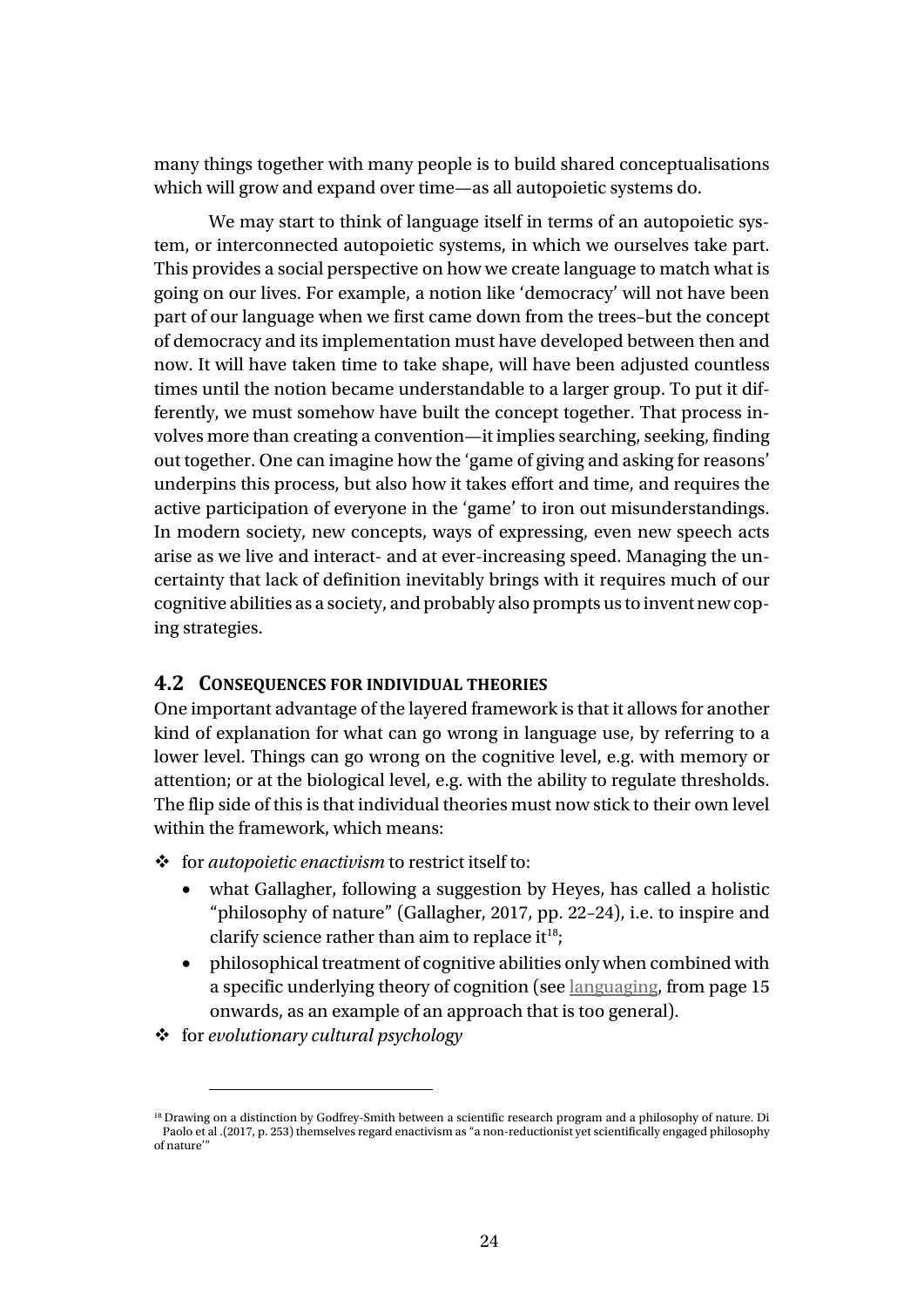many things together with many people is to build shared conceptualisations which will grow and expand over time—as all autopoietic systems do.

We may start to think of language itself in terms of an autopoietic system, or interconnected autopoietic systems, in which we ourselves take part. This provides a social perspective on how we create language to match what is going on our lives. For example, a notion like 'democracy' will not have been part of our language when we first came down from the trees–but the concept of democracy and its implementation must have developed between then and now. It will have taken time to take shape, will have been adjusted countless times until the notion became understandable to a larger group. To put it differently, we must somehow have built the concept together. That process involves more than creating a convention—it implies searching, seeking, finding out together. One can imagine how the 'game of giving and asking for reasons' underpins this process, but also how it takes effort and time, and requires the active participation of everyone in the 'game' to iron out misunderstandings. In modern society, new concepts, ways of expressing, even new speech acts arise as we live and interact- and at ever-increasing speed. Managing the uncertainty that lack of definition inevitably brings with it requires much of our cognitive abilities as a society, and probably also prompts us to invent new coping strategies.

## 4.2 Consequences for individual theories

One important advantage of the layered framework is that it allows for another kind of explanation for what can go wrong in language use, by referring to a lower level. Things can go wrong on the cognitive level, e.g. with memory or attention; or at the biological level, e.g. with the ability to regulate thresholds. The flip side of this is that individual theories must now stick to their own level within the framework, which means:

- for *autopoietic enactivism* to restrict itself to:
  - what Gallagher, following a suggestion by Heyes, has called a holistic "philosophy of nature" (Gallagher, 2017, pp. 22–24), i.e. to inspire and clarify science rather than aim to replace it[18];
  - philosophical treatment of cognitive abilities only when combined with a specific underlying theory of cognition (see languaging, from page 15 onwards, as an example of an approach that is too general).
- for *evolutionary cultural psychology*

[18] Drawing on a distinction by Godfrey-Smith between a scientific research program and a philosophy of nature. Di Paolo et al .(2017, p. 253) themselves regard enactivism as "a non-reductionist yet scientifically engaged philosophy of nature'"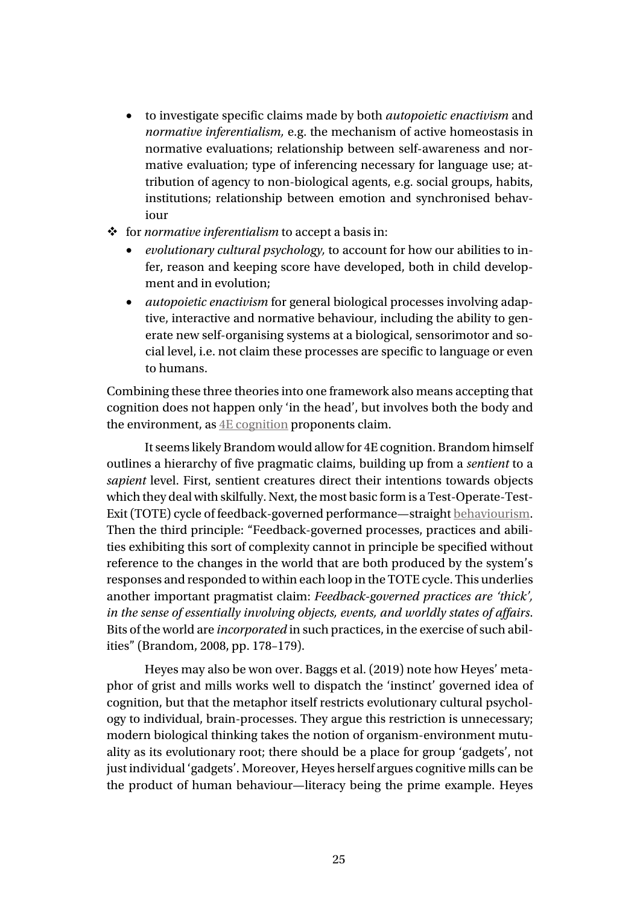- to investigate specific claims made by both *autopoietic enactivism* and *normative inferentialism,* e.g. the mechanism of active homeostasis in normative evaluations; relationship between self-awareness and normative evaluation; type of inferencing necessary for language use; attribution of agency to non-biological agents, e.g. social groups, habits, institutions; relationship between emotion and synchronised behaviour

- for *normative inferentialism* to accept a basis in:
    - *evolutionary cultural psychology,* to account for how our abilities to infer, reason and keeping score have developed, both in child development and in evolution;
    - *autopoietic enactivism* for general biological processes involving adaptive, interactive and normative behaviour, including the ability to generate new self-organising systems at a biological, sensorimotor and social level, i.e. not claim these processes are specific to language or even to humans.

Combining these three theories into one framework also means accepting that cognition does not happen only 'in the head', but involves both the body and the environment, as 4E cognition proponents claim.

It seems likely Brandom would allow for 4E cognition. Brandom himself outlines a hierarchy of five pragmatic claims, building up from a *sentient* to a *sapient* level. First, sentient creatures direct their intentions towards objects which they deal with skilfully. Next, the most basic form is a Test-Operate-Test-Exit (TOTE) cycle of feedback-governed performance—straight behaviourism. Then the third principle: "Feedback-governed processes, practices and abilities exhibiting this sort of complexity cannot in principle be specified without reference to the changes in the world that are both produced by the system's responses and responded to within each loop in the TOTE cycle. This underlies another important pragmatist claim: *Feedback-governed practices are 'thick', in the sense of essentially involving objects, events, and worldly states of affairs*. Bits of the world are *incorporated* in such practices, in the exercise of such abilities" (Brandom, 2008, pp. 178–179).

Heyes may also be won over. Baggs et al. (2019) note how Heyes' metaphor of grist and mills works well to dispatch the 'instinct' governed idea of cognition, but that the metaphor itself restricts evolutionary cultural psychology to individual, brain-processes. They argue this restriction is unnecessary; modern biological thinking takes the notion of organism-environment mutuality as its evolutionary root; there should be a place for group 'gadgets', not just individual 'gadgets'. Moreover, Heyes herself argues cognitive mills can be the product of human behaviour—literacy being the prime example. Heyes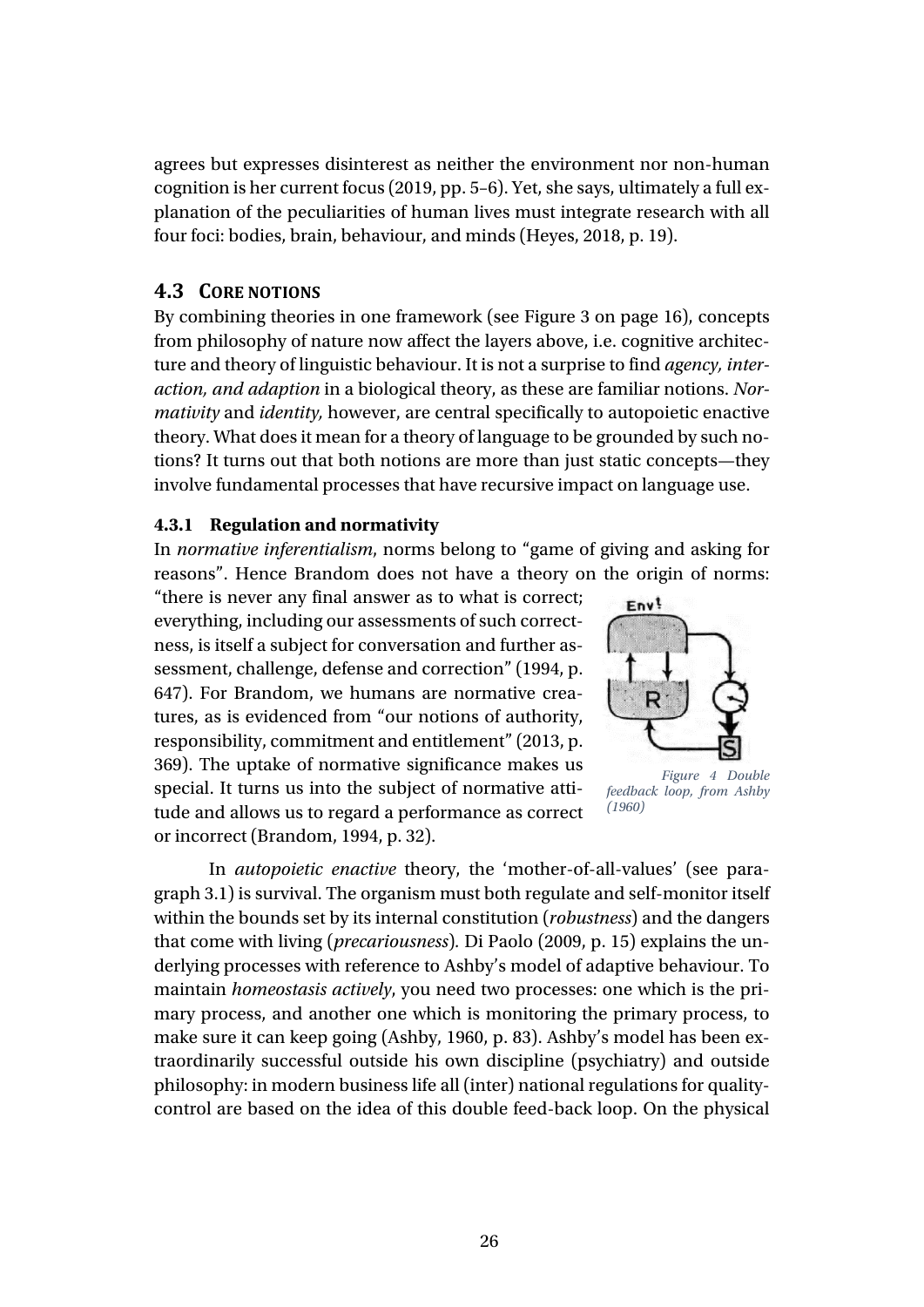agrees but expresses disinterest as neither the environment nor non-human cognition is her current focus (2019, pp. 5–6). Yet, she says, ultimately a full explanation of the peculiarities of human lives must integrate research with all four foci: bodies, brain, behaviour, and minds (Heyes, 2018, p. 19).

## 4.3 Core notions

By combining theories in one framework (see Figure 3 on page 16), concepts from philosophy of nature now affect the layers above, i.e. cognitive architecture and theory of linguistic behaviour. It is not a surprise to find *agency, interaction, and adaption* in a biological theory, as these are familiar notions. *Normativity* and *identity,* however, are central specifically to autopoietic enactive theory. What does it mean for a theory of language to be grounded by such notions? It turns out that both notions are more than just static concepts—they involve fundamental processes that have recursive impact on language use.

### 4.3.1 Regulation and normativity

In *normative inferentialism*, norms belong to "game of giving and asking for reasons". Hence Brandom does not have a theory on the origin of norms: "there is never any final answer as to what is correct; everything, including our assessments of such correctness, is itself a subject for conversation and further assessment, challenge, defense and correction" (1994, p. 647). For Brandom, we humans are normative creatures, as is evidenced from "our notions of authority, responsibility, commitment and entitlement" (2013, p. 369). The uptake of normative significance makes us special. It turns us into the subject of normative attitude and allows us to regard a performance as correct or incorrect (Brandom, 1994, p. 32).

*Figure 4 Double feedback loop, from Ashby (1960)*

In *autopoietic enactive* theory, the 'mother-of-all-values' (see paragraph 3.1) is survival. The organism must both regulate and self-monitor itself within the bounds set by its internal constitution (*robustness*) and the dangers that come with living (*precariousness*). Di Paolo (2009, p. 15) explains the underlying processes with reference to Ashby's model of adaptive behaviour. To maintain *homeostasis actively*, you need two processes: one which is the primary process, and another one which is monitoring the primary process, to make sure it can keep going (Ashby, 1960, p. 83). Ashby's model has been extraordinarily successful outside his own discipline (psychiatry) and outside philosophy: in modern business life all (inter) national regulations for quality-control are based on the idea of this double feed-back loop. On the physical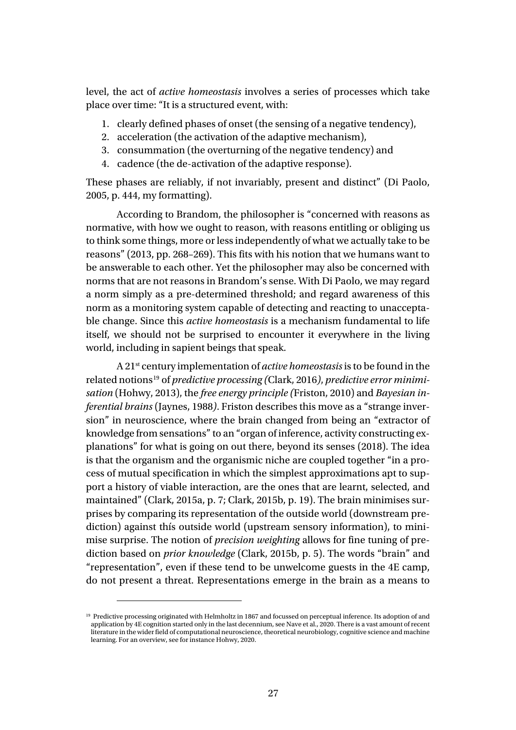level, the act of *active homeostasis* involves a series of processes which take place over time: "It is a structured event, with:

1. clearly defined phases of onset (the sensing of a negative tendency),
2. acceleration (the activation of the adaptive mechanism),
3. consummation (the overturning of the negative tendency) and
4. cadence (the de-activation of the adaptive response).

These phases are reliably, if not invariably, present and distinct" (Di Paolo, 2005, p. 444, my formatting).

According to Brandom, the philosopher is "concerned with reasons as normative, with how we ought to reason, with reasons entitling or obliging us to think some things, more or less independently of what we actually take to be reasons" (2013, pp. 268–269). This fits with his notion that we humans want to be answerable to each other. Yet the philosopher may also be concerned with norms that are not reasons in Brandom's sense. With Di Paolo, we may regard a norm simply as a pre-determined threshold; and regard awareness of this norm as a monitoring system capable of detecting and reacting to unacceptable change. Since this *active homeostasis* is a mechanism fundamental to life itself, we should not be surprised to encounter it everywhere in the living world, including in sapient beings that speak.

A 21st century implementation of *active homeostasis* is to be found in the related notions[19] of *predictive processing (*Clark, 2016*)*, *predictive error minimisation* (Hohwy, 2013), the *free energy principle (*Friston, 2010) and *Bayesian inferential brains* (Jaynes, 1988*)*. Friston describes this move as a "strange inversion" in neuroscience, where the brain changed from being an "extractor of knowledge from sensations" to an "organ of inference, activity constructing explanations" for what is going on out there, beyond its senses (2018). The idea is that the organism and the organismic niche are coupled together "in a process of mutual specification in which the simplest approximations apt to support a history of viable interaction, are the ones that are learnt, selected, and maintained" (Clark, 2015a, p. 7; Clark, 2015b, p. 19). The brain minimises surprises by comparing its representation of the outside world (downstream prediction) against thís outside world (upstream sensory information), to minimise surprise. The notion of *precision weighting* allows for fine tuning of prediction based on *prior knowledge* (Clark, 2015b, p. 5). The words "brain" and "representation", even if these tend to be unwelcome guests in the 4E camp, do not present a threat. Representations emerge in the brain as a means to

[19] Predictive processing originated with Helmholtz in 1867 and focussed on perceptual inference. Its adoption of and application by 4E cognition started only in the last decennium, see Nave et al., 2020. There is a vast amount of recent literature in the wider field of computational neuroscience, theoretical neurobiology, cognitive science and machine learning. For an overview, see for instance Hohwy, 2020.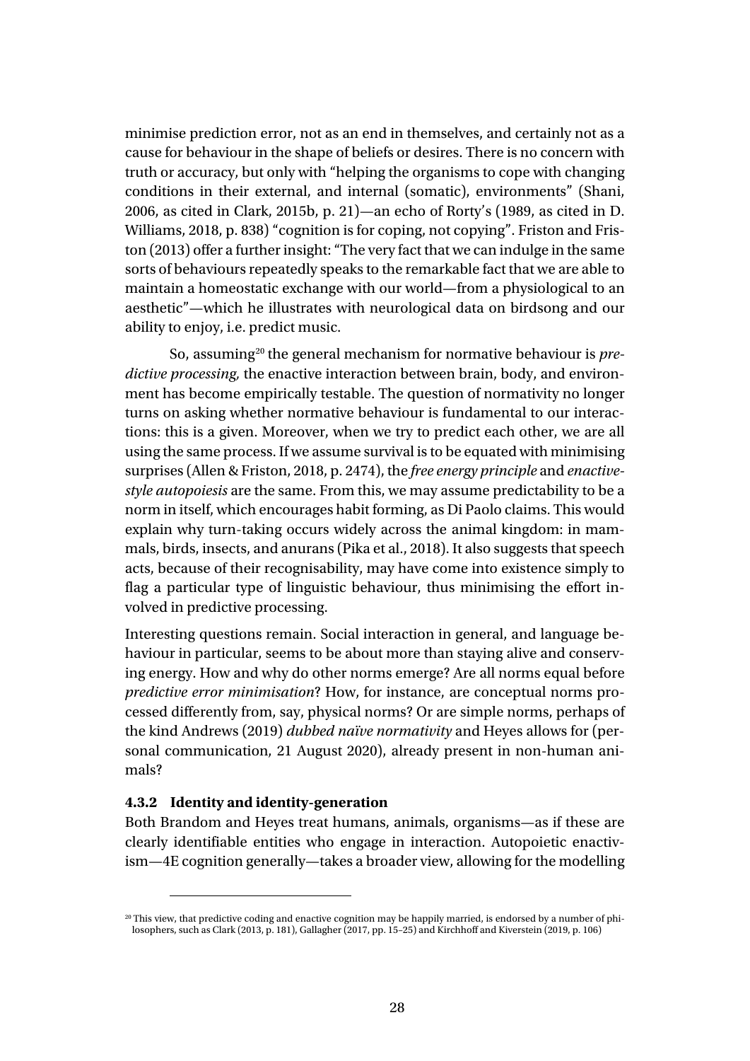minimise prediction error, not as an end in themselves, and certainly not as a cause for behaviour in the shape of beliefs or desires. There is no concern with truth or accuracy, but only with "helping the organisms to cope with changing conditions in their external, and internal (somatic), environments" (Shani, 2006, as cited in Clark, 2015b, p. 21)—an echo of Rorty's (1989, as cited in D. Williams, 2018, p. 838) "cognition is for coping, not copying". Friston and Friston (2013) offer a further insight: "The very fact that we can indulge in the same sorts of behaviours repeatedly speaks to the remarkable fact that we are able to maintain a homeostatic exchange with our world—from a physiological to an aesthetic"—which he illustrates with neurological data on birdsong and our ability to enjoy, i.e. predict music.

So, assuming[20] the general mechanism for normative behaviour is *predictive processing,* the enactive interaction between brain, body, and environment has become empirically testable. The question of normativity no longer turns on asking whether normative behaviour is fundamental to our interactions: this is a given. Moreover, when we try to predict each other, we are all using the same process. If we assume survival is to be equated with minimising surprises (Allen & Friston, 2018, p. 2474), the *free energy principle* and *enactive-style autopoiesis* are the same. From this, we may assume predictability to be a norm in itself, which encourages habit forming, as Di Paolo claims. This would explain why turn-taking occurs widely across the animal kingdom: in mammals, birds, insects, and anurans (Pika et al., 2018). It also suggests that speech acts, because of their recognisability, may have come into existence simply to flag a particular type of linguistic behaviour, thus minimising the effort involved in predictive processing.

Interesting questions remain. Social interaction in general, and language behaviour in particular, seems to be about more than staying alive and conserving energy. How and why do other norms emerge? Are all norms equal before *predictive error minimisation*? How, for instance, are conceptual norms processed differently from, say, physical norms? Or are simple norms, perhaps of the kind Andrews (2019) *dubbed naïve normativity* and Heyes allows for (personal communication, 21 August 2020), already present in non-human animals?

### 4.3.2 Identity and identity-generation

Both Brandom and Heyes treat humans, animals, organisms—as if these are clearly identifiable entities who engage in interaction. Autopoietic enactivism—4E cognition generally—takes a broader view, allowing for the modelling

[20] This view, that predictive coding and enactive cognition may be happily married, is endorsed by a number of philosophers, such as Clark (2013, p. 181), Gallagher (2017, pp. 15–25) and Kirchhoff and Kiverstein (2019, p. 106)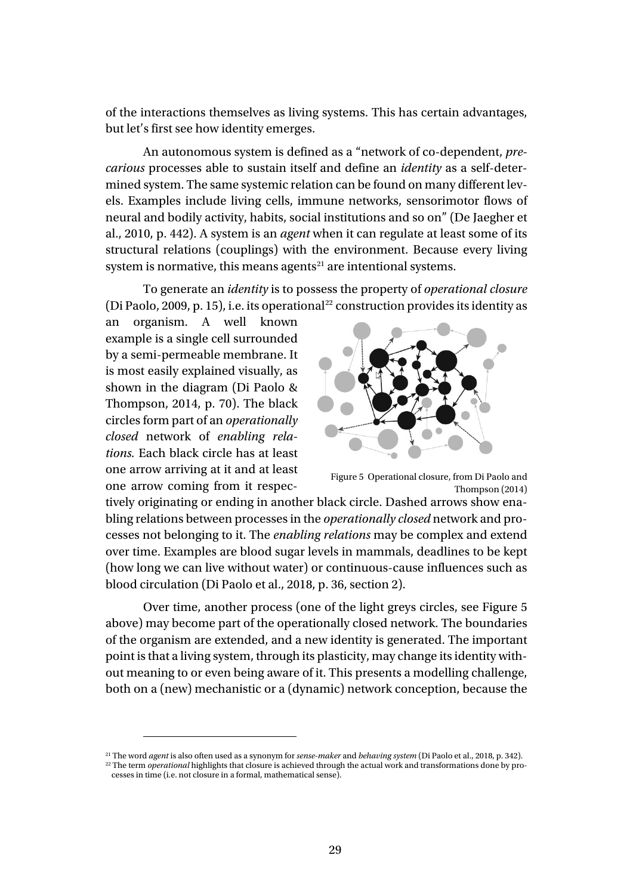of the interactions themselves as living systems. This has certain advantages, but let's first see how identity emerges.

An autonomous system is defined as a "network of co-dependent, *precarious* processes able to sustain itself and define an *identity* as a self-determined system. The same systemic relation can be found on many different levels. Examples include living cells, immune networks, sensorimotor flows of neural and bodily activity, habits, social institutions and so on" (De Jaegher et al., 2010, p. 442). A system is an *agent* when it can regulate at least some of its structural relations (couplings) with the environment. Because every living system is normative, this means agents[21] are intentional systems.

To generate an *identity* is to possess the property of *operational closure* (Di Paolo, 2009, p. 15), i.e. its operational[22] construction provides its identity as an organism. A well known example is a single cell surrounded by a semi-permeable membrane. It is most easily explained visually, as shown in the diagram (Di Paolo & Thompson, 2014, p. 70). The black circles form part of an *operationally closed* network of *enabling relations.* Each black circle has at least one arrow arriving at it and at least one arrow coming from it respectively originating or ending in another black circle. Dashed arrows show enabling relations between processes in the *operationally closed* network and processes not belonging to it. The *enabling relations* may be complex and extend over time. Examples are blood sugar levels in mammals, deadlines to be kept (how long we can live without water) or continuous-cause influences such as blood circulation (Di Paolo et al., 2018, p. 36, section 2).

Figure 5 Operational closure, from Di Paolo and Thompson (2014)

Over time, another process (one of the light greys circles, see Figure 5 above) may become part of the operationally closed network. The boundaries of the organism are extended, and a new identity is generated. The important point is that a living system, through its plasticity, may change its identity without meaning to or even being aware of it. This presents a modelling challenge, both on a (new) mechanistic or a (dynamic) network conception, because the

[21] The word *agent* is also often used as a synonym for *sense-maker* and *behaving system* (Di Paolo et al., 2018, p. 342).

[22] The term *operational* highlights that closure is achieved through the actual work and transformations done by processes in time (i.e. not closure in a formal, mathematical sense).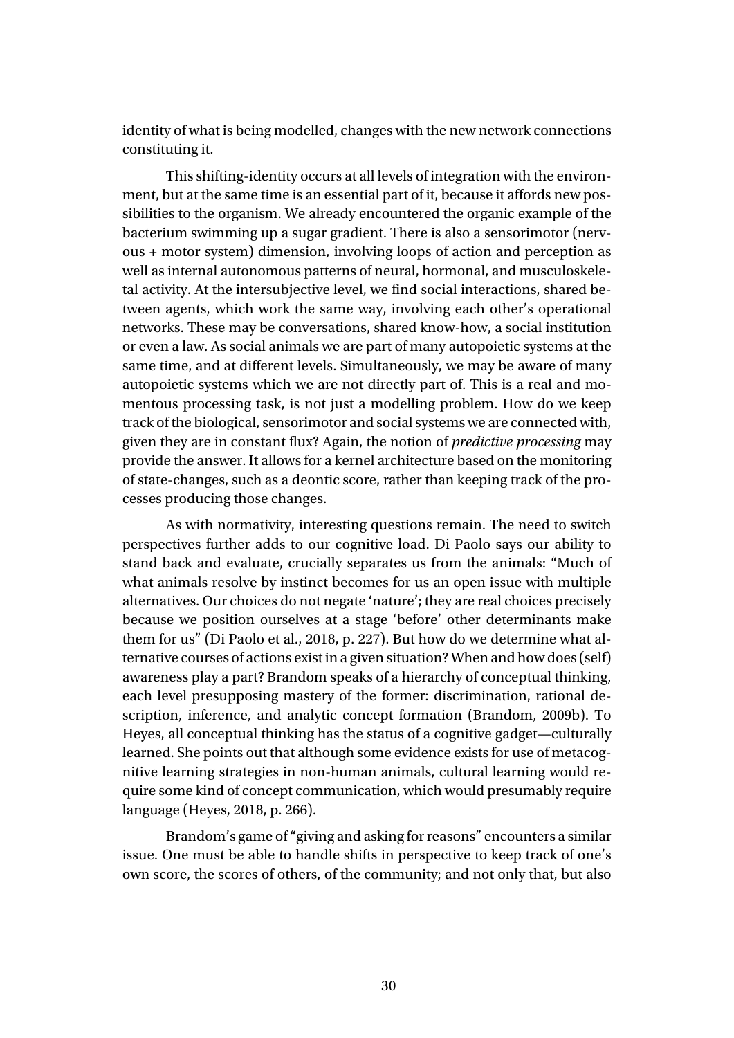identity of what is being modelled, changes with the new network connections constituting it.

This shifting-identity occurs at all levels of integration with the environment, but at the same time is an essential part of it, because it affords new possibilities to the organism. We already encountered the organic example of the bacterium swimming up a sugar gradient. There is also a sensorimotor (nervous + motor system) dimension, involving loops of action and perception as well as internal autonomous patterns of neural, hormonal, and musculoskeletal activity. At the intersubjective level, we find social interactions, shared between agents, which work the same way, involving each other's operational networks. These may be conversations, shared know-how, a social institution or even a law. As social animals we are part of many autopoietic systems at the same time, and at different levels. Simultaneously, we may be aware of many autopoietic systems which we are not directly part of. This is a real and momentous processing task, is not just a modelling problem. How do we keep track of the biological, sensorimotor and social systems we are connected with, given they are in constant flux? Again, the notion of *predictive processing* may provide the answer. It allows for a kernel architecture based on the monitoring of state-changes, such as a deontic score, rather than keeping track of the processes producing those changes.

As with normativity, interesting questions remain. The need to switch perspectives further adds to our cognitive load. Di Paolo says our ability to stand back and evaluate, crucially separates us from the animals: "Much of what animals resolve by instinct becomes for us an open issue with multiple alternatives. Our choices do not negate 'nature'; they are real choices precisely because we position ourselves at a stage 'before' other determinants make them for us" (Di Paolo et al., 2018, p. 227). But how do we determine what alternative courses of actions exist in a given situation? When and how does (self) awareness play a part? Brandom speaks of a hierarchy of conceptual thinking, each level presupposing mastery of the former: discrimination, rational description, inference, and analytic concept formation (Brandom, 2009b). To Heyes, all conceptual thinking has the status of a cognitive gadget—culturally learned. She points out that although some evidence exists for use of metacognitive learning strategies in non-human animals, cultural learning would require some kind of concept communication, which would presumably require language (Heyes, 2018, p. 266).

Brandom's game of "giving and asking for reasons" encounters a similar issue. One must be able to handle shifts in perspective to keep track of one's own score, the scores of others, of the community; and not only that, but also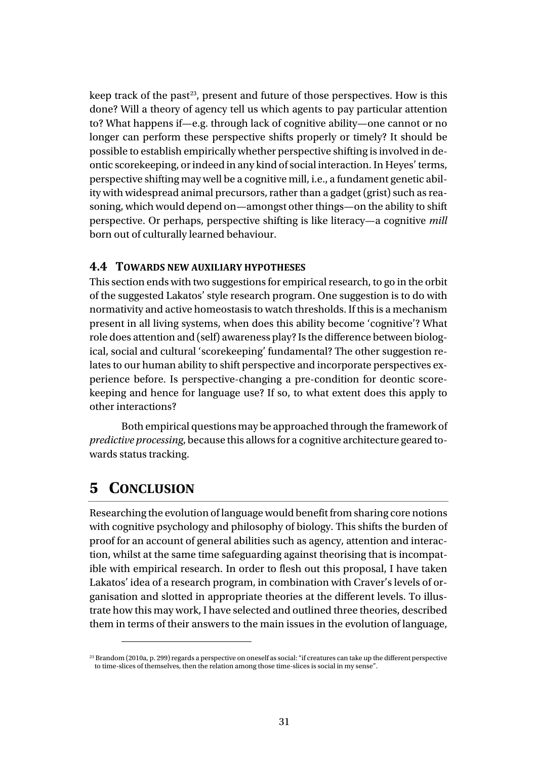keep track of the past[23], present and future of those perspectives. How is this done? Will a theory of agency tell us which agents to pay particular attention to? What happens if—e.g. through lack of cognitive ability—one cannot or no longer can perform these perspective shifts properly or timely? It should be possible to establish empirically whether perspective shifting is involved in deontic scorekeeping, or indeed in any kind of social interaction. In Heyes' terms, perspective shifting may well be a cognitive mill, i.e., a fundament genetic ability with widespread animal precursors, rather than a gadget (grist) such as reasoning, which would depend on—amongst other things—on the ability to shift perspective. Or perhaps, perspective shifting is like literacy—a cognitive *mill* born out of culturally learned behaviour.

### 4.4 Towards new auxiliary hypotheses

This section ends with two suggestions for empirical research, to go in the orbit of the suggested Lakatos' style research program. One suggestion is to do with normativity and active homeostasis to watch thresholds. If this is a mechanism present in all living systems, when does this ability become 'cognitive'? What role does attention and (self) awareness play? Is the difference between biological, social and cultural 'scorekeeping' fundamental? The other suggestion relates to our human ability to shift perspective and incorporate perspectives experience before. Is perspective-changing a pre-condition for deontic scorekeeping and hence for language use? If so, to what extent does this apply to other interactions?

Both empirical questions may be approached through the framework of *predictive processing*, because this allows for a cognitive architecture geared towards status tracking.

## 5 Conclusion

Researching the evolution of language would benefit from sharing core notions with cognitive psychology and philosophy of biology. This shifts the burden of proof for an account of general abilities such as agency, attention and interaction, whilst at the same time safeguarding against theorising that is incompatible with empirical research. In order to flesh out this proposal, I have taken Lakatos' idea of a research program, in combination with Craver's levels of organisation and slotted in appropriate theories at the different levels. To illustrate how this may work, I have selected and outlined three theories, described them in terms of their answers to the main issues in the evolution of language,

---

[23] Brandom (2010a, p. 299) regards a perspective on oneself as social: "if creatures can take up the different perspective to time-slices of themselves, then the relation among those time-slices is social in my sense".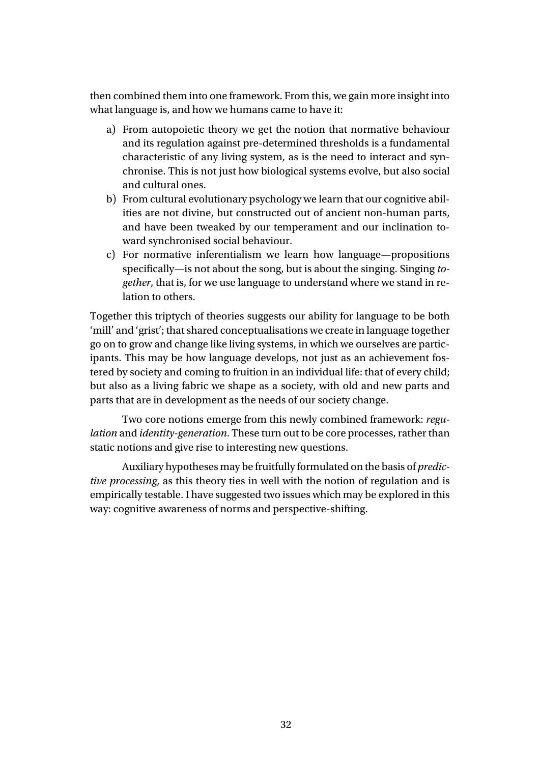then combined them into one framework. From this, we gain more insight into what language is, and how we humans came to have it:

a) From autopoietic theory we get the notion that normative behaviour and its regulation against pre-determined thresholds is a fundamental characteristic of any living system, as is the need to interact and synchronise. This is not just how biological systems evolve, but also social and cultural ones.
b) From cultural evolutionary psychology we learn that our cognitive abilities are not divine, but constructed out of ancient non-human parts, and have been tweaked by our temperament and our inclination toward synchronised social behaviour.
c) For normative inferentialism we learn how language—propositions specifically—is not about the song, but is about the singing. Singing *together*, that is, for we use language to understand where we stand in relation to others.

Together this triptych of theories suggests our ability for language to be both 'mill' and 'grist'; that shared conceptualisations we create in language together go on to grow and change like living systems, in which we ourselves are participants. This may be how language develops, not just as an achievement fostered by society and coming to fruition in an individual life: that of every child; but also as a living fabric we shape as a society, with old and new parts and parts that are in development as the needs of our society change.

Two core notions emerge from this newly combined framework: *regulation* and *identity-generation*. These turn out to be core processes, rather than static notions and give rise to interesting new questions.

Auxiliary hypotheses may be fruitfully formulated on the basis of *predictive processing*, as this theory ties in well with the notion of regulation and is empirically testable. I have suggested two issues which may be explored in this way: cognitive awareness of norms and perspective-shifting.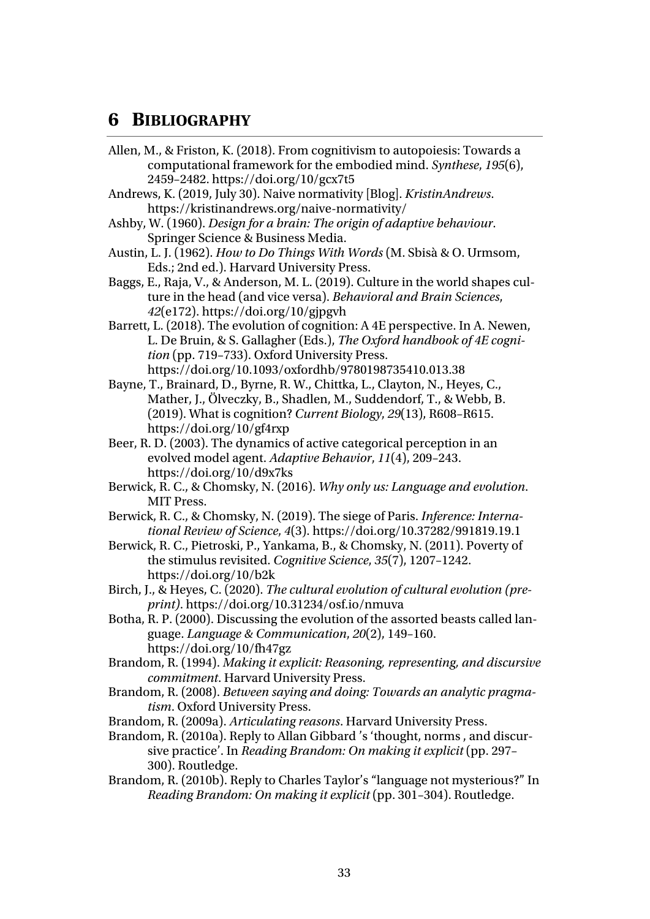# 6 BIBLIOGRAPHY

Allen, M., & Friston, K. (2018). From cognitivism to autopoiesis: Towards a computational framework for the embodied mind. *Synthese*, *195*(6), 2459–2482. https://doi.org/10/gcx7t5

Andrews, K. (2019, July 30). Naive normativity [Blog]. *KristinAndrews*. https://kristinandrews.org/naive-normativity/

Ashby, W. (1960). *Design for a brain: The origin of adaptive behaviour*. Springer Science & Business Media.

Austin, L. J. (1962). *How to Do Things With Words* (M. Sbisà & O. Urmsom, Eds.; 2nd ed.). Harvard University Press.

Baggs, E., Raja, V., & Anderson, M. L. (2019). Culture in the world shapes culture in the head (and vice versa). *Behavioral and Brain Sciences*, *42*(e172). https://doi.org/10/gjpgvh

Barrett, L. (2018). The evolution of cognition: A 4E perspective. In A. Newen, L. De Bruin, & S. Gallagher (Eds.), *The Oxford handbook of 4E cognition* (pp. 719–733). Oxford University Press. https://doi.org/10.1093/oxfordhb/9780198735410.013.38

Bayne, T., Brainard, D., Byrne, R. W., Chittka, L., Clayton, N., Heyes, C., Mather, J., Ölveczky, B., Shadlen, M., Suddendorf, T., & Webb, B. (2019). What is cognition? *Current Biology*, *29*(13), R608–R615. https://doi.org/10/gf4rxp

Beer, R. D. (2003). The dynamics of active categorical perception in an evolved model agent. *Adaptive Behavior*, *11*(4), 209–243. https://doi.org/10/d9x7ks

Berwick, R. C., & Chomsky, N. (2016). *Why only us: Language and evolution*. MIT Press.

Berwick, R. C., & Chomsky, N. (2019). The siege of Paris. *Inference: International Review of Science*, *4*(3). https://doi.org/10.37282/991819.19.1

Berwick, R. C., Pietroski, P., Yankama, B., & Chomsky, N. (2011). Poverty of the stimulus revisited. *Cognitive Science*, *35*(7), 1207–1242. https://doi.org/10/b2k

Birch, J., & Heyes, C. (2020). *The cultural evolution of cultural evolution (preprint)*. https://doi.org/10.31234/osf.io/nmuva

Botha, R. P. (2000). Discussing the evolution of the assorted beasts called language. *Language & Communication*, *20*(2), 149–160. https://doi.org/10/fh47gz

Brandom, R. (1994). *Making it explicit: Reasoning, representing, and discursive commitment*. Harvard University Press.

Brandom, R. (2008). *Between saying and doing: Towards an analytic pragmatism*. Oxford University Press.

Brandom, R. (2009a). *Articulating reasons*. Harvard University Press.

Brandom, R. (2010a). Reply to Allan Gibbard 's 'thought, norms , and discursive practice'. In *Reading Brandom: On making it explicit* (pp. 297–300). Routledge.

Brandom, R. (2010b). Reply to Charles Taylor's "language not mysterious?" In *Reading Brandom: On making it explicit* (pp. 301–304). Routledge.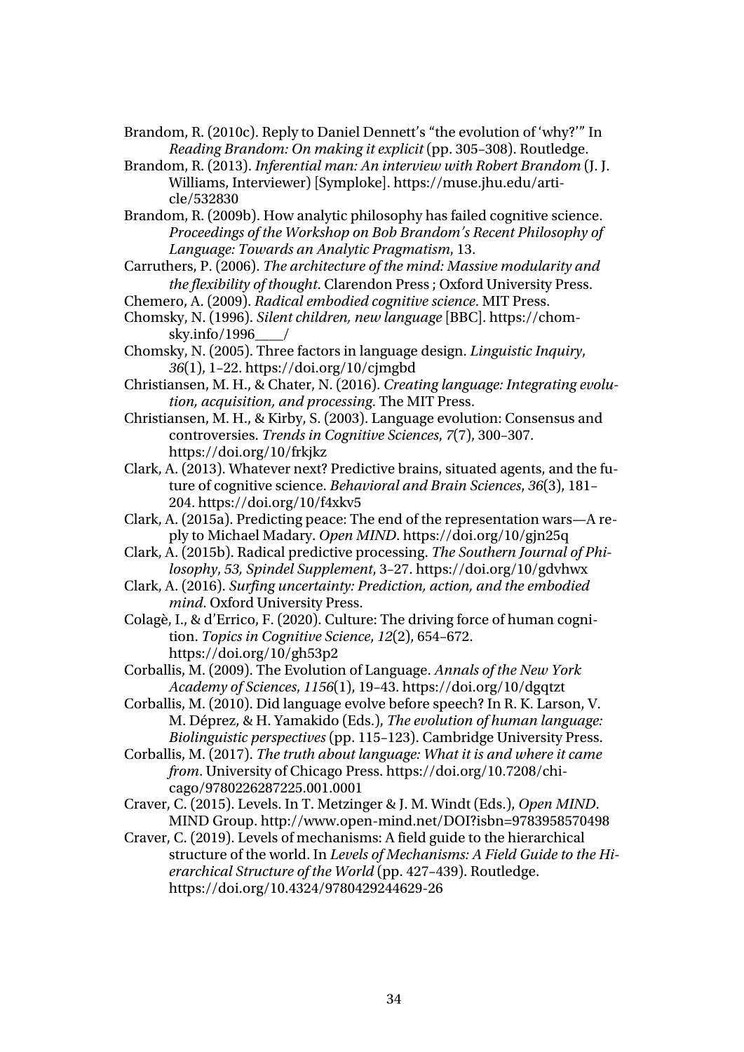Brandom, R. (2010c). Reply to Daniel Dennett's "the evolution of 'why?'" In *Reading Brandom: On making it explicit* (pp. 305–308). Routledge.

Brandom, R. (2013). *Inferential man: An interview with Robert Brandom* (J. J. Williams, Interviewer) [Symploke]. https://muse.jhu.edu/article/532830

Brandom, R. (2009b). How analytic philosophy has failed cognitive science. *Proceedings of the Workshop on Bob Brandom's Recent Philosophy of Language: Towards an Analytic Pragmatism*, 13.

Carruthers, P. (2006). *The architecture of the mind: Massive modularity and the flexibility of thought*. Clarendon Press ; Oxford University Press.

Chemero, A. (2009). *Radical embodied cognitive science*. MIT Press.

Chomsky, N. (1996). *Silent children, new language* [BBC]. https://chomsky.info/1996____/

Chomsky, N. (2005). Three factors in language design. *Linguistic Inquiry*, *36*(1), 1–22. https://doi.org/10/cjmgbd

Christiansen, M. H., & Chater, N. (2016). *Creating language: Integrating evolution, acquisition, and processing*. The MIT Press.

Christiansen, M. H., & Kirby, S. (2003). Language evolution: Consensus and controversies. *Trends in Cognitive Sciences*, *7*(7), 300–307. https://doi.org/10/frkjkz

Clark, A. (2013). Whatever next? Predictive brains, situated agents, and the future of cognitive science. *Behavioral and Brain Sciences*, *36*(3), 181–204. https://doi.org/10/f4xkv5

Clark, A. (2015a). Predicting peace: The end of the representation wars—A reply to Michael Madary. *Open MIND*. https://doi.org/10/gjn25q

Clark, A. (2015b). Radical predictive processing. *The Southern Journal of Philosophy*, *53, Spindel Supplement*, 3–27. https://doi.org/10/gdvhwx

Clark, A. (2016). *Surfing uncertainty: Prediction, action, and the embodied mind*. Oxford University Press.

Colagè, I., & d'Errico, F. (2020). Culture: The driving force of human cognition. *Topics in Cognitive Science*, *12*(2), 654–672. https://doi.org/10/gh53p2

Corballis, M. (2009). The Evolution of Language. *Annals of the New York Academy of Sciences*, *1156*(1), 19–43. https://doi.org/10/dgqtzt

Corballis, M. (2010). Did language evolve before speech? In R. K. Larson, V. M. Déprez, & H. Yamakido (Eds.), *The evolution of human language: Biolinguistic perspectives* (pp. 115–123). Cambridge University Press.

Corballis, M. (2017). *The truth about language: What it is and where it came from*. University of Chicago Press. https://doi.org/10.7208/chicago/9780226287225.001.0001

Craver, C. (2015). Levels. In T. Metzinger & J. M. Windt (Eds.), *Open MIND*. MIND Group. http://www.open-mind.net/DOI?isbn=9783958570498

Craver, C. (2019). Levels of mechanisms: A field guide to the hierarchical structure of the world. In *Levels of Mechanisms: A Field Guide to the Hierarchical Structure of the World* (pp. 427–439). Routledge. https://doi.org/10.4324/9780429244629-26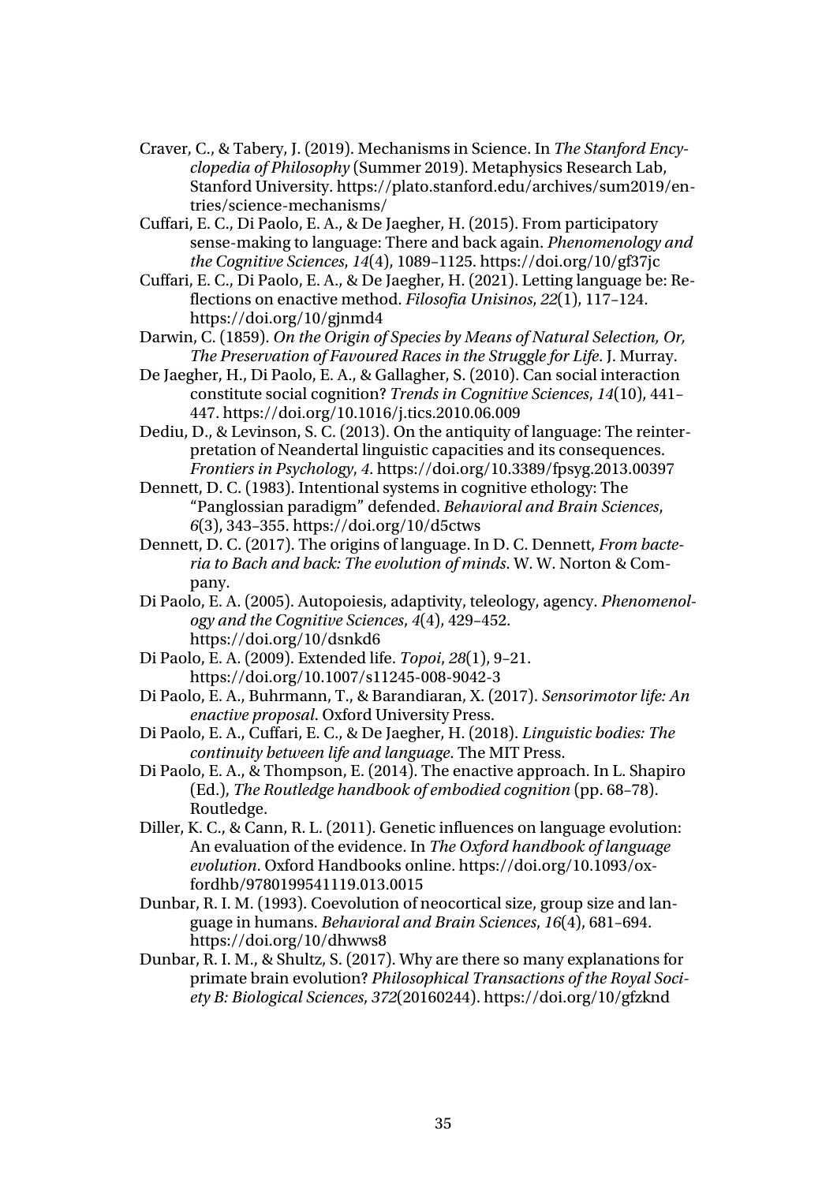Craver, C., & Tabery, J. (2019). Mechanisms in Science. In *The Stanford Encyclopedia of Philosophy* (Summer 2019). Metaphysics Research Lab, Stanford University. https://plato.stanford.edu/archives/sum2019/entries/science-mechanisms/

Cuffari, E. C., Di Paolo, E. A., & De Jaegher, H. (2015). From participatory sense-making to language: There and back again. *Phenomenology and the Cognitive Sciences*, *14*(4), 1089–1125. https://doi.org/10/gf37jc

Cuffari, E. C., Di Paolo, E. A., & De Jaegher, H. (2021). Letting language be: Reflections on enactive method. *Filosofia Unisinos*, *22*(1), 117–124. https://doi.org/10/gjnmd4

Darwin, C. (1859). *On the Origin of Species by Means of Natural Selection, Or, The Preservation of Favoured Races in the Struggle for Life*. J. Murray.

De Jaegher, H., Di Paolo, E. A., & Gallagher, S. (2010). Can social interaction constitute social cognition? *Trends in Cognitive Sciences*, *14*(10), 441–447. https://doi.org/10.1016/j.tics.2010.06.009

Dediu, D., & Levinson, S. C. (2013). On the antiquity of language: The reinterpretation of Neandertal linguistic capacities and its consequences. *Frontiers in Psychology*, *4*. https://doi.org/10.3389/fpsyg.2013.00397

Dennett, D. C. (1983). Intentional systems in cognitive ethology: The "Panglossian paradigm" defended. *Behavioral and Brain Sciences*, *6*(3), 343–355. https://doi.org/10/d5ctws

Dennett, D. C. (2017). The origins of language. In D. C. Dennett, *From bacteria to Bach and back: The evolution of minds*. W. W. Norton & Company.

Di Paolo, E. A. (2005). Autopoiesis, adaptivity, teleology, agency. *Phenomenology and the Cognitive Sciences*, *4*(4), 429–452. https://doi.org/10/dsnkd6

Di Paolo, E. A. (2009). Extended life. *Topoi*, *28*(1), 9–21. https://doi.org/10.1007/s11245-008-9042-3

Di Paolo, E. A., Buhrmann, T., & Barandiaran, X. (2017). *Sensorimotor life: An enactive proposal*. Oxford University Press.

Di Paolo, E. A., Cuffari, E. C., & De Jaegher, H. (2018). *Linguistic bodies: The continuity between life and language*. The MIT Press.

Di Paolo, E. A., & Thompson, E. (2014). The enactive approach. In L. Shapiro (Ed.), *The Routledge handbook of embodied cognition* (pp. 68–78). Routledge.

Diller, K. C., & Cann, R. L. (2011). Genetic influences on language evolution: An evaluation of the evidence. In *The Oxford handbook of language evolution*. Oxford Handbooks online. https://doi.org/10.1093/oxfordhb/9780199541119.013.0015

Dunbar, R. I. M. (1993). Coevolution of neocortical size, group size and language in humans. *Behavioral and Brain Sciences*, *16*(4), 681–694. https://doi.org/10/dhwws8

Dunbar, R. I. M., & Shultz, S. (2017). Why are there so many explanations for primate brain evolution? *Philosophical Transactions of the Royal Society B: Biological Sciences*, *372*(20160244). https://doi.org/10/gfzknd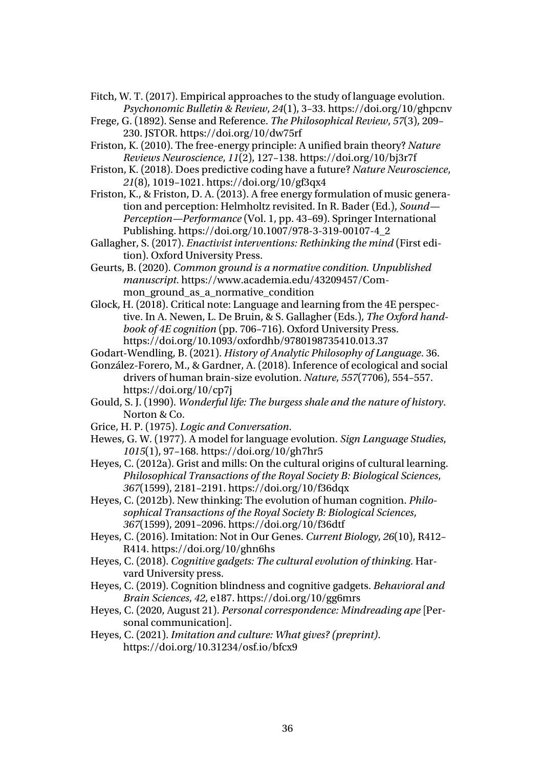Fitch, W. T. (2017). Empirical approaches to the study of language evolution. *Psychonomic Bulletin & Review*, *24*(1), 3–33. https://doi.org/10/ghpcnv

Frege, G. (1892). Sense and Reference. *The Philosophical Review*, *57*(3), 209–230. JSTOR. https://doi.org/10/dw75rf

Friston, K. (2010). The free-energy principle: A unified brain theory? *Nature Reviews Neuroscience*, *11*(2), 127–138. https://doi.org/10/bj3r7f

Friston, K. (2018). Does predictive coding have a future? *Nature Neuroscience*, *21*(8), 1019–1021. https://doi.org/10/gf3qx4

Friston, K., & Friston, D. A. (2013). A free energy formulation of music generation and perception: Helmholtz revisited. In R. Bader (Ed.), *Sound—Perception—Performance* (Vol. 1, pp. 43–69). Springer International Publishing. https://doi.org/10.1007/978-3-319-00107-4_2

Gallagher, S. (2017). *Enactivist interventions: Rethinking the mind* (First edition). Oxford University Press.

Geurts, B. (2020). *Common ground is a normative condition. Unpublished manuscript*. https://www.academia.edu/43209457/Common_ground_as_a_normative_condition

Glock, H. (2018). Critical note: Language and learning from the 4E perspective. In A. Newen, L. De Bruin, & S. Gallagher (Eds.), *The Oxford handbook of 4E cognition* (pp. 706–716). Oxford University Press. https://doi.org/10.1093/oxfordhb/9780198735410.013.37

Godart-Wendling, B. (2021). *History of Analytic Philosophy of Language*. 36.

González-Forero, M., & Gardner, A. (2018). Inference of ecological and social drivers of human brain-size evolution. *Nature*, *557*(7706), 554–557. https://doi.org/10/cp7j

Gould, S. J. (1990). *Wonderful life: The burgess shale and the nature of history*. Norton & Co.

Grice, H. P. (1975). *Logic and Conversation*.

Hewes, G. W. (1977). A model for language evolution. *Sign Language Studies*, *1015*(1), 97–168. https://doi.org/10/gh7hr5

Heyes, C. (2012a). Grist and mills: On the cultural origins of cultural learning. *Philosophical Transactions of the Royal Society B: Biological Sciences*, *367*(1599), 2181–2191. https://doi.org/10/f36dqx

Heyes, C. (2012b). New thinking: The evolution of human cognition. *Philosophical Transactions of the Royal Society B: Biological Sciences*, *367*(1599), 2091–2096. https://doi.org/10/f36dtf

Heyes, C. (2016). Imitation: Not in Our Genes. *Current Biology*, *26*(10), R412–R414. https://doi.org/10/ghn6hs

Heyes, C. (2018). *Cognitive gadgets: The cultural evolution of thinking*. Harvard University press.

Heyes, C. (2019). Cognition blindness and cognitive gadgets. *Behavioral and Brain Sciences*, *42*, e187. https://doi.org/10/gg6mrs

Heyes, C. (2020, August 21). *Personal correspondence: Mindreading ape* [Personal communication].

Heyes, C. (2021). *Imitation and culture: What gives? (preprint)*. https://doi.org/10.31234/osf.io/bfcx9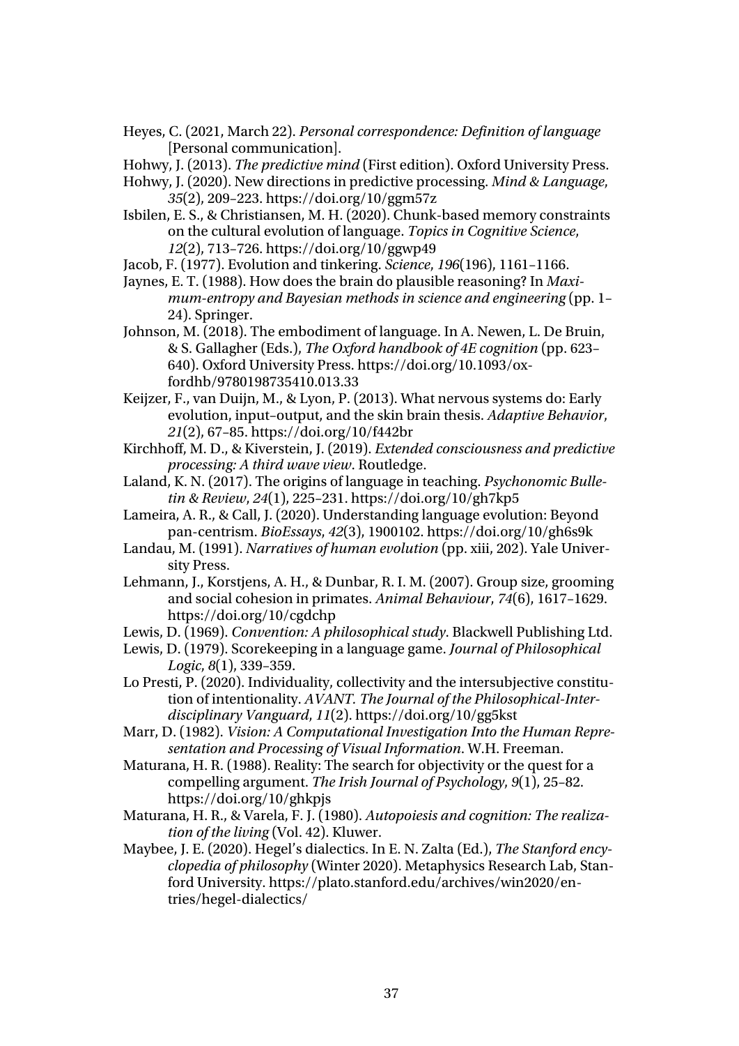Heyes, C. (2021, March 22). *Personal correspondence: Definition of language* [Personal communication].

Hohwy, J. (2013). *The predictive mind* (First edition). Oxford University Press.

Hohwy, J. (2020). New directions in predictive processing. *Mind & Language*, *35*(2), 209–223. https://doi.org/10/ggm57z

Isbilen, E. S., & Christiansen, M. H. (2020). Chunk-based memory constraints on the cultural evolution of language. *Topics in Cognitive Science*, *12*(2), 713–726. https://doi.org/10/ggwp49

Jacob, F. (1977). Evolution and tinkering. *Science*, *196*(196), 1161–1166.

Jaynes, E. T. (1988). How does the brain do plausible reasoning? In *Maximum-entropy and Bayesian methods in science and engineering* (pp. 1–24). Springer.

Johnson, M. (2018). The embodiment of language. In A. Newen, L. De Bruin, & S. Gallagher (Eds.), *The Oxford handbook of 4E cognition* (pp. 623–640). Oxford University Press. https://doi.org/10.1093/oxfordhb/9780198735410.013.33

Keijzer, F., van Duijn, M., & Lyon, P. (2013). What nervous systems do: Early evolution, input–output, and the skin brain thesis. *Adaptive Behavior*, *21*(2), 67–85. https://doi.org/10/f442br

Kirchhoff, M. D., & Kiverstein, J. (2019). *Extended consciousness and predictive processing: A third wave view*. Routledge.

Laland, K. N. (2017). The origins of language in teaching. *Psychonomic Bulletin & Review*, *24*(1), 225–231. https://doi.org/10/gh7kp5

Lameira, A. R., & Call, J. (2020). Understanding language evolution: Beyond pan-centrism. *BioEssays*, *42*(3), 1900102. https://doi.org/10/gh6s9k

Landau, M. (1991). *Narratives of human evolution* (pp. xiii, 202). Yale University Press.

Lehmann, J., Korstjens, A. H., & Dunbar, R. I. M. (2007). Group size, grooming and social cohesion in primates. *Animal Behaviour*, *74*(6), 1617–1629. https://doi.org/10/cgdchp

Lewis, D. (1969). *Convention: A philosophical study*. Blackwell Publishing Ltd.

Lewis, D. (1979). Scorekeeping in a language game. *Journal of Philosophical Logic*, *8*(1), 339–359.

Lo Presti, P. (2020). Individuality, collectivity and the intersubjective constitution of intentionality. *AVANT. The Journal of the Philosophical-Interdisciplinary Vanguard*, *11*(2). https://doi.org/10/gg5kst

Marr, D. (1982). *Vision: A Computational Investigation Into the Human Representation and Processing of Visual Information*. W.H. Freeman.

Maturana, H. R. (1988). Reality: The search for objectivity or the quest for a compelling argument. *The Irish Journal of Psychology*, *9*(1), 25–82. https://doi.org/10/ghkpjs

Maturana, H. R., & Varela, F. J. (1980). *Autopoiesis and cognition: The realization of the living* (Vol. 42). Kluwer.

Maybee, J. E. (2020). Hegel's dialectics. In E. N. Zalta (Ed.), *The Stanford encyclopedia of philosophy* (Winter 2020). Metaphysics Research Lab, Stanford University. https://plato.stanford.edu/archives/win2020/entries/hegel-dialectics/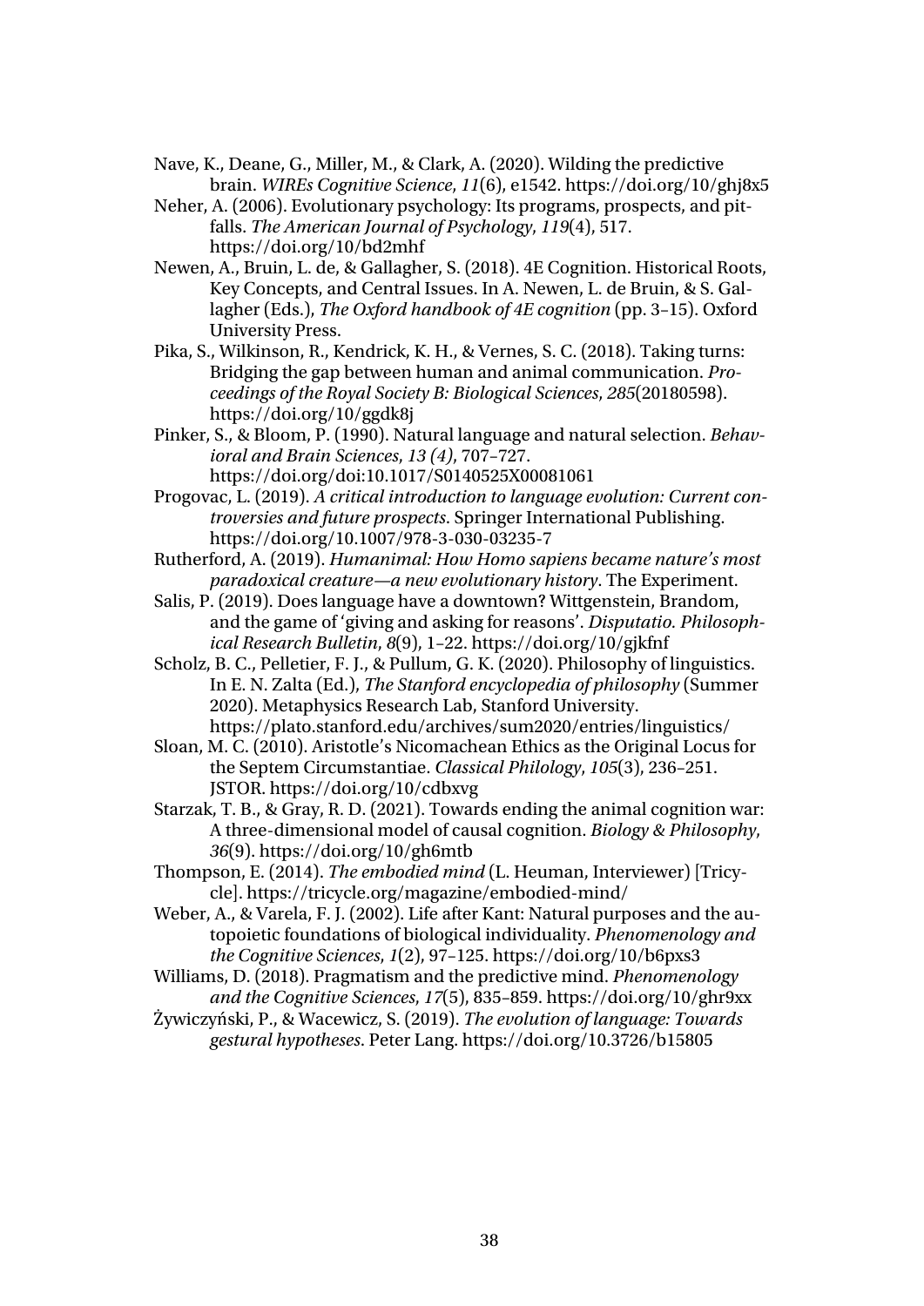Nave, K., Deane, G., Miller, M., & Clark, A. (2020). Wilding the predictive brain. *WIREs Cognitive Science*, *11*(6), e1542. https://doi.org/10/ghj8x5

Neher, A. (2006). Evolutionary psychology: Its programs, prospects, and pitfalls. *The American Journal of Psychology*, *119*(4), 517. https://doi.org/10/bd2mhf

Newen, A., Bruin, L. de, & Gallagher, S. (2018). 4E Cognition. Historical Roots, Key Concepts, and Central Issues. In A. Newen, L. de Bruin, & S. Gallagher (Eds.), *The Oxford handbook of 4E cognition* (pp. 3–15). Oxford University Press.

Pika, S., Wilkinson, R., Kendrick, K. H., & Vernes, S. C. (2018). Taking turns: Bridging the gap between human and animal communication. *Proceedings of the Royal Society B: Biological Sciences*, *285*(20180598). https://doi.org/10/ggdk8j

Pinker, S., & Bloom, P. (1990). Natural language and natural selection. *Behavioral and Brain Sciences*, *13 (4)*, 707–727. https://doi.org/doi:10.1017/S0140525X00081061

Progovac, L. (2019). *A critical introduction to language evolution: Current controversies and future prospects*. Springer International Publishing. https://doi.org/10.1007/978-3-030-03235-7

Rutherford, A. (2019). *Humanimal: How Homo sapiens became nature's most paradoxical creature—a new evolutionary history*. The Experiment.

Salis, P. (2019). Does language have a downtown? Wittgenstein, Brandom, and the game of 'giving and asking for reasons'. *Disputatio. Philosophical Research Bulletin*, *8*(9), 1–22. https://doi.org/10/gjkfnf

Scholz, B. C., Pelletier, F. J., & Pullum, G. K. (2020). Philosophy of linguistics. In E. N. Zalta (Ed.), *The Stanford encyclopedia of philosophy* (Summer 2020). Metaphysics Research Lab, Stanford University. https://plato.stanford.edu/archives/sum2020/entries/linguistics/

Sloan, M. C. (2010). Aristotle's Nicomachean Ethics as the Original Locus for the Septem Circumstantiae. *Classical Philology*, *105*(3), 236–251. JSTOR. https://doi.org/10/cdbxvg

Starzak, T. B., & Gray, R. D. (2021). Towards ending the animal cognition war: A three-dimensional model of causal cognition. *Biology & Philosophy*, *36*(9). https://doi.org/10/gh6mtb

Thompson, E. (2014). *The embodied mind* (L. Heuman, Interviewer) [Tricycle]. https://tricycle.org/magazine/embodied-mind/

Weber, A., & Varela, F. J. (2002). Life after Kant: Natural purposes and the autopoietic foundations of biological individuality. *Phenomenology and the Cognitive Sciences*, *1*(2), 97–125. https://doi.org/10/b6pxs3

Williams, D. (2018). Pragmatism and the predictive mind. *Phenomenology and the Cognitive Sciences*, *17*(5), 835–859. https://doi.org/10/ghr9xx

Żywiczyński, P., & Wacewicz, S. (2019). *The evolution of language: Towards gestural hypotheses*. Peter Lang. https://doi.org/10.3726/b15805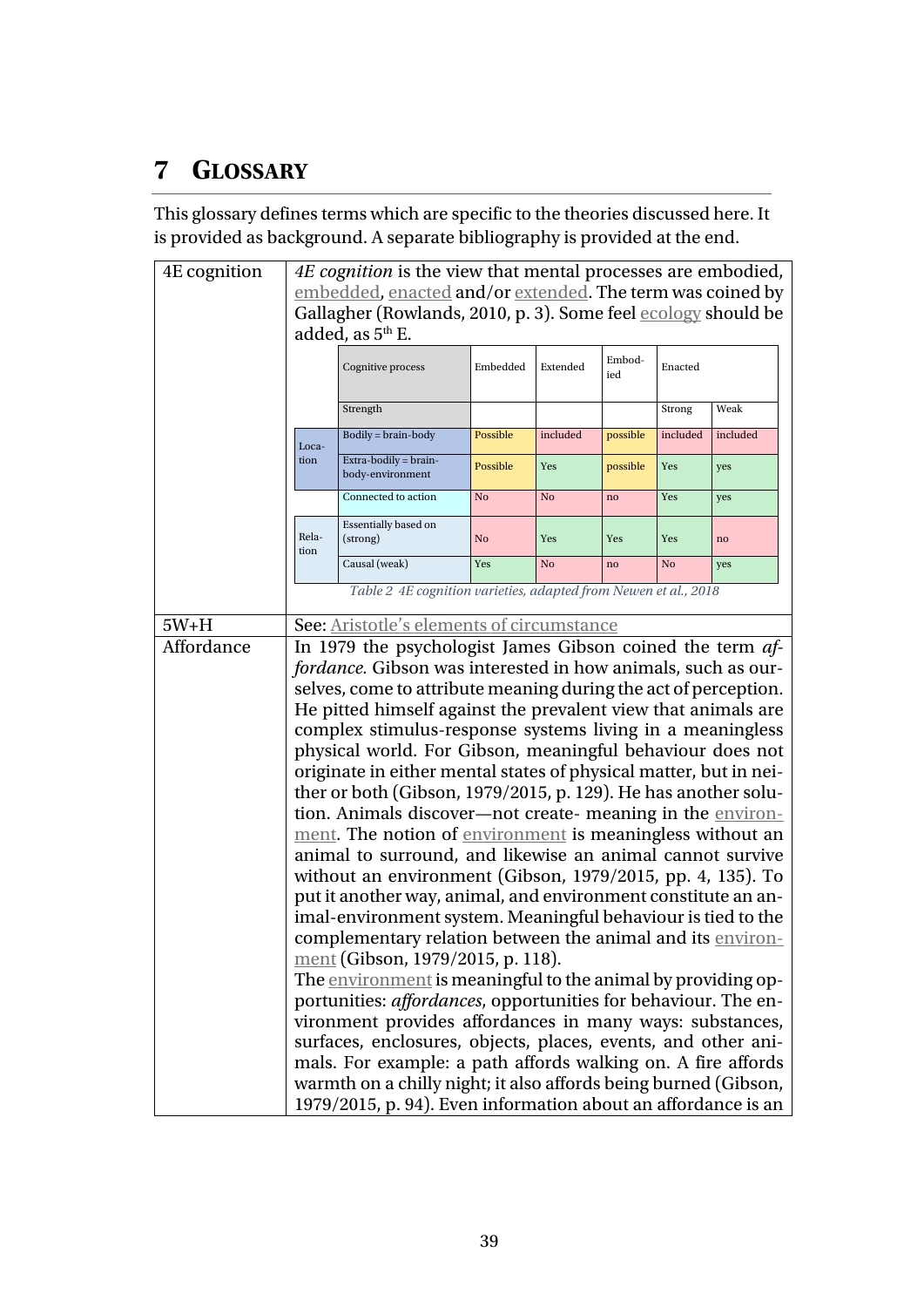# 7 GLOSSARY

This glossary defines terms which are specific to the theories discussed here. It is provided as background. A separate bibliography is provided at the end.

| | |
|---|---|
| 4E cognition | *4E cognition* is the view that mental processes are embodied, embedded, enacted and/or extended. The term was coined by Gallagher (Rowlands, 2010, p. 3). Some feel ecology should be added, as 5th E. |

| | Cognitive process | Embedded | Extended | Embod-ied | Enacted | |
|---|---|---|---|---|---|---|
| | Strength | | | | Strong | Weak |
| Loca-tion | Bodily = brain-body | Possible | included | possible | included | included |
| | Extra-bodily = brain-body-environment | Possible | Yes | possible | Yes | yes |
| | Connected to action | No | No | no | Yes | yes |
| Rela-tion | Essentially based on (strong) | No | Yes | Yes | Yes | no |
| | Causal (weak) | Yes | No | no | No | yes |

*Table 2 4E cognition varieties, adapted from Newen et al., 2018*

| | |
|---|---|
| 5W+H | See: Aristotle's elements of circumstance |
| Affordance | In 1979 the psychologist James Gibson coined the term *affordance*. Gibson was interested in how animals, such as ourselves, come to attribute meaning during the act of perception. He pitted himself against the prevalent view that animals are complex stimulus-response systems living in a meaningless physical world. For Gibson, meaningful behaviour does not originate in either mental states of physical matter, but in neither or both (Gibson, 1979/2015, p. 129). He has another solution. Animals discover—not create- meaning in the environment. The notion of environment is meaningless without an animal to surround, and likewise an animal cannot survive without an environment (Gibson, 1979/2015, pp. 4, 135). To put it another way, animal, and environment constitute an animal-environment system. Meaningful behaviour is tied to the complementary relation between the animal and its environment (Gibson, 1979/2015, p. 118).<br>The environment is meaningful to the animal by providing opportunities: *affordances*, opportunities for behaviour. The environment provides affordances in many ways: substances, surfaces, enclosures, objects, places, events, and other animals. For example: a path affords walking on. A fire affords warmth on a chilly night; it also affords being burned (Gibson, 1979/2015, p. 94). Even information about an affordance is an |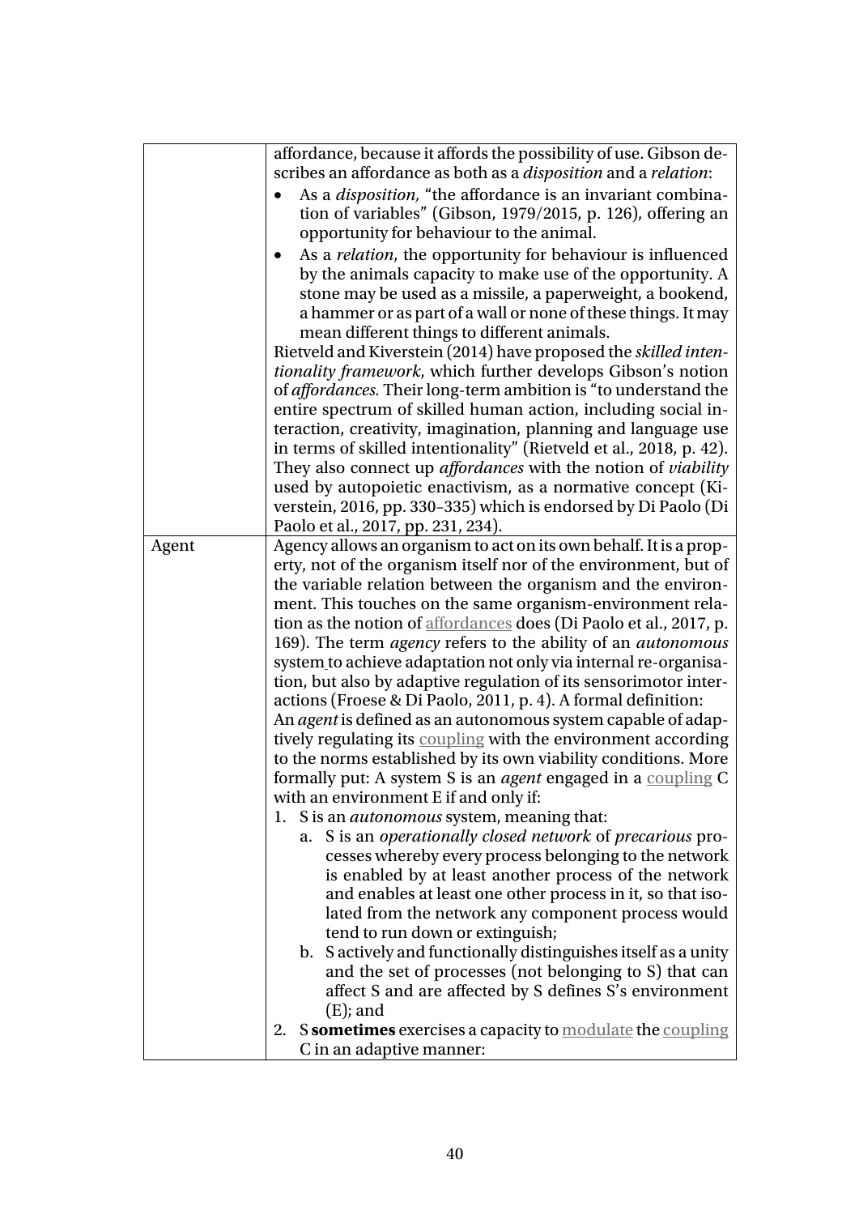| | |
|---|---|
| | affordance, because it affords the possibility of use. Gibson describes an affordance as both as a *disposition* and a *relation*:<br>• As a *disposition,* "the affordance is an invariant combination of variables" (Gibson, 1979/2015, p. 126), offering an opportunity for behaviour to the animal.<br>• As a *relation*, the opportunity for behaviour is influenced by the animals capacity to make use of the opportunity. A stone may be used as a missile, a paperweight, a bookend, a hammer or as part of a wall or none of these things. It may mean different things to different animals.<br>Rietveld and Kiverstein (2014) have proposed the *skilled intentionality framework*, which further develops Gibson's notion of *affordances.* Their long-term ambition is "to understand the entire spectrum of skilled human action, including social interaction, creativity, imagination, planning and language use in terms of skilled intentionality" (Rietveld et al., 2018, p. 42). They also connect up *affordances* with the notion of *viability* used by autopoietic enactivism, as a normative concept (Kiverstein, 2016, pp. 330–335) which is endorsed by Di Paolo (Di Paolo et al., 2017, pp. 231, 234). |
| Agent | Agency allows an organism to act on its own behalf. It is a property, not of the organism itself nor of the environment, but of the variable relation between the organism and the environment. This touches on the same organism-environment relation as the notion of affordances does (Di Paolo et al., 2017, p. 169). The term *agency* refers to the ability of an *autonomous* system to achieve adaptation not only via internal re-organisation, but also by adaptive regulation of its sensorimotor interactions (Froese & Di Paolo, 2011, p. 4). A formal definition:<br>An *agent* is defined as an autonomous system capable of adaptively regulating its coupling with the environment according to the norms established by its own viability conditions. More formally put: A system S is an *agent* engaged in a coupling C with an environment E if and only if:<br>1. S is an *autonomous* system, meaning that:<br>a. S is an *operationally closed network* of *precarious* processes whereby every process belonging to the network is enabled by at least another process of the network and enables at least one other process in it, so that isolated from the network any component process would tend to run down or extinguish;<br>b. S actively and functionally distinguishes itself as a unity and the set of processes (not belonging to S) that can affect S and are affected by S defines S's environment (E); and<br>2. S **sometimes** exercises a capacity to modulate the coupling C in an adaptive manner: |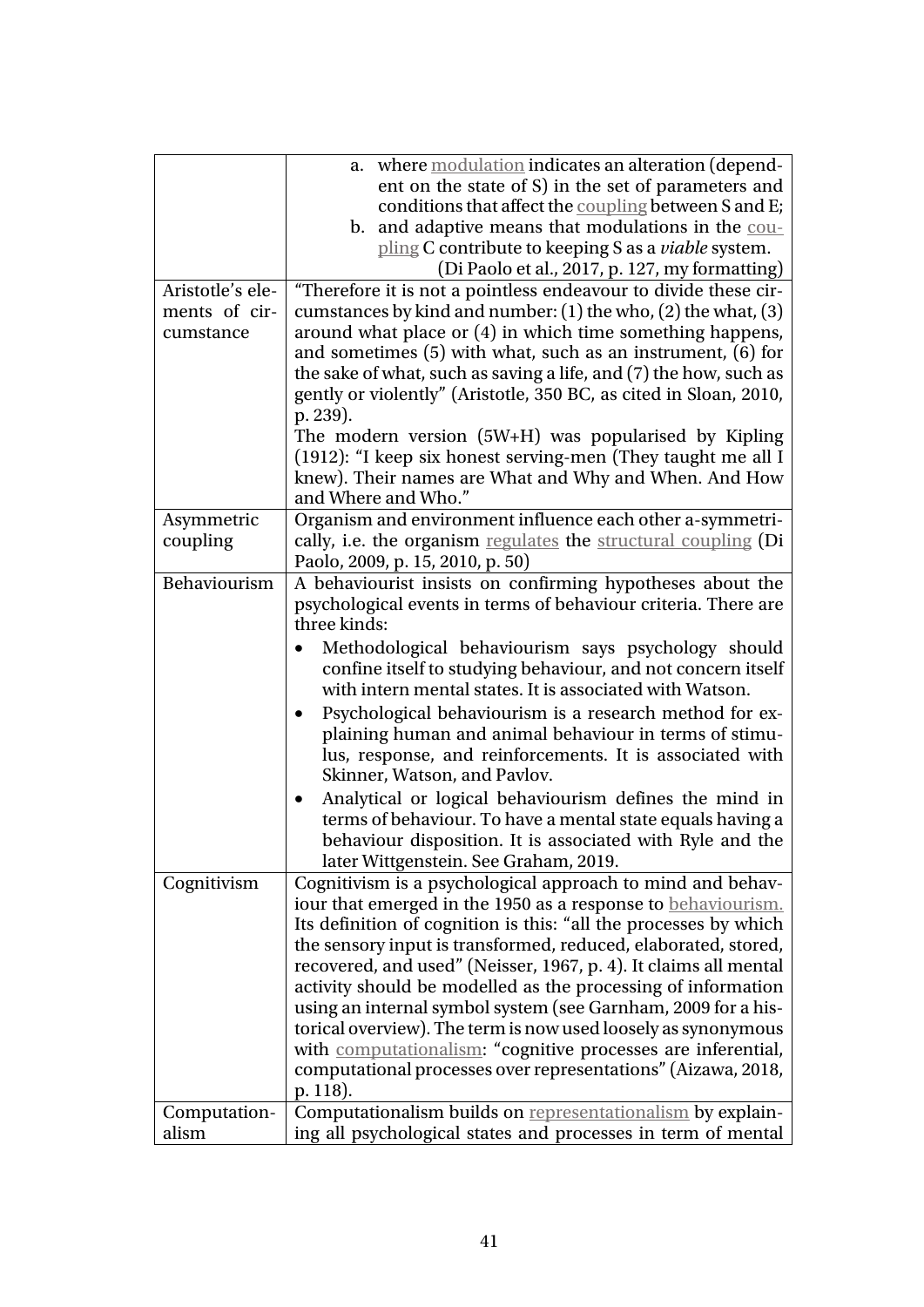| | |
|---|---|
| | a. where modulation indicates an alteration (dependent on the state of S) in the set of parameters and conditions that affect the coupling between S and E; <br> b. and adaptive means that modulations in the coupling C contribute to keeping S as a *viable* system. <br> (Di Paolo et al., 2017, p. 127, my formatting) |
| Aristotle's elements of circumstance | "Therefore it is not a pointless endeavour to divide these circumstances by kind and number: (1) the who, (2) the what, (3) around what place or (4) in which time something happens, and sometimes (5) with what, such as an instrument, (6) for the sake of what, such as saving a life, and (7) the how, such as gently or violently" (Aristotle, 350 BC, as cited in Sloan, 2010, p. 239). <br> The modern version (5W+H) was popularised by Kipling (1912): "I keep six honest serving-men (They taught me all I knew). Their names are What and Why and When. And How and Where and Who." |
| Asymmetric coupling | Organism and environment influence each other a-symmetrically, i.e. the organism regulates the structural coupling (Di Paolo, 2009, p. 15, 2010, p. 50) |
| Behaviourism | A behaviourist insists on confirming hypotheses about the psychological events in terms of behaviour criteria. There are three kinds: <br> • Methodological behaviourism says psychology should confine itself to studying behaviour, and not concern itself with intern mental states. It is associated with Watson. <br> • Psychological behaviourism is a research method for explaining human and animal behaviour in terms of stimulus, response, and reinforcements. It is associated with Skinner, Watson, and Pavlov. <br> • Analytical or logical behaviourism defines the mind in terms of behaviour. To have a mental state equals having a behaviour disposition. It is associated with Ryle and the later Wittgenstein. See Graham, 2019. |
| Cognitivism | Cognitivism is a psychological approach to mind and behaviour that emerged in the 1950 as a response to behaviourism. Its definition of cognition is this: "all the processes by which the sensory input is transformed, reduced, elaborated, stored, recovered, and used" (Neisser, 1967, p. 4). It claims all mental activity should be modelled as the processing of information using an internal symbol system (see Garnham, 2009 for a historical overview). The term is now used loosely as synonymous with computationalism: "cognitive processes are inferential, computational processes over representations" (Aizawa, 2018, p. 118). |
| Computationalism | Computationalism builds on representationalism by explaining all psychological states and processes in term of mental |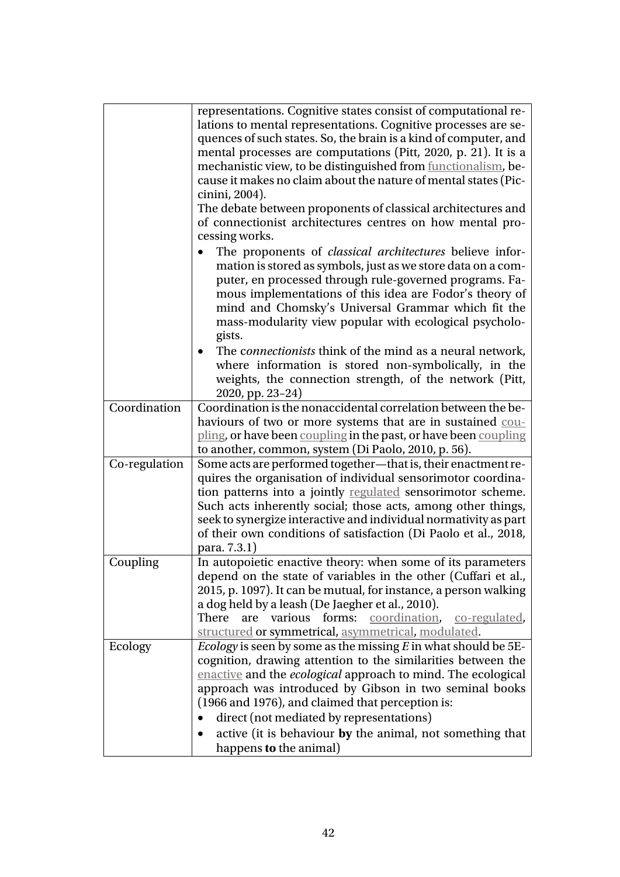| | |
|---|---|
| | representations. Cognitive states consist of computational relations to mental representations. Cognitive processes are sequences of such states. So, the brain is a kind of computer, and mental processes are computations (Pitt, 2020, p. 21). It is a mechanistic view, to be distinguished from functionalism, because it makes no claim about the nature of mental states (Piccinini, 2004).<br>The debate between proponents of classical architectures and of connectionist architectures centres on how mental processing works.<br>• The proponents of *classical architectures* believe information is stored as symbols, just as we store data on a computer, en processed through rule-governed programs. Famous implementations of this idea are Fodor's theory of mind and Chomsky's Universal Grammar which fit the mass-modularity view popular with ecological psychologists.<br>• The c*onnectionists* think of the mind as a neural network, where information is stored non-symbolically, in the weights, the connection strength, of the network (Pitt, 2020, pp. 23–24) |
| Coordination | Coordination is the nonaccidental correlation between the behaviours of two or more systems that are in sustained coupling, or have been coupling in the past, or have been coupling to another, common, system (Di Paolo, 2010, p. 56). |
| Co-regulation | Some acts are performed together—that is, their enactment requires the organisation of individual sensorimotor coordination patterns into a jointly regulated sensorimotor scheme. Such acts inherently social; those acts, among other things, seek to synergize interactive and individual normativity as part of their own conditions of satisfaction (Di Paolo et al., 2018, para. 7.3.1) |
| Coupling | In autopoietic enactive theory: when some of its parameters depend on the state of variables in the other (Cuffari et al., 2015, p. 1097). It can be mutual, for instance, a person walking a dog held by a leash (De Jaegher et al., 2010).<br>There are various forms: coordination, co-regulated, structured or symmetrical, asymmetrical, modulated. |
| Ecology | *Ecology* is seen by some as the missing *E* in what should be 5E-cognition, drawing attention to the similarities between the enactive and the *ecological* approach to mind. The ecological approach was introduced by Gibson in two seminal books (1966 and 1976), and claimed that perception is:<br>• direct (not mediated by representations)<br>• active (it is behaviour **by** the animal, not something that happens **to** the animal) |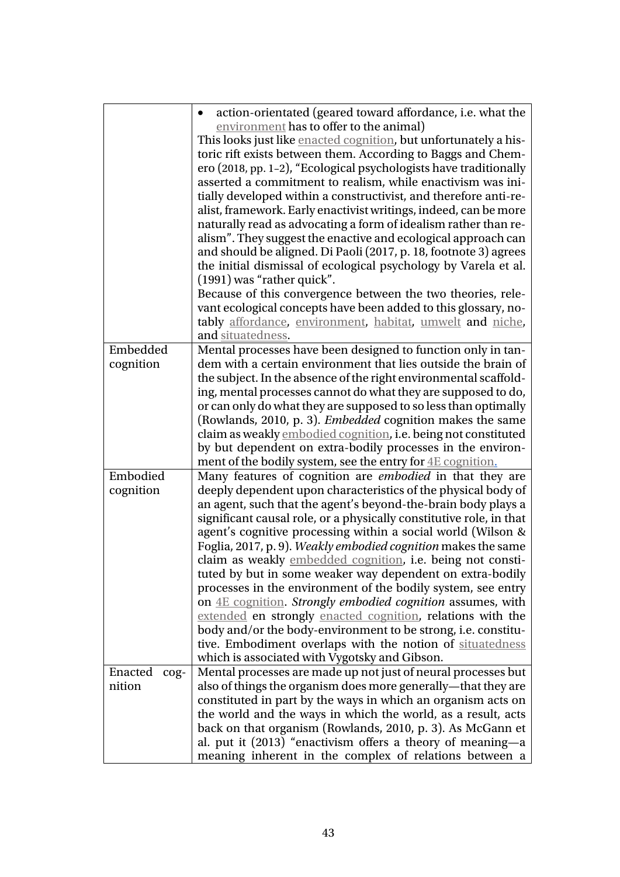| | |
|---|---|
| | • action-orientated (geared toward affordance, i.e. what the environment has to offer to the animal)<br>This looks just like enacted cognition, but unfortunately a historic rift exists between them. According to Baggs and Chemero (2018, pp. 1–2), "Ecological psychologists have traditionally asserted a commitment to realism, while enactivism was initially developed within a constructivist, and therefore anti-realist, framework. Early enactivist writings, indeed, can be more naturally read as advocating a form of idealism rather than realism". They suggest the enactive and ecological approach can and should be aligned. Di Paoli (2017, p. 18, footnote 3) agrees the initial dismissal of ecological psychology by Varela et al. (1991) was "rather quick".<br>Because of this convergence between the two theories, relevant ecological concepts have been added to this glossary, notably affordance, environment, habitat, umwelt and niche, and situatedness. |
| Embedded cognition | Mental processes have been designed to function only in tandem with a certain environment that lies outside the brain of the subject. In the absence of the right environmental scaffolding, mental processes cannot do what they are supposed to do, or can only do what they are supposed to so less than optimally (Rowlands, 2010, p. 3). *Embedded* cognition makes the same claim as weakly embodied cognition, i.e. being not constituted by but dependent on extra-bodily processes in the environment of the bodily system, see the entry for 4E cognition. |
| Embodied cognition | Many features of cognition are *embodied* in that they are deeply dependent upon characteristics of the physical body of an agent, such that the agent's beyond-the-brain body plays a significant causal role, or a physically constitutive role, in that agent's cognitive processing within a social world (Wilson & Foglia, 2017, p. 9). *Weakly embodied cognition* makes the same claim as weakly embedded cognition, i.e. being not constituted by but in some weaker way dependent on extra-bodily processes in the environment of the bodily system, see entry on 4E cognition. *Strongly embodied cognition* assumes, with extended en strongly enacted cognition, relations with the body and/or the body-environment to be strong, i.e. constitutive. Embodiment overlaps with the notion of situatedness which is associated with Vygotsky and Gibson. |
| Enacted cognition | Mental processes are made up not just of neural processes but also of things the organism does more generally—that they are constituted in part by the ways in which an organism acts on the world and the ways in which the world, as a result, acts back on that organism (Rowlands, 2010, p. 3). As McGann et al. put it (2013) "enactivism offers a theory of meaning—a meaning inherent in the complex of relations between a |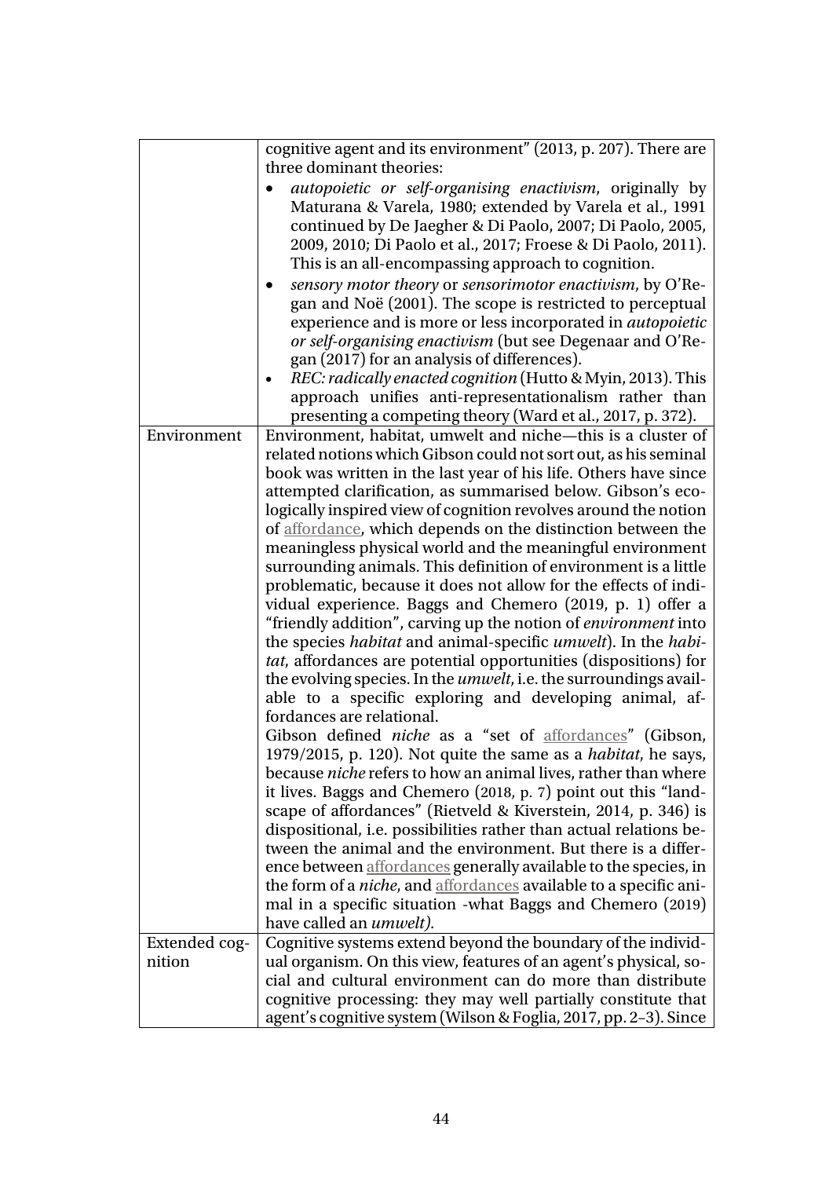| | |
|---|---|
| | cognitive agent and its environment" (2013, p. 207). There are three dominant theories:<br>• *autopoietic or self-organising enactivism*, originally by Maturana & Varela, 1980; extended by Varela et al., 1991 continued by De Jaegher & Di Paolo, 2007; Di Paolo, 2005, 2009, 2010; Di Paolo et al., 2017; Froese & Di Paolo, 2011). This is an all-encompassing approach to cognition.<br>• *sensory motor theory* or *sensorimotor enactivism*, by O'Regan and Noë (2001). The scope is restricted to perceptual experience and is more or less incorporated in *autopoietic or self-organising enactivism* (but see Degenaar and O'Regan (2017) for an analysis of differences).<br>• *REC: radically enacted cognition* (Hutto & Myin, 2013). This approach unifies anti-representationalism rather than presenting a competing theory (Ward et al., 2017, p. 372). |
| Environment | Environment, habitat, umwelt and niche—this is a cluster of related notions which Gibson could not sort out, as his seminal book was written in the last year of his life. Others have since attempted clarification, as summarised below. Gibson's ecologically inspired view of cognition revolves around the notion of affordance, which depends on the distinction between the meaningless physical world and the meaningful environment surrounding animals. This definition of environment is a little problematic, because it does not allow for the effects of individual experience. Baggs and Chemero (2019, p. 1) offer a "friendly addition", carving up the notion of *environment* into the species *habitat* and animal-specific *umwelt*). In the *habitat*, affordances are potential opportunities (dispositions) for the evolving species. In the *umwelt*, i.e. the surroundings available to a specific exploring and developing animal, affordances are relational.<br>Gibson defined *niche* as a "set of affordances" (Gibson, 1979/2015, p. 120). Not quite the same as a *habitat*, he says, because *niche* refers to how an animal lives, rather than where it lives. Baggs and Chemero (2018, p. 7) point out this "landscape of affordances" (Rietveld & Kiverstein, 2014, p. 346) is dispositional, i.e. possibilities rather than actual relations between the animal and the environment. But there is a difference between affordances generally available to the species, in the form of a *niche*, and affordances available to a specific animal in a specific situation -what Baggs and Chemero (2019) have called an *umwelt).* |
| Extended cognition | Cognitive systems extend beyond the boundary of the individual organism. On this view, features of an agent's physical, social and cultural environment can do more than distribute cognitive processing: they may well partially constitute that agent's cognitive system (Wilson & Foglia, 2017, pp. 2–3). Since |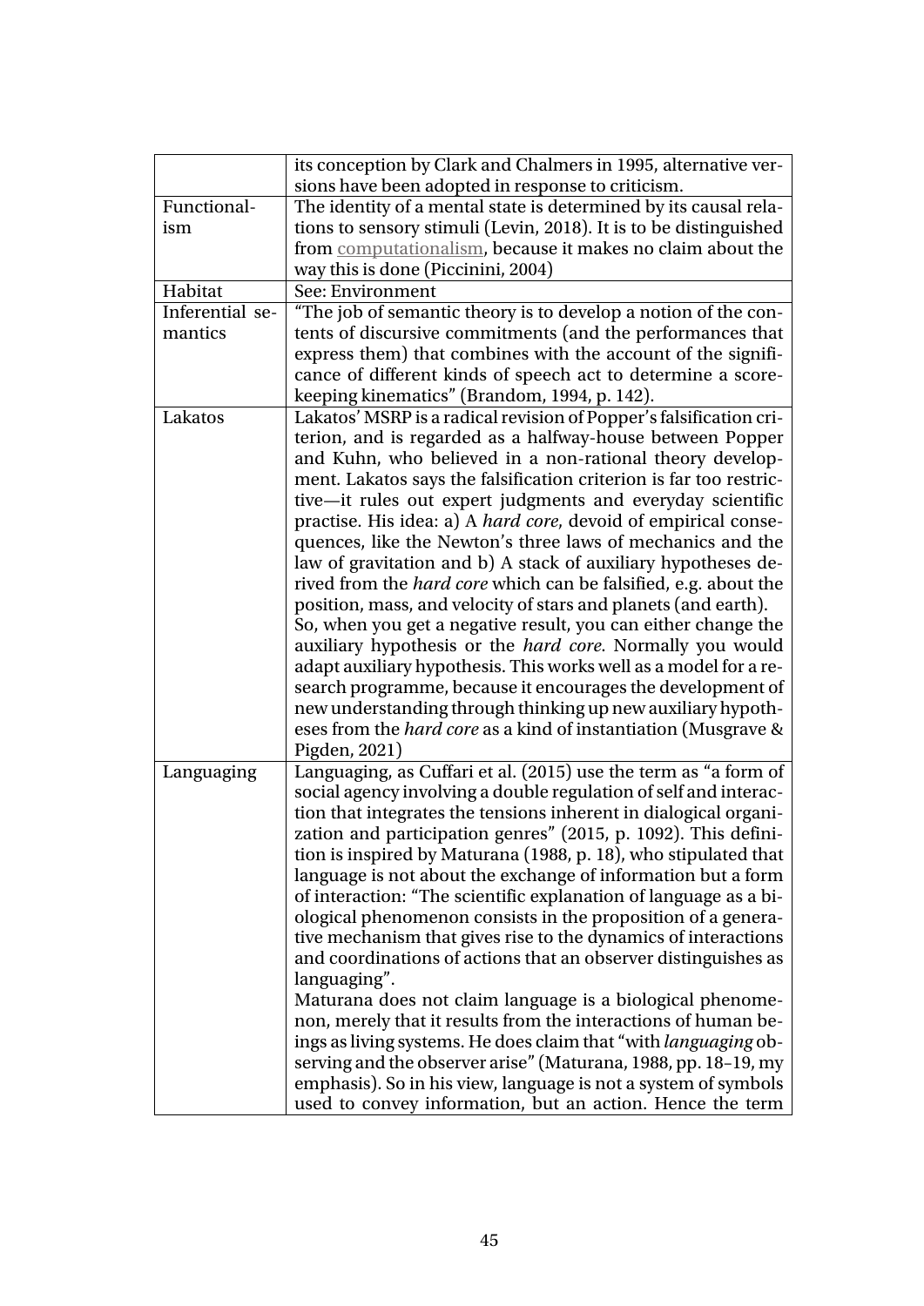| | |
|---|---|
| | its conception by Clark and Chalmers in 1995, alternative versions have been adopted in response to criticism. |
| Functionalism | The identity of a mental state is determined by its causal relations to sensory stimuli (Levin, 2018). It is to be distinguished from computationalism, because it makes no claim about the way this is done (Piccinini, 2004) |
| Habitat | See: Environment |
| Inferential semantics | "The job of semantic theory is to develop a notion of the contents of discursive commitments (and the performances that express them) that combines with the account of the significance of different kinds of speech act to determine a scorekeeping kinematics" (Brandom, 1994, p. 142). |
| Lakatos | Lakatos' MSRP is a radical revision of Popper's falsification criterion, and is regarded as a halfway-house between Popper and Kuhn, who believed in a non-rational theory development. Lakatos says the falsification criterion is far too restrictive—it rules out expert judgments and everyday scientific practise. His idea: a) A *hard core*, devoid of empirical consequences, like the Newton's three laws of mechanics and the law of gravitation and b) A stack of auxiliary hypotheses derived from the *hard core* which can be falsified, e.g. about the position, mass, and velocity of stars and planets (and earth). So, when you get a negative result, you can either change the auxiliary hypothesis or the *hard core*. Normally you would adapt auxiliary hypothesis. This works well as a model for a research programme, because it encourages the development of new understanding through thinking up new auxiliary hypotheses from the *hard core* as a kind of instantiation (Musgrave & Pigden, 2021) |
| Languaging | Languaging, as Cuffari et al. (2015) use the term as "a form of social agency involving a double regulation of self and interaction that integrates the tensions inherent in dialogical organization and participation genres" (2015, p. 1092). This definition is inspired by Maturana (1988, p. 18), who stipulated that language is not about the exchange of information but a form of interaction: "The scientific explanation of language as a biological phenomenon consists in the proposition of a generative mechanism that gives rise to the dynamics of interactions and coordinations of actions that an observer distinguishes as languaging". Maturana does not claim language is a biological phenomenon, merely that it results from the interactions of human beings as living systems. He does claim that "with *languaging* observing and the observer arise" (Maturana, 1988, pp. 18–19, my emphasis). So in his view, language is not a system of symbols used to convey information, but an action. Hence the term |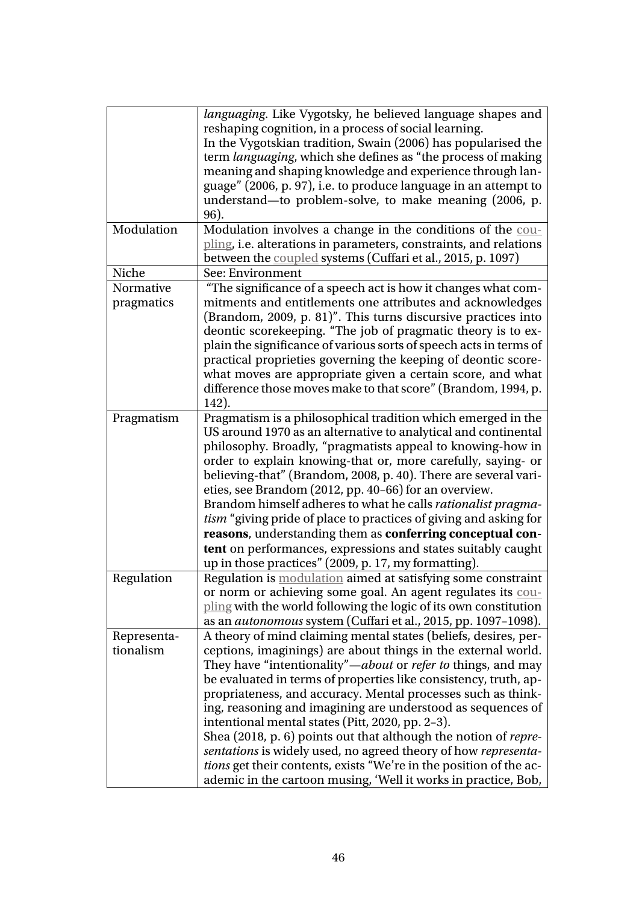| | |
|---|---|
| | *languaging*. Like Vygotsky, he believed language shapes and reshaping cognition, in a process of social learning.<br>In the Vygotskian tradition, Swain (2006) has popularised the term *languaging*, which she defines as "the process of making meaning and shaping knowledge and experience through language" (2006, p. 97), i.e. to produce language in an attempt to understand—to problem-solve, to make meaning (2006, p. 96). |
| Modulation | Modulation involves a change in the conditions of the coupling, i.e. alterations in parameters, constraints, and relations between the coupled systems (Cuffari et al., 2015, p. 1097) |
| Niche | See: Environment |
| Normative pragmatics | "The significance of a speech act is how it changes what commitments and entitlements one attributes and acknowledges (Brandom, 2009, p. 81)". This turns discursive practices into deontic scorekeeping. "The job of pragmatic theory is to explain the significance of various sorts of speech acts in terms of practical proprieties governing the keeping of deontic score-what moves are appropriate given a certain score, and what difference those moves make to that score" (Brandom, 1994, p. 142). |
| Pragmatism | Pragmatism is a philosophical tradition which emerged in the US around 1970 as an alternative to analytical and continental philosophy. Broadly, "pragmatists appeal to knowing-how in order to explain knowing-that or, more carefully, saying- or believing-that" (Brandom, 2008, p. 40). There are several varieties, see Brandom (2012, pp. 40–66) for an overview.<br>Brandom himself adheres to what he calls *rationalist pragmatism* "giving pride of place to practices of giving and asking for **reasons**, understanding them as **conferring conceptual content** on performances, expressions and states suitably caught up in those practices" (2009, p. 17, my formatting). |
| Regulation | Regulation is modulation aimed at satisfying some constraint or norm or achieving some goal. An agent regulates its coupling with the world following the logic of its own constitution as an *autonomous* system (Cuffari et al., 2015, pp. 1097–1098). |
| Representationalism | A theory of mind claiming mental states (beliefs, desires, perceptions, imaginings) are about things in the external world. They have "intentionality"—*about* or *refer to* things, and may be evaluated in terms of properties like consistency, truth, appropriateness, and accuracy. Mental processes such as thinking, reasoning and imagining are understood as sequences of intentional mental states (Pitt, 2020, pp. 2–3).<br>Shea (2018, p. 6) points out that although the notion of *representations* is widely used, no agreed theory of how *representations* get their contents, exists "We're in the position of the academic in the cartoon musing, 'Well it works in practice, Bob, |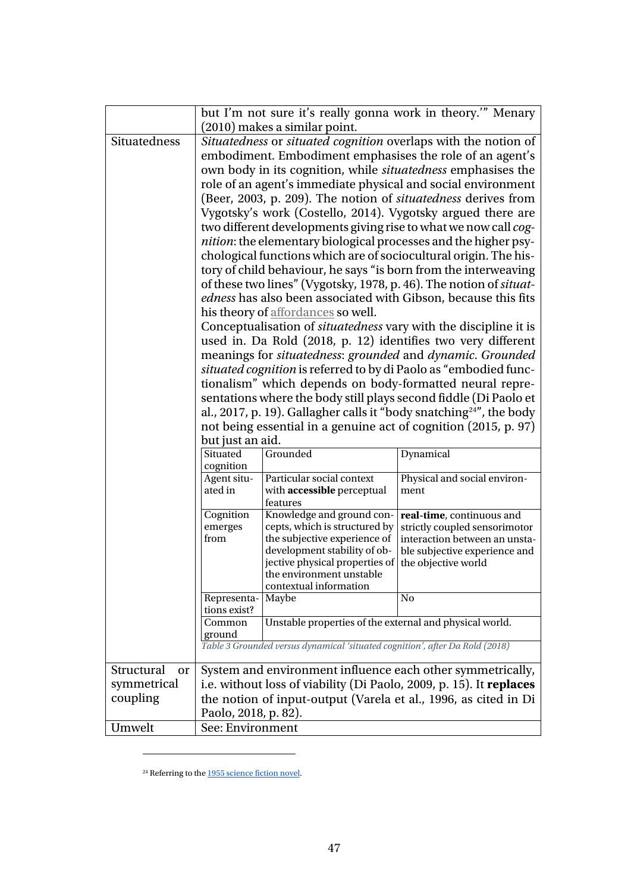| | |
|---|---|
| | but I'm not sure it's really gonna work in theory.'" Menary (2010) makes a similar point. |
| Situatedness | *Situatedness* or *situated cognition* overlaps with the notion of embodiment. Embodiment emphasises the role of an agent's own body in its cognition, while *situatedness* emphasises the role of an agent's immediate physical and social environment (Beer, 2003, p. 209). The notion of *situatedness* derives from Vygotsky's work (Costello, 2014). Vygotsky argued there are two different developments giving rise to what we now call *cognition*: the elementary biological processes and the higher psychological functions which are of sociocultural origin. The history of child behaviour, he says "is born from the interweaving of these two lines" (Vygotsky, 1978, p. 46). The notion of *situatedness* has also been associated with Gibson, because this fits his theory of affordances so well. Conceptualisation of *situatedness* vary with the discipline it is used in. Da Rold (2018, p. 12) identifies two very different meanings for *situatedness*: *grounded* and *dynamic*. *Grounded situated cognition* is referred to by di Paolo as "embodied functionalism" which depends on body-formatted neural representations where the body still plays second fiddle (Di Paolo et al., 2017, p. 19). Gallagher calls it "body snatching[24]", the body not being essential in a genuine act of cognition (2015, p. 97) but just an aid. |
| Structural or symmetrical coupling | System and environment influence each other symmetrically, i.e. without loss of viability (Di Paolo, 2009, p. 15). It **replaces** the notion of input-output (Varela et al., 1996, as cited in Di Paolo, 2018, p. 82). |
| Umwelt | See: Environment |

| Situated cognition | Grounded | Dynamical |
|---|---|---|
| Agent situated in | Particular social context with **accessible** perceptual features | Physical and social environment |
| Cognition emerges from | Knowledge and ground concepts, which is structured by the subjective experience of development stability of objective physical properties of the environment unstable contextual information | **real-time**, continuous and strictly coupled sensorimotor interaction between an unstable subjective experience and the objective world |
| Representations exist? | Maybe | No |
| Common ground | Unstable properties of the external and physical world. | |

*Table 3 Grounded versus dynamical 'situated cognition', after Da Rold (2018)*

[24] Referring to the 1955 science fiction novel.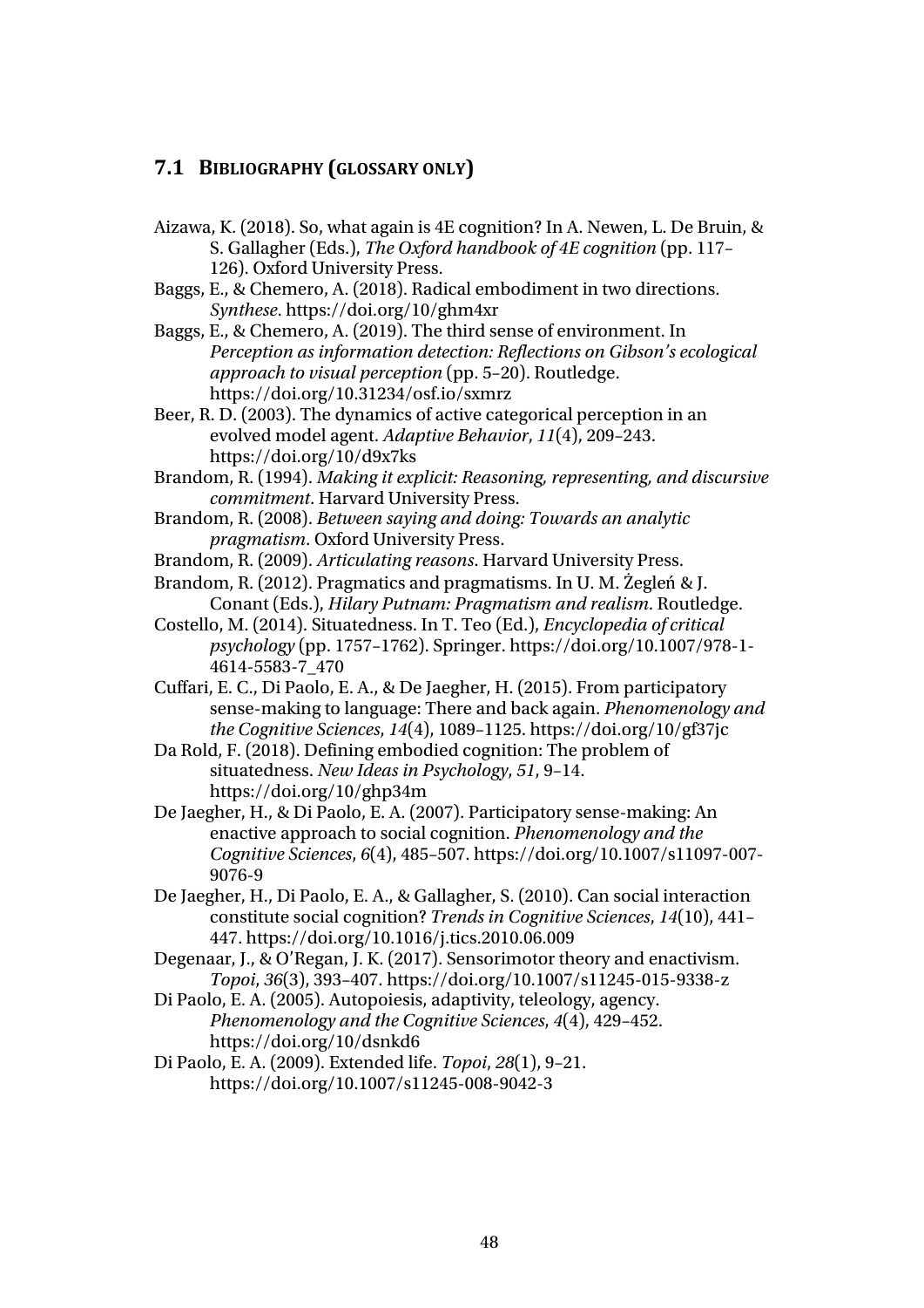## 7.1 Bibliography (glossary only)

Aizawa, K. (2018). So, what again is 4E cognition? In A. Newen, L. De Bruin, & S. Gallagher (Eds.), *The Oxford handbook of 4E cognition* (pp. 117–126). Oxford University Press.

Baggs, E., & Chemero, A. (2018). Radical embodiment in two directions. *Synthese*. https://doi.org/10/ghm4xr

Baggs, E., & Chemero, A. (2019). The third sense of environment. In *Perception as information detection: Reflections on Gibson's ecological approach to visual perception* (pp. 5–20). Routledge. https://doi.org/10.31234/osf.io/sxmrz

Beer, R. D. (2003). The dynamics of active categorical perception in an evolved model agent. *Adaptive Behavior*, *11*(4), 209–243. https://doi.org/10/d9x7ks

Brandom, R. (1994). *Making it explicit: Reasoning, representing, and discursive commitment*. Harvard University Press.

Brandom, R. (2008). *Between saying and doing: Towards an analytic pragmatism*. Oxford University Press.

Brandom, R. (2009). *Articulating reasons*. Harvard University Press.

Brandom, R. (2012). Pragmatics and pragmatisms. In U. M. Żegleń & J. Conant (Eds.), *Hilary Putnam: Pragmatism and realism*. Routledge.

Costello, M. (2014). Situatedness. In T. Teo (Ed.), *Encyclopedia of critical psychology* (pp. 1757–1762). Springer. https://doi.org/10.1007/978-1-4614-5583-7_470

Cuffari, E. C., Di Paolo, E. A., & De Jaegher, H. (2015). From participatory sense-making to language: There and back again. *Phenomenology and the Cognitive Sciences*, *14*(4), 1089–1125. https://doi.org/10/gf37jc

Da Rold, F. (2018). Defining embodied cognition: The problem of situatedness. *New Ideas in Psychology*, *51*, 9–14. https://doi.org/10/ghp34m

De Jaegher, H., & Di Paolo, E. A. (2007). Participatory sense-making: An enactive approach to social cognition. *Phenomenology and the Cognitive Sciences*, *6*(4), 485–507. https://doi.org/10.1007/s11097-007-9076-9

De Jaegher, H., Di Paolo, E. A., & Gallagher, S. (2010). Can social interaction constitute social cognition? *Trends in Cognitive Sciences*, *14*(10), 441–447. https://doi.org/10.1016/j.tics.2010.06.009

Degenaar, J., & O'Regan, J. K. (2017). Sensorimotor theory and enactivism. *Topoi*, *36*(3), 393–407. https://doi.org/10.1007/s11245-015-9338-z

Di Paolo, E. A. (2005). Autopoiesis, adaptivity, teleology, agency. *Phenomenology and the Cognitive Sciences*, *4*(4), 429–452. https://doi.org/10/dsnkd6

Di Paolo, E. A. (2009). Extended life. *Topoi*, *28*(1), 9–21. https://doi.org/10.1007/s11245-008-9042-3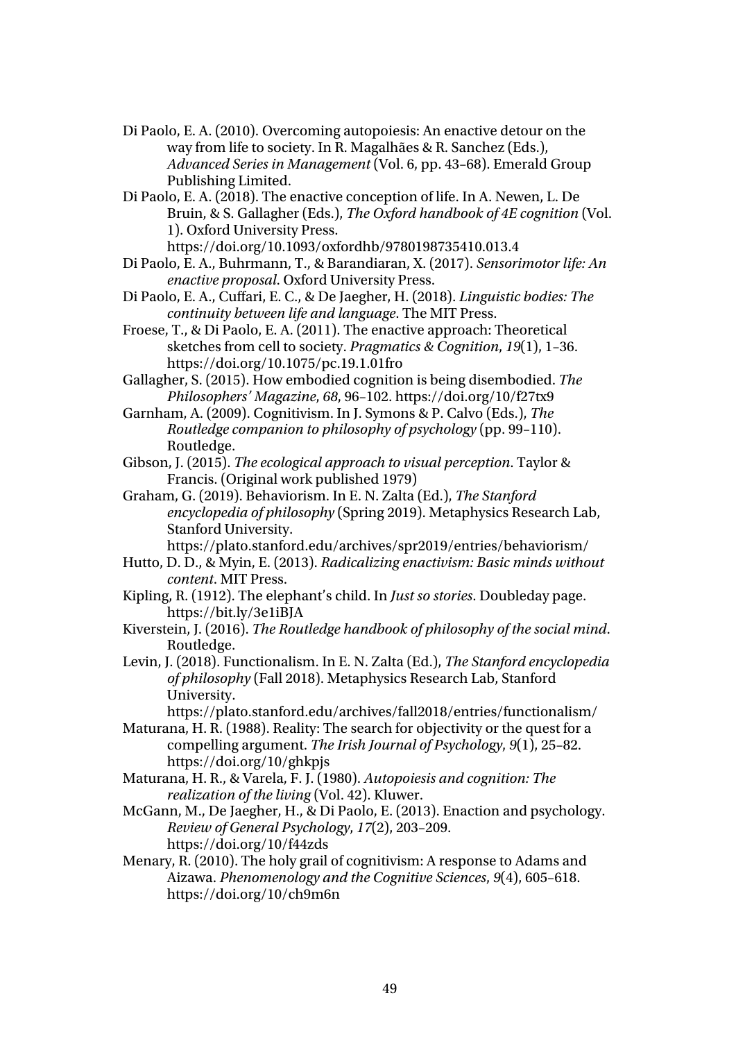Di Paolo, E. A. (2010). Overcoming autopoiesis: An enactive detour on the way from life to society. In R. Magalhães & R. Sanchez (Eds.), *Advanced Series in Management* (Vol. 6, pp. 43–68). Emerald Group Publishing Limited.

Di Paolo, E. A. (2018). The enactive conception of life. In A. Newen, L. De Bruin, & S. Gallagher (Eds.), *The Oxford handbook of 4E cognition* (Vol. 1). Oxford University Press. https://doi.org/10.1093/oxfordhb/9780198735410.013.4

Di Paolo, E. A., Buhrmann, T., & Barandiaran, X. (2017). *Sensorimotor life: An enactive proposal*. Oxford University Press.

Di Paolo, E. A., Cuffari, E. C., & De Jaegher, H. (2018). *Linguistic bodies: The continuity between life and language*. The MIT Press.

Froese, T., & Di Paolo, E. A. (2011). The enactive approach: Theoretical sketches from cell to society. *Pragmatics & Cognition*, *19*(1), 1–36. https://doi.org/10.1075/pc.19.1.01fro

Gallagher, S. (2015). How embodied cognition is being disembodied. *The Philosophers' Magazine*, *68*, 96–102. https://doi.org/10/f27tx9

Garnham, A. (2009). Cognitivism. In J. Symons & P. Calvo (Eds.), *The Routledge companion to philosophy of psychology* (pp. 99–110). Routledge.

Gibson, J. (2015). *The ecological approach to visual perception*. Taylor & Francis. (Original work published 1979)

Graham, G. (2019). Behaviorism. In E. N. Zalta (Ed.), *The Stanford encyclopedia of philosophy* (Spring 2019). Metaphysics Research Lab, Stanford University. https://plato.stanford.edu/archives/spr2019/entries/behaviorism/

Hutto, D. D., & Myin, E. (2013). *Radicalizing enactivism: Basic minds without content*. MIT Press.

Kipling, R. (1912). The elephant's child. In *Just so stories*. Doubleday page. https://bit.ly/3e1iBJA

Kiverstein, J. (2016). *The Routledge handbook of philosophy of the social mind*. Routledge.

Levin, J. (2018). Functionalism. In E. N. Zalta (Ed.), *The Stanford encyclopedia of philosophy* (Fall 2018). Metaphysics Research Lab, Stanford University. https://plato.stanford.edu/archives/fall2018/entries/functionalism/

Maturana, H. R. (1988). Reality: The search for objectivity or the quest for a compelling argument. *The Irish Journal of Psychology*, *9*(1), 25–82. https://doi.org/10/ghkpjs

Maturana, H. R., & Varela, F. J. (1980). *Autopoiesis and cognition: The realization of the living* (Vol. 42). Kluwer.

McGann, M., De Jaegher, H., & Di Paolo, E. (2013). Enaction and psychology. *Review of General Psychology*, *17*(2), 203–209. https://doi.org/10/f44zds

Menary, R. (2010). The holy grail of cognitivism: A response to Adams and Aizawa. *Phenomenology and the Cognitive Sciences*, *9*(4), 605–618. https://doi.org/10/ch9m6n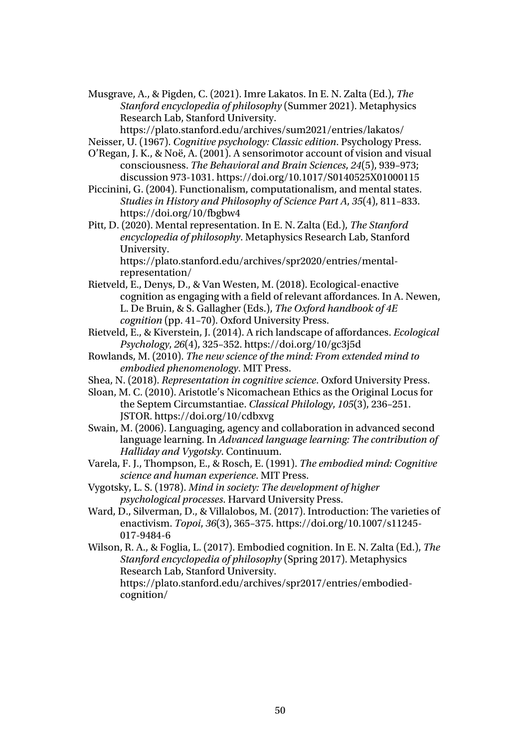Musgrave, A., & Pigden, C. (2021). Imre Lakatos. In E. N. Zalta (Ed.), *The Stanford encyclopedia of philosophy* (Summer 2021). Metaphysics Research Lab, Stanford University. https://plato.stanford.edu/archives/sum2021/entries/lakatos/

Neisser, U. (1967). *Cognitive psychology: Classic edition*. Psychology Press.

O'Regan, J. K., & Noë, A. (2001). A sensorimotor account of vision and visual consciousness. *The Behavioral and Brain Sciences*, *24*(5), 939–973; discussion 973-1031. https://doi.org/10.1017/S0140525X01000115

Piccinini, G. (2004). Functionalism, computationalism, and mental states. *Studies in History and Philosophy of Science Part A*, *35*(4), 811–833. https://doi.org/10/fbgbw4

Pitt, D. (2020). Mental representation. In E. N. Zalta (Ed.), *The Stanford encyclopedia of philosophy*. Metaphysics Research Lab, Stanford University. https://plato.stanford.edu/archives/spr2020/entries/mental-representation/

Rietveld, E., Denys, D., & Van Westen, M. (2018). Ecological-enactive cognition as engaging with a field of relevant affordances. In A. Newen, L. De Bruin, & S. Gallagher (Eds.), *The Oxford handbook of 4E cognition* (pp. 41–70). Oxford University Press.

Rietveld, E., & Kiverstein, J. (2014). A rich landscape of affordances. *Ecological Psychology*, *26*(4), 325–352. https://doi.org/10/gc3j5d

Rowlands, M. (2010). *The new science of the mind: From extended mind to embodied phenomenology*. MIT Press.

Shea, N. (2018). *Representation in cognitive science*. Oxford University Press.

Sloan, M. C. (2010). Aristotle's Nicomachean Ethics as the Original Locus for the Septem Circumstantiae. *Classical Philology*, *105*(3), 236–251. JSTOR. https://doi.org/10/cdbxvg

Swain, M. (2006). Languaging, agency and collaboration in advanced second language learning. In *Advanced language learning: The contribution of Halliday and Vygotsky*. Continuum.

Varela, F. J., Thompson, E., & Rosch, E. (1991). *The embodied mind: Cognitive science and human experience*. MIT Press.

Vygotsky, L. S. (1978). *Mind in society: The development of higher psychological processes*. Harvard University Press.

Ward, D., Silverman, D., & Villalobos, M. (2017). Introduction: The varieties of enactivism. *Topoi*, *36*(3), 365–375. https://doi.org/10.1007/s11245-017-9484-6

Wilson, R. A., & Foglia, L. (2017). Embodied cognition. In E. N. Zalta (Ed.), *The Stanford encyclopedia of philosophy* (Spring 2017). Metaphysics Research Lab, Stanford University. https://plato.stanford.edu/archives/spr2017/entries/embodied-cognition/